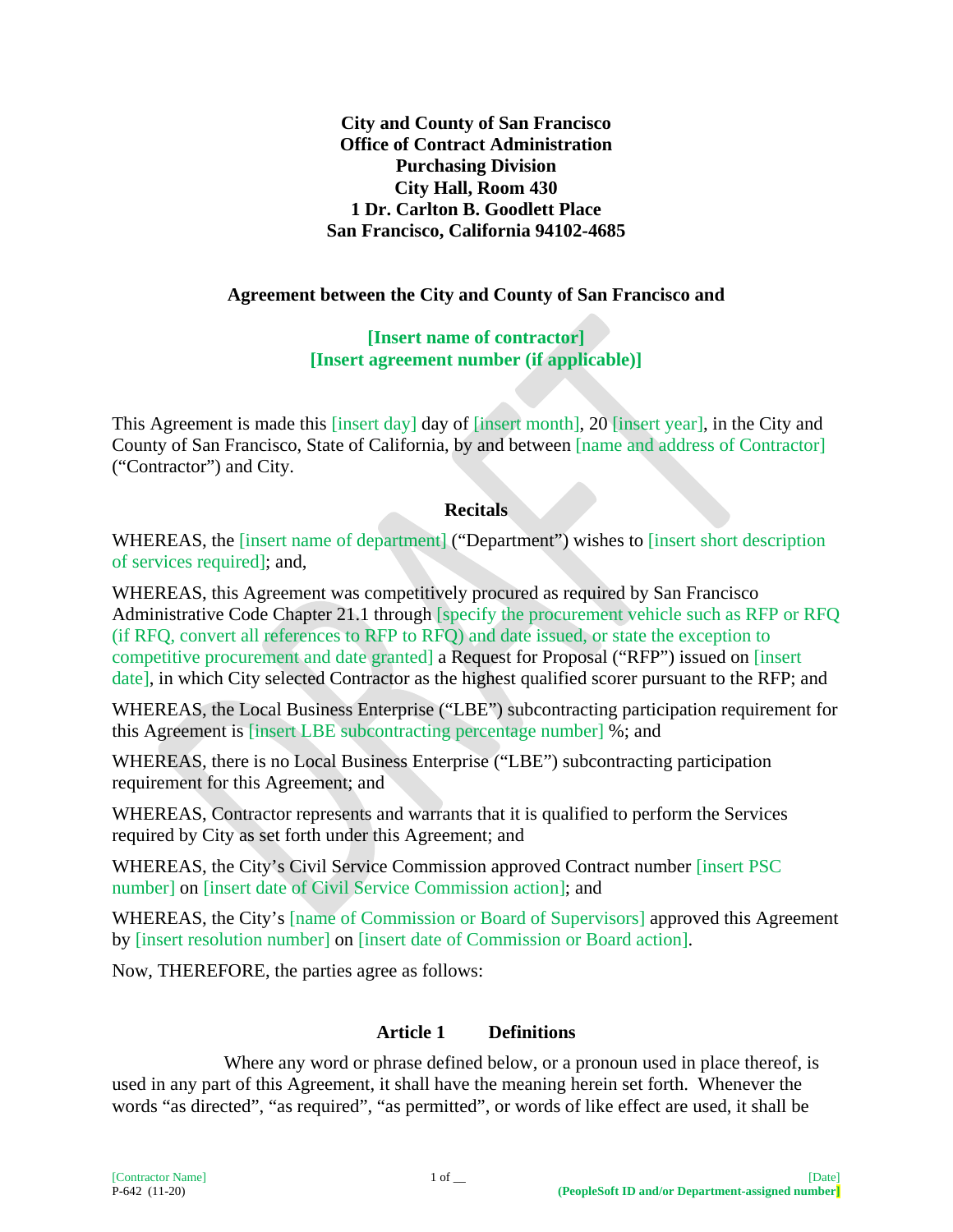**City and County of San Francisco**
**Office of Contract Administration**
**Purchasing Division**
**City Hall, Room 430**
**1 Dr. Carlton B. Goodlett Place**
**San Francisco, California 94102-4685**

**Agreement between the City and County of San Francisco and**

**[Insert name of contractor]**
**[Insert agreement number (if applicable)]**

This Agreement is made this [insert day] day of [insert month], 20 [insert year], in the City and County of San Francisco, State of California, by and between [name and address of Contractor] ("Contractor") and City.

## Recitals

WHEREAS, the [insert name of department] ("Department") wishes to [insert short description of services required]; and,

WHEREAS, this Agreement was competitively procured as required by San Francisco Administrative Code Chapter 21.1 through [specify the procurement vehicle such as RFP or RFQ (if RFQ, convert all references to RFP to RFQ) and date issued, or state the exception to competitive procurement and date granted] a Request for Proposal ("RFP") issued on [insert date], in which City selected Contractor as the highest qualified scorer pursuant to the RFP; and

WHEREAS, the Local Business Enterprise ("LBE") subcontracting participation requirement for this Agreement is [insert LBE subcontracting percentage number] %; and

WHEREAS, there is no Local Business Enterprise ("LBE") subcontracting participation requirement for this Agreement; and

WHEREAS, Contractor represents and warrants that it is qualified to perform the Services required by City as set forth under this Agreement; and

WHEREAS, the City's Civil Service Commission approved Contract number [insert PSC number] on [insert date of Civil Service Commission action]; and

WHEREAS, the City's [name of Commission or Board of Supervisors] approved this Agreement by [insert resolution number] on [insert date of Commission or Board action].

Now, THEREFORE, the parties agree as follows:

## Article 1 Definitions

Where any word or phrase defined below, or a pronoun used in place thereof, is used in any part of this Agreement, it shall have the meaning herein set forth. Whenever the words "as directed", "as required", "as permitted", or words of like effect are used, it shall be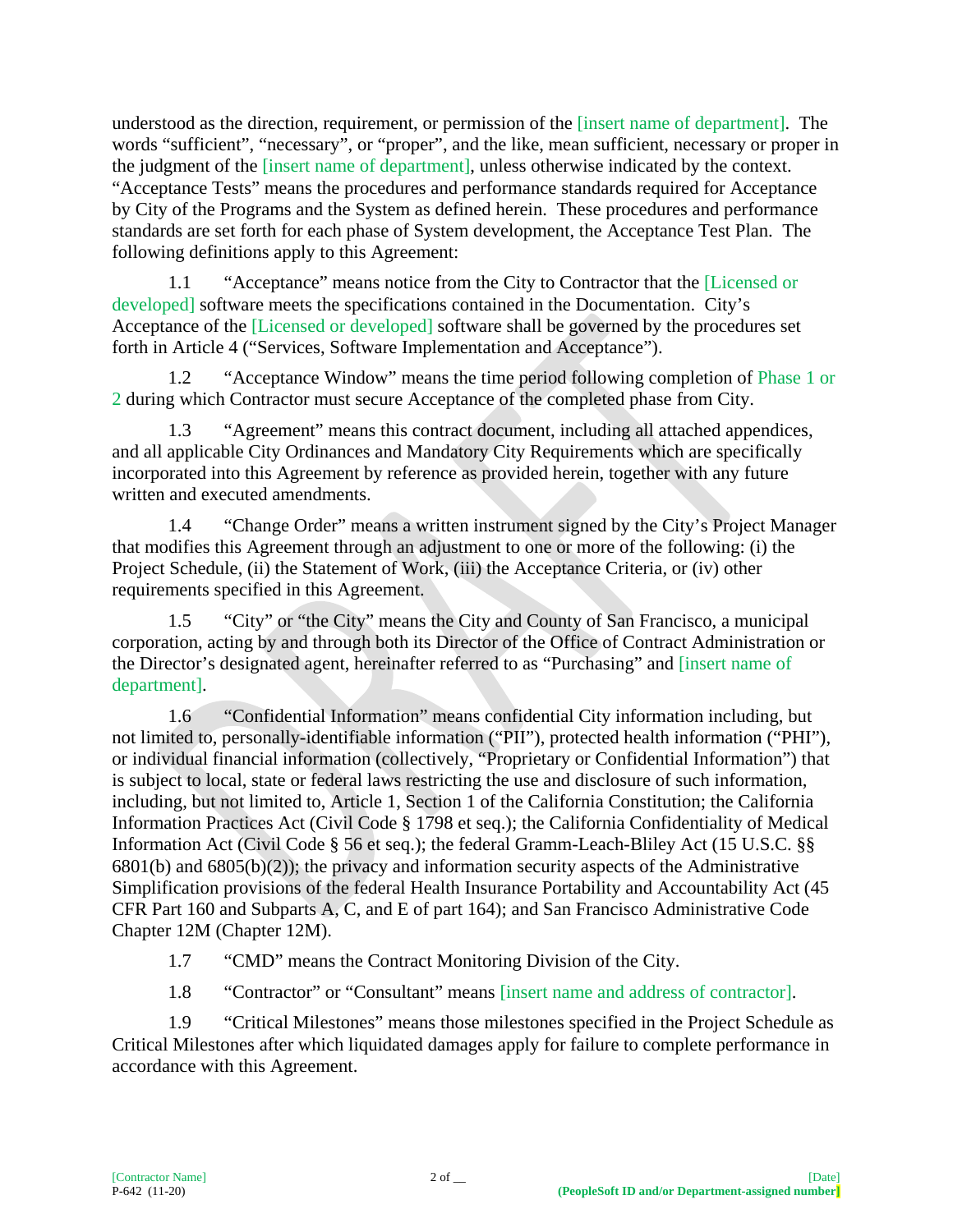understood as the direction, requirement, or permission of the [insert name of department]. The words "sufficient", "necessary", or "proper", and the like, mean sufficient, necessary or proper in the judgment of the [insert name of department], unless otherwise indicated by the context. "Acceptance Tests" means the procedures and performance standards required for Acceptance by City of the Programs and the System as defined herein. These procedures and performance standards are set forth for each phase of System development, the Acceptance Test Plan. The following definitions apply to this Agreement:

1.1 "Acceptance" means notice from the City to Contractor that the [Licensed or developed] software meets the specifications contained in the Documentation. City's Acceptance of the [Licensed or developed] software shall be governed by the procedures set forth in Article 4 ("Services, Software Implementation and Acceptance").

1.2 "Acceptance Window" means the time period following completion of Phase 1 or 2 during which Contractor must secure Acceptance of the completed phase from City.

1.3 "Agreement" means this contract document, including all attached appendices, and all applicable City Ordinances and Mandatory City Requirements which are specifically incorporated into this Agreement by reference as provided herein, together with any future written and executed amendments.

1.4 "Change Order" means a written instrument signed by the City's Project Manager that modifies this Agreement through an adjustment to one or more of the following: (i) the Project Schedule, (ii) the Statement of Work, (iii) the Acceptance Criteria, or (iv) other requirements specified in this Agreement.

1.5 "City" or "the City" means the City and County of San Francisco, a municipal corporation, acting by and through both its Director of the Office of Contract Administration or the Director's designated agent, hereinafter referred to as "Purchasing" and [insert name of department].

1.6 "Confidential Information" means confidential City information including, but not limited to, personally-identifiable information ("PII"), protected health information ("PHI"), or individual financial information (collectively, "Proprietary or Confidential Information") that is subject to local, state or federal laws restricting the use and disclosure of such information, including, but not limited to, Article 1, Section 1 of the California Constitution; the California Information Practices Act (Civil Code § 1798 et seq.); the California Confidentiality of Medical Information Act (Civil Code § 56 et seq.); the federal Gramm-Leach-Bliley Act (15 U.S.C. §§ 6801(b) and 6805(b)(2)); the privacy and information security aspects of the Administrative Simplification provisions of the federal Health Insurance Portability and Accountability Act (45 CFR Part 160 and Subparts A, C, and E of part 164); and San Francisco Administrative Code Chapter 12M (Chapter 12M).

1.7 "CMD" means the Contract Monitoring Division of the City.

1.8 "Contractor" or "Consultant" means [insert name and address of contractor].

1.9 "Critical Milestones" means those milestones specified in the Project Schedule as Critical Milestones after which liquidated damages apply for failure to complete performance in accordance with this Agreement.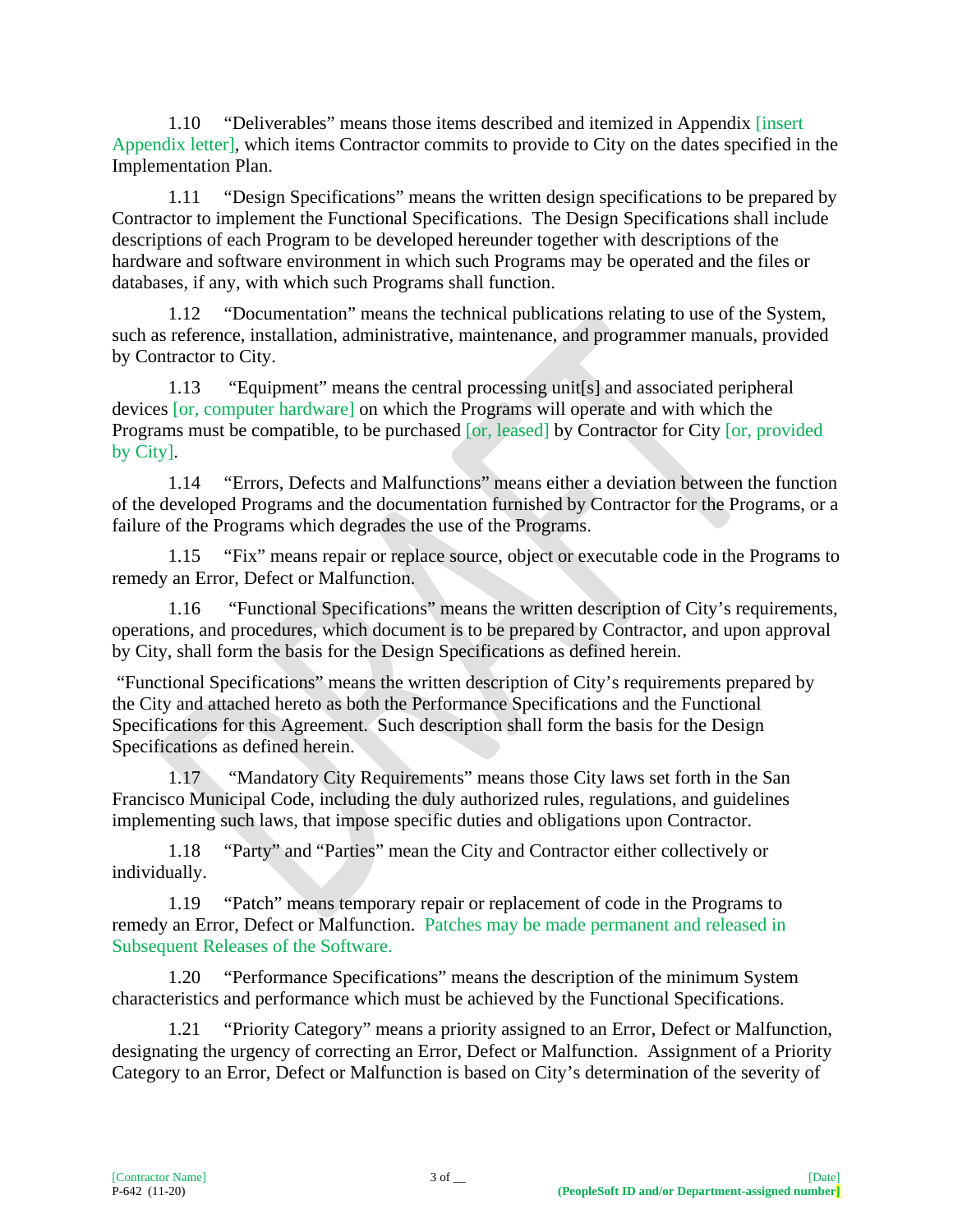1.10 "Deliverables" means those items described and itemized in Appendix [insert Appendix letter], which items Contractor commits to provide to City on the dates specified in the Implementation Plan.

1.11 "Design Specifications" means the written design specifications to be prepared by Contractor to implement the Functional Specifications. The Design Specifications shall include descriptions of each Program to be developed hereunder together with descriptions of the hardware and software environment in which such Programs may be operated and the files or databases, if any, with which such Programs shall function.

1.12 "Documentation" means the technical publications relating to use of the System, such as reference, installation, administrative, maintenance, and programmer manuals, provided by Contractor to City.

1.13 "Equipment" means the central processing unit[s] and associated peripheral devices [or, computer hardware] on which the Programs will operate and with which the Programs must be compatible, to be purchased [or, leased] by Contractor for City [or, provided by City].

1.14 "Errors, Defects and Malfunctions" means either a deviation between the function of the developed Programs and the documentation furnished by Contractor for the Programs, or a failure of the Programs which degrades the use of the Programs.

1.15 "Fix" means repair or replace source, object or executable code in the Programs to remedy an Error, Defect or Malfunction.

1.16 "Functional Specifications" means the written description of City's requirements, operations, and procedures, which document is to be prepared by Contractor, and upon approval by City, shall form the basis for the Design Specifications as defined herein.

"Functional Specifications" means the written description of City's requirements prepared by the City and attached hereto as both the Performance Specifications and the Functional Specifications for this Agreement. Such description shall form the basis for the Design Specifications as defined herein.

1.17 "Mandatory City Requirements" means those City laws set forth in the San Francisco Municipal Code, including the duly authorized rules, regulations, and guidelines implementing such laws, that impose specific duties and obligations upon Contractor.

1.18 "Party" and "Parties" mean the City and Contractor either collectively or individually.

1.19 "Patch" means temporary repair or replacement of code in the Programs to remedy an Error, Defect or Malfunction. Patches may be made permanent and released in Subsequent Releases of the Software.

1.20 "Performance Specifications" means the description of the minimum System characteristics and performance which must be achieved by the Functional Specifications.

1.21 "Priority Category" means a priority assigned to an Error, Defect or Malfunction, designating the urgency of correcting an Error, Defect or Malfunction. Assignment of a Priority Category to an Error, Defect or Malfunction is based on City's determination of the severity of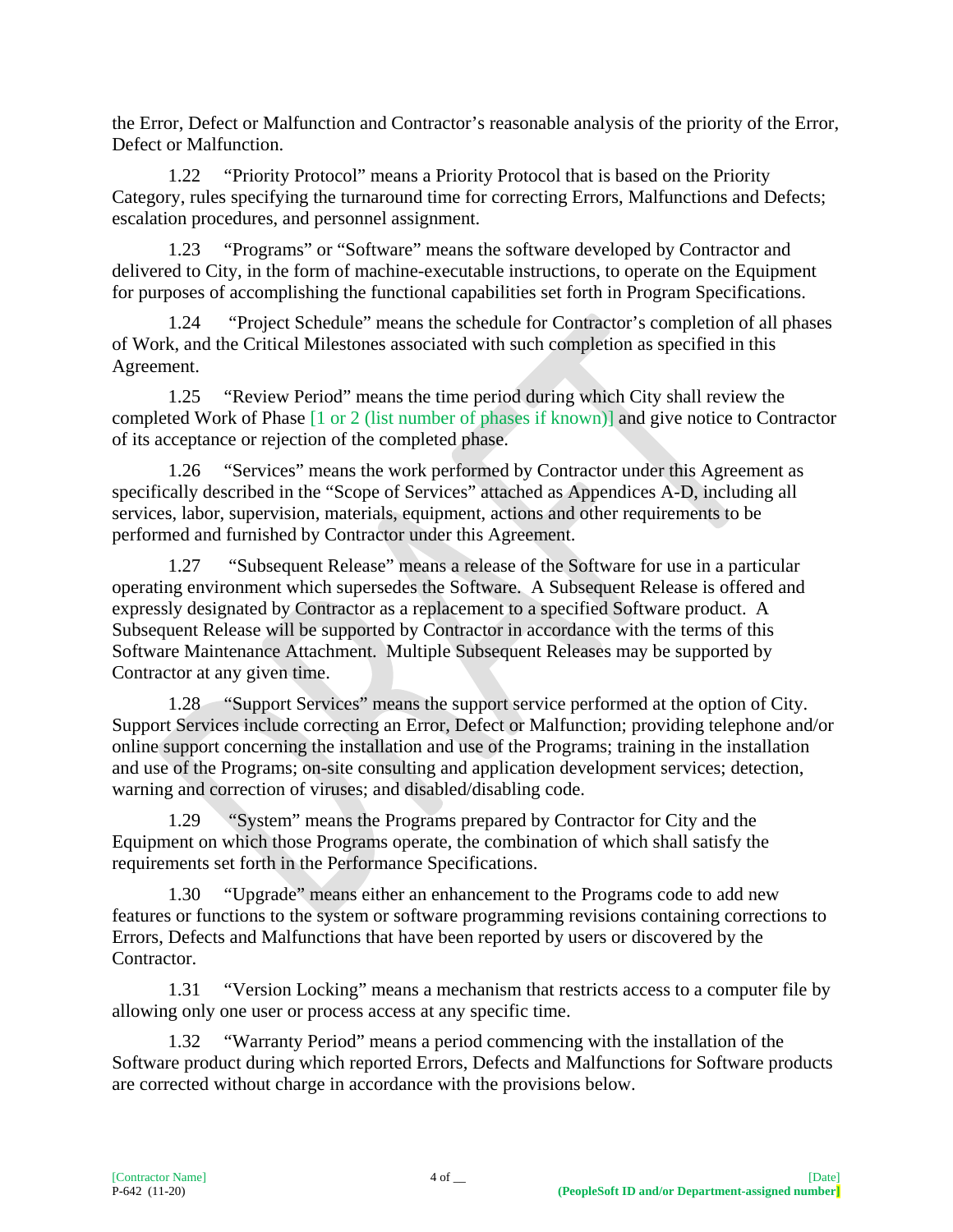the Error, Defect or Malfunction and Contractor's reasonable analysis of the priority of the Error, Defect or Malfunction.

1.22 "Priority Protocol" means a Priority Protocol that is based on the Priority Category, rules specifying the turnaround time for correcting Errors, Malfunctions and Defects; escalation procedures, and personnel assignment.

1.23 "Programs" or "Software" means the software developed by Contractor and delivered to City, in the form of machine-executable instructions, to operate on the Equipment for purposes of accomplishing the functional capabilities set forth in Program Specifications.

1.24 "Project Schedule" means the schedule for Contractor's completion of all phases of Work, and the Critical Milestones associated with such completion as specified in this Agreement.

1.25 "Review Period" means the time period during which City shall review the completed Work of Phase [1 or 2 (list number of phases if known)] and give notice to Contractor of its acceptance or rejection of the completed phase.

1.26 "Services" means the work performed by Contractor under this Agreement as specifically described in the "Scope of Services" attached as Appendices A-D, including all services, labor, supervision, materials, equipment, actions and other requirements to be performed and furnished by Contractor under this Agreement.

1.27 "Subsequent Release" means a release of the Software for use in a particular operating environment which supersedes the Software. A Subsequent Release is offered and expressly designated by Contractor as a replacement to a specified Software product. A Subsequent Release will be supported by Contractor in accordance with the terms of this Software Maintenance Attachment. Multiple Subsequent Releases may be supported by Contractor at any given time.

1.28 "Support Services" means the support service performed at the option of City. Support Services include correcting an Error, Defect or Malfunction; providing telephone and/or online support concerning the installation and use of the Programs; training in the installation and use of the Programs; on-site consulting and application development services; detection, warning and correction of viruses; and disabled/disabling code.

1.29 "System" means the Programs prepared by Contractor for City and the Equipment on which those Programs operate, the combination of which shall satisfy the requirements set forth in the Performance Specifications.

1.30 "Upgrade" means either an enhancement to the Programs code to add new features or functions to the system or software programming revisions containing corrections to Errors, Defects and Malfunctions that have been reported by users or discovered by the Contractor.

1.31 "Version Locking" means a mechanism that restricts access to a computer file by allowing only one user or process access at any specific time.

1.32 "Warranty Period" means a period commencing with the installation of the Software product during which reported Errors, Defects and Malfunctions for Software products are corrected without charge in accordance with the provisions below.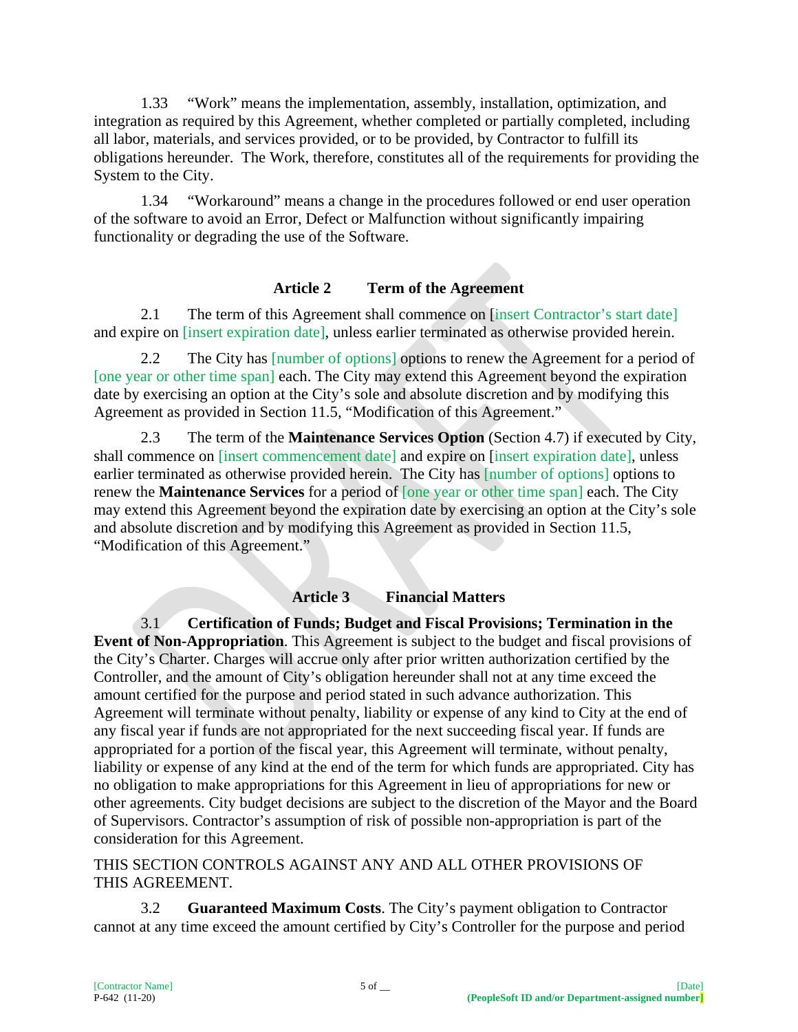1.33 "Work" means the implementation, assembly, installation, optimization, and integration as required by this Agreement, whether completed or partially completed, including all labor, materials, and services provided, or to be provided, by Contractor to fulfill its obligations hereunder. The Work, therefore, constitutes all of the requirements for providing the System to the City.

1.34 "Workaround" means a change in the procedures followed or end user operation of the software to avoid an Error, Defect or Malfunction without significantly impairing functionality or degrading the use of the Software.

## Article 2 Term of the Agreement

2.1 The term of this Agreement shall commence on [insert Contractor's start date] and expire on [insert expiration date], unless earlier terminated as otherwise provided herein.

2.2 The City has [number of options] options to renew the Agreement for a period of [one year or other time span] each. The City may extend this Agreement beyond the expiration date by exercising an option at the City's sole and absolute discretion and by modifying this Agreement as provided in Section 11.5, "Modification of this Agreement."

2.3 The term of the **Maintenance Services Option** (Section 4.7) if executed by City, shall commence on [insert commencement date] and expire on [insert expiration date], unless earlier terminated as otherwise provided herein. The City has [number of options] options to renew the **Maintenance Services** for a period of [one year or other time span] each. The City may extend this Agreement beyond the expiration date by exercising an option at the City's sole and absolute discretion and by modifying this Agreement as provided in Section 11.5, "Modification of this Agreement."

## Article 3 Financial Matters

3.1 **Certification of Funds; Budget and Fiscal Provisions; Termination in the Event of Non-Appropriation**. This Agreement is subject to the budget and fiscal provisions of the City's Charter. Charges will accrue only after prior written authorization certified by the Controller, and the amount of City's obligation hereunder shall not at any time exceed the amount certified for the purpose and period stated in such advance authorization. This Agreement will terminate without penalty, liability or expense of any kind to City at the end of any fiscal year if funds are not appropriated for the next succeeding fiscal year. If funds are appropriated for a portion of the fiscal year, this Agreement will terminate, without penalty, liability or expense of any kind at the end of the term for which funds are appropriated. City has no obligation to make appropriations for this Agreement in lieu of appropriations for new or other agreements. City budget decisions are subject to the discretion of the Mayor and the Board of Supervisors. Contractor's assumption of risk of possible non-appropriation is part of the consideration for this Agreement.

THIS SECTION CONTROLS AGAINST ANY AND ALL OTHER PROVISIONS OF THIS AGREEMENT.

3.2 **Guaranteed Maximum Costs**. The City's payment obligation to Contractor cannot at any time exceed the amount certified by City's Controller for the purpose and period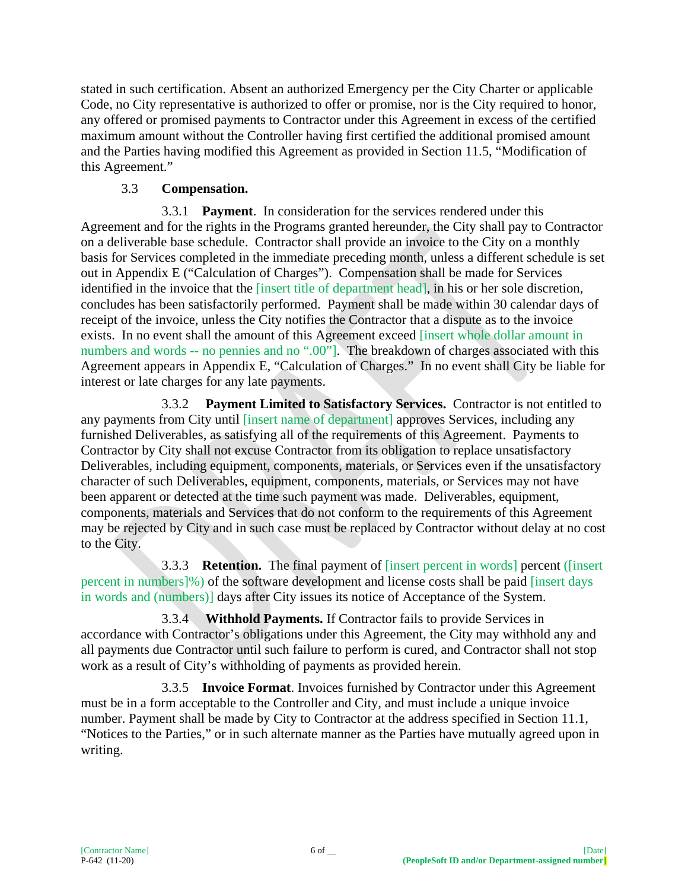stated in such certification. Absent an authorized Emergency per the City Charter or applicable Code, no City representative is authorized to offer or promise, nor is the City required to honor, any offered or promised payments to Contractor under this Agreement in excess of the certified maximum amount without the Controller having first certified the additional promised amount and the Parties having modified this Agreement as provided in Section 11.5, "Modification of this Agreement."

### 3.3 Compensation.

3.3.1 **Payment**. In consideration for the services rendered under this Agreement and for the rights in the Programs granted hereunder, the City shall pay to Contractor on a deliverable base schedule. Contractor shall provide an invoice to the City on a monthly basis for Services completed in the immediate preceding month, unless a different schedule is set out in Appendix E ("Calculation of Charges"). Compensation shall be made for Services identified in the invoice that the [insert title of department head], in his or her sole discretion, concludes has been satisfactorily performed. Payment shall be made within 30 calendar days of receipt of the invoice, unless the City notifies the Contractor that a dispute as to the invoice exists. In no event shall the amount of this Agreement exceed [insert whole dollar amount in numbers and words -- no pennies and no ".00"]. The breakdown of charges associated with this Agreement appears in Appendix E, "Calculation of Charges." In no event shall City be liable for interest or late charges for any late payments.

3.3.2 **Payment Limited to Satisfactory Services.** Contractor is not entitled to any payments from City until [insert name of department] approves Services, including any furnished Deliverables, as satisfying all of the requirements of this Agreement. Payments to Contractor by City shall not excuse Contractor from its obligation to replace unsatisfactory Deliverables, including equipment, components, materials, or Services even if the unsatisfactory character of such Deliverables, equipment, components, materials, or Services may not have been apparent or detected at the time such payment was made. Deliverables, equipment, components, materials and Services that do not conform to the requirements of this Agreement may be rejected by City and in such case must be replaced by Contractor without delay at no cost to the City.

3.3.3 **Retention.** The final payment of [insert percent in words] percent ([insert percent in numbers]%) of the software development and license costs shall be paid [insert days in words and (numbers)] days after City issues its notice of Acceptance of the System.

3.3.4 **Withhold Payments.** If Contractor fails to provide Services in accordance with Contractor's obligations under this Agreement, the City may withhold any and all payments due Contractor until such failure to perform is cured, and Contractor shall not stop work as a result of City's withholding of payments as provided herein.

3.3.5 **Invoice Format**. Invoices furnished by Contractor under this Agreement must be in a form acceptable to the Controller and City, and must include a unique invoice number. Payment shall be made by City to Contractor at the address specified in Section 11.1, "Notices to the Parties," or in such alternate manner as the Parties have mutually agreed upon in writing.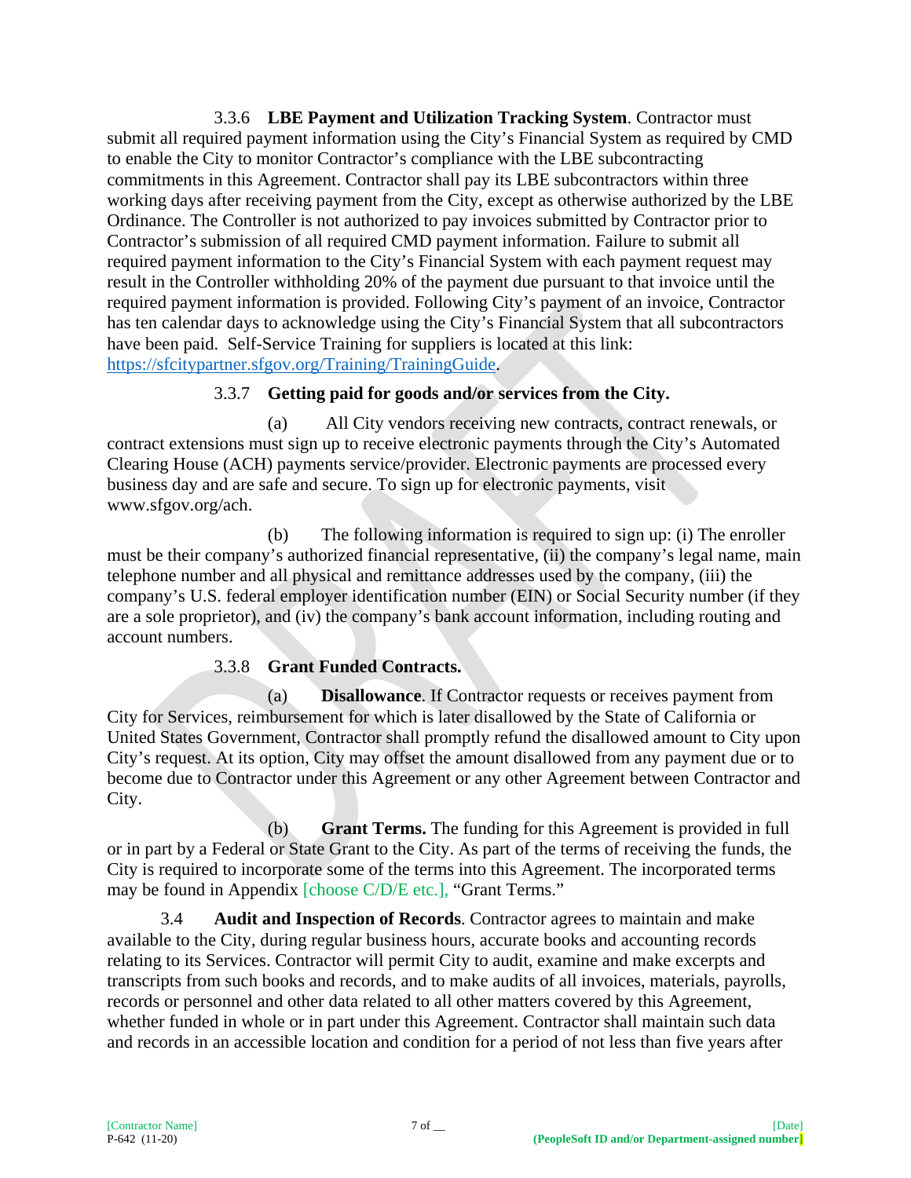3.3.6 **LBE Payment and Utilization Tracking System**. Contractor must submit all required payment information using the City's Financial System as required by CMD to enable the City to monitor Contractor's compliance with the LBE subcontracting commitments in this Agreement. Contractor shall pay its LBE subcontractors within three working days after receiving payment from the City, except as otherwise authorized by the LBE Ordinance. The Controller is not authorized to pay invoices submitted by Contractor prior to Contractor's submission of all required CMD payment information. Failure to submit all required payment information to the City's Financial System with each payment request may result in the Controller withholding 20% of the payment due pursuant to that invoice until the required payment information is provided. Following City's payment of an invoice, Contractor has ten calendar days to acknowledge using the City's Financial System that all subcontractors have been paid. Self-Service Training for suppliers is located at this link: https://sfcitypartner.sfgov.org/Training/TrainingGuide.

3.3.7 **Getting paid for goods and/or services from the City.**

(a) All City vendors receiving new contracts, contract renewals, or contract extensions must sign up to receive electronic payments through the City's Automated Clearing House (ACH) payments service/provider. Electronic payments are processed every business day and are safe and secure. To sign up for electronic payments, visit www.sfgov.org/ach.

(b) The following information is required to sign up: (i) The enroller must be their company's authorized financial representative, (ii) the company's legal name, main telephone number and all physical and remittance addresses used by the company, (iii) the company's U.S. federal employer identification number (EIN) or Social Security number (if they are a sole proprietor), and (iv) the company's bank account information, including routing and account numbers.

3.3.8 **Grant Funded Contracts.**

(a) **Disallowance**. If Contractor requests or receives payment from City for Services, reimbursement for which is later disallowed by the State of California or United States Government, Contractor shall promptly refund the disallowed amount to City upon City's request. At its option, City may offset the amount disallowed from any payment due or to become due to Contractor under this Agreement or any other Agreement between Contractor and City.

(b) **Grant Terms.** The funding for this Agreement is provided in full or in part by a Federal or State Grant to the City. As part of the terms of receiving the funds, the City is required to incorporate some of the terms into this Agreement. The incorporated terms may be found in Appendix [choose C/D/E etc.], "Grant Terms."

3.4 **Audit and Inspection of Records**. Contractor agrees to maintain and make available to the City, during regular business hours, accurate books and accounting records relating to its Services. Contractor will permit City to audit, examine and make excerpts and transcripts from such books and records, and to make audits of all invoices, materials, payrolls, records or personnel and other data related to all other matters covered by this Agreement, whether funded in whole or in part under this Agreement. Contractor shall maintain such data and records in an accessible location and condition for a period of not less than five years after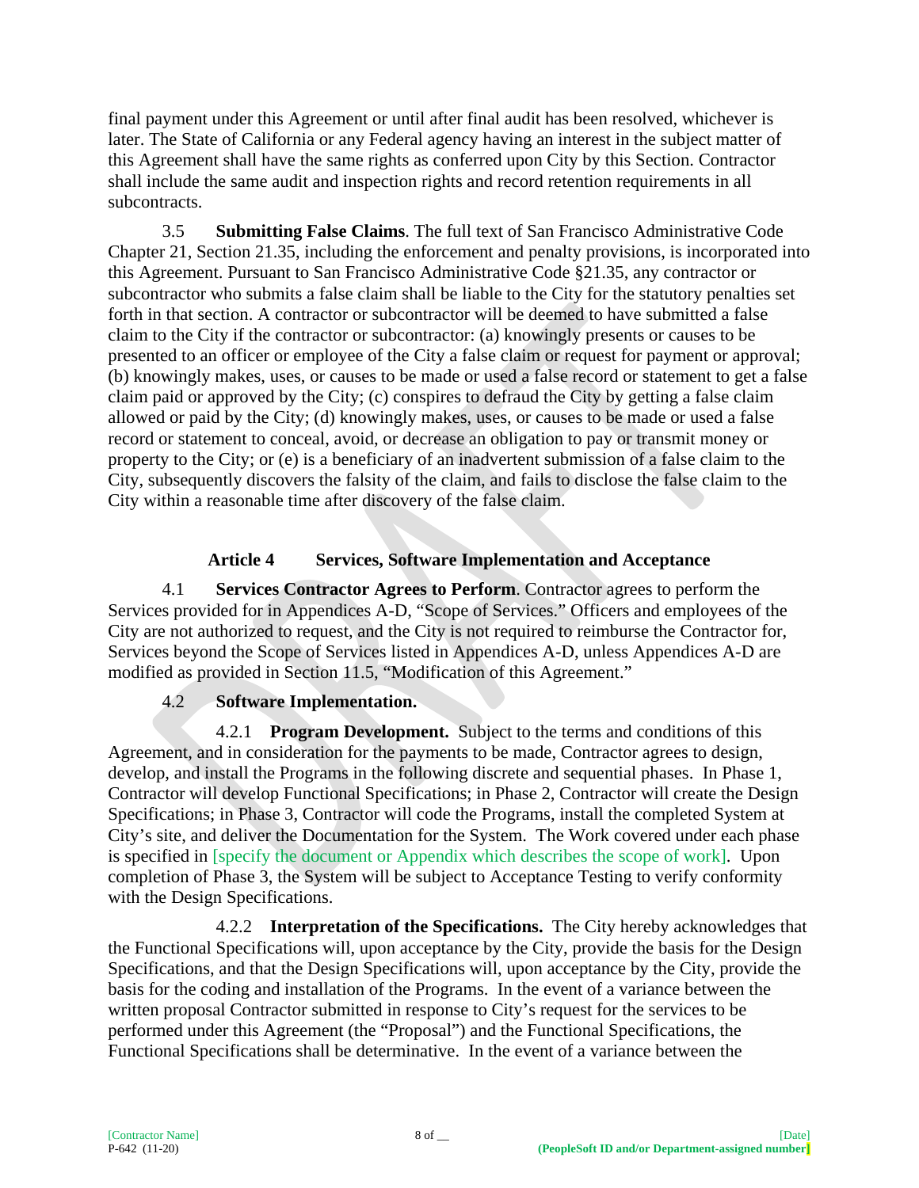final payment under this Agreement or until after final audit has been resolved, whichever is later. The State of California or any Federal agency having an interest in the subject matter of this Agreement shall have the same rights as conferred upon City by this Section. Contractor shall include the same audit and inspection rights and record retention requirements in all subcontracts.

3.5 **Submitting False Claims**. The full text of San Francisco Administrative Code Chapter 21, Section 21.35, including the enforcement and penalty provisions, is incorporated into this Agreement. Pursuant to San Francisco Administrative Code §21.35, any contractor or subcontractor who submits a false claim shall be liable to the City for the statutory penalties set forth in that section. A contractor or subcontractor will be deemed to have submitted a false claim to the City if the contractor or subcontractor: (a) knowingly presents or causes to be presented to an officer or employee of the City a false claim or request for payment or approval; (b) knowingly makes, uses, or causes to be made or used a false record or statement to get a false claim paid or approved by the City; (c) conspires to defraud the City by getting a false claim allowed or paid by the City; (d) knowingly makes, uses, or causes to be made or used a false record or statement to conceal, avoid, or decrease an obligation to pay or transmit money or property to the City; or (e) is a beneficiary of an inadvertent submission of a false claim to the City, subsequently discovers the falsity of the claim, and fails to disclose the false claim to the City within a reasonable time after discovery of the false claim.

## Article 4 Services, Software Implementation and Acceptance

4.1 **Services Contractor Agrees to Perform**. Contractor agrees to perform the Services provided for in Appendices A-D, "Scope of Services." Officers and employees of the City are not authorized to request, and the City is not required to reimburse the Contractor for, Services beyond the Scope of Services listed in Appendices A-D, unless Appendices A-D are modified as provided in Section 11.5, "Modification of this Agreement."

4.2 **Software Implementation.**

4.2.1 **Program Development.** Subject to the terms and conditions of this Agreement, and in consideration for the payments to be made, Contractor agrees to design, develop, and install the Programs in the following discrete and sequential phases. In Phase 1, Contractor will develop Functional Specifications; in Phase 2, Contractor will create the Design Specifications; in Phase 3, Contractor will code the Programs, install the completed System at City's site, and deliver the Documentation for the System. The Work covered under each phase is specified in [specify the document or Appendix which describes the scope of work]. Upon completion of Phase 3, the System will be subject to Acceptance Testing to verify conformity with the Design Specifications.

4.2.2 **Interpretation of the Specifications.** The City hereby acknowledges that the Functional Specifications will, upon acceptance by the City, provide the basis for the Design Specifications, and that the Design Specifications will, upon acceptance by the City, provide the basis for the coding and installation of the Programs. In the event of a variance between the written proposal Contractor submitted in response to City's request for the services to be performed under this Agreement (the "Proposal") and the Functional Specifications, the Functional Specifications shall be determinative. In the event of a variance between the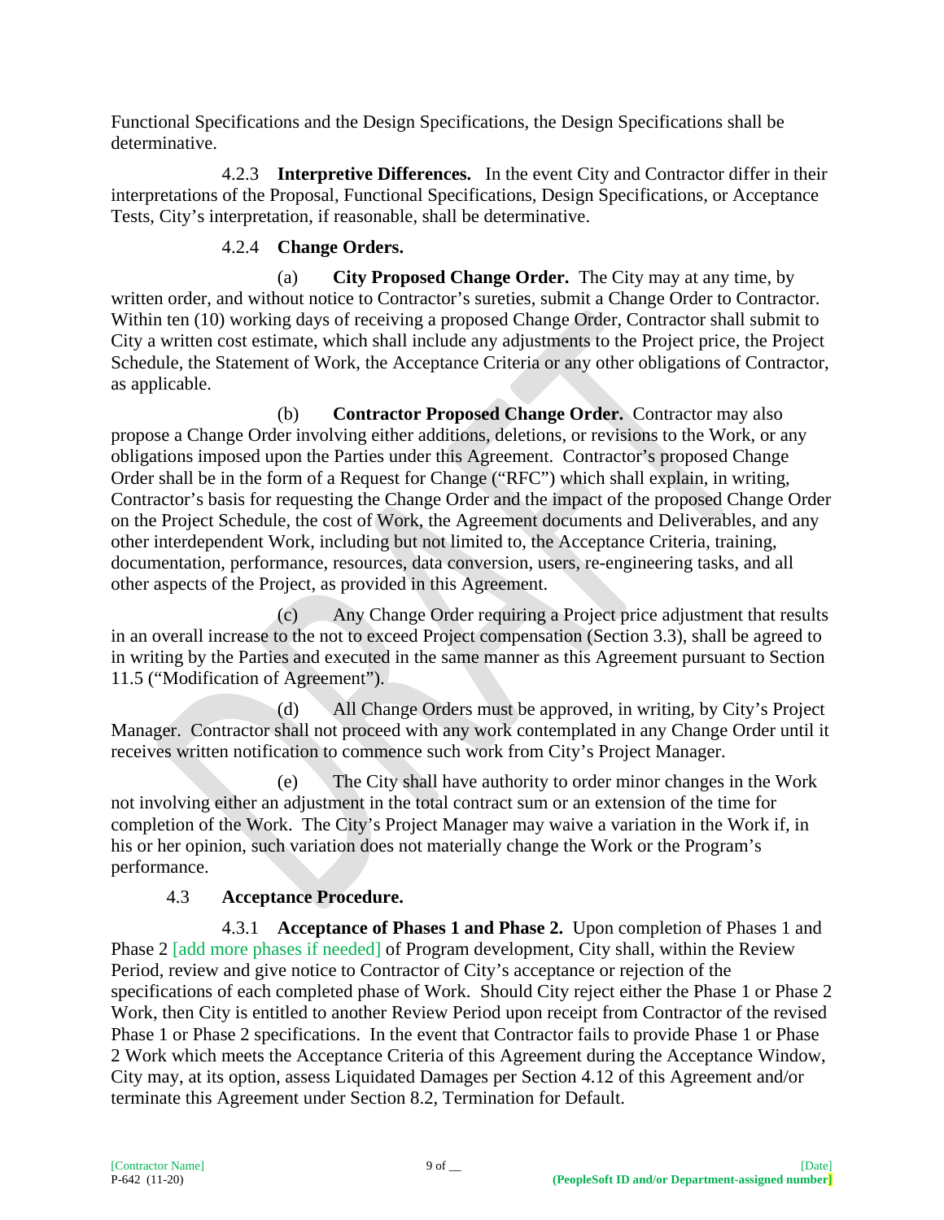Functional Specifications and the Design Specifications, the Design Specifications shall be determinative.

4.2.3 **Interpretive Differences.** In the event City and Contractor differ in their interpretations of the Proposal, Functional Specifications, Design Specifications, or Acceptance Tests, City's interpretation, if reasonable, shall be determinative.

4.2.4 **Change Orders.**

(a) **City Proposed Change Order.** The City may at any time, by written order, and without notice to Contractor's sureties, submit a Change Order to Contractor. Within ten (10) working days of receiving a proposed Change Order, Contractor shall submit to City a written cost estimate, which shall include any adjustments to the Project price, the Project Schedule, the Statement of Work, the Acceptance Criteria or any other obligations of Contractor, as applicable.

(b) **Contractor Proposed Change Order.** Contractor may also propose a Change Order involving either additions, deletions, or revisions to the Work, or any obligations imposed upon the Parties under this Agreement. Contractor's proposed Change Order shall be in the form of a Request for Change ("RFC") which shall explain, in writing, Contractor's basis for requesting the Change Order and the impact of the proposed Change Order on the Project Schedule, the cost of Work, the Agreement documents and Deliverables, and any other interdependent Work, including but not limited to, the Acceptance Criteria, training, documentation, performance, resources, data conversion, users, re-engineering tasks, and all other aspects of the Project, as provided in this Agreement.

(c) Any Change Order requiring a Project price adjustment that results in an overall increase to the not to exceed Project compensation (Section 3.3), shall be agreed to in writing by the Parties and executed in the same manner as this Agreement pursuant to Section 11.5 ("Modification of Agreement").

(d) All Change Orders must be approved, in writing, by City's Project Manager. Contractor shall not proceed with any work contemplated in any Change Order until it receives written notification to commence such work from City's Project Manager.

(e) The City shall have authority to order minor changes in the Work not involving either an adjustment in the total contract sum or an extension of the time for completion of the Work. The City's Project Manager may waive a variation in the Work if, in his or her opinion, such variation does not materially change the Work or the Program's performance.

4.3 **Acceptance Procedure.**

4.3.1 **Acceptance of Phases 1 and Phase 2.** Upon completion of Phases 1 and Phase 2 [add more phases if needed] of Program development, City shall, within the Review Period, review and give notice to Contractor of City's acceptance or rejection of the specifications of each completed phase of Work. Should City reject either the Phase 1 or Phase 2 Work, then City is entitled to another Review Period upon receipt from Contractor of the revised Phase 1 or Phase 2 specifications. In the event that Contractor fails to provide Phase 1 or Phase 2 Work which meets the Acceptance Criteria of this Agreement during the Acceptance Window, City may, at its option, assess Liquidated Damages per Section 4.12 of this Agreement and/or terminate this Agreement under Section 8.2, Termination for Default.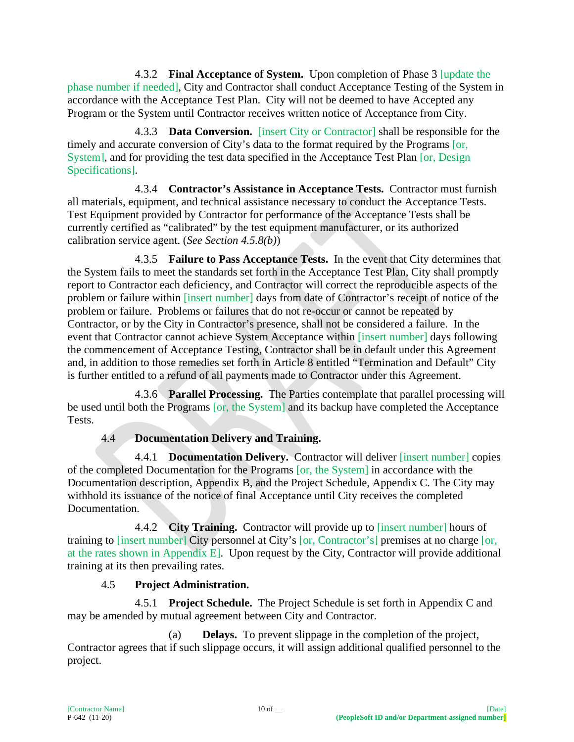4.3.2 **Final Acceptance of System.** Upon completion of Phase 3 [update the phase number if needed], City and Contractor shall conduct Acceptance Testing of the System in accordance with the Acceptance Test Plan. City will not be deemed to have Accepted any Program or the System until Contractor receives written notice of Acceptance from City.

4.3.3 **Data Conversion.** [insert City or Contractor] shall be responsible for the timely and accurate conversion of City's data to the format required by the Programs [or, System], and for providing the test data specified in the Acceptance Test Plan [or, Design Specifications].

4.3.4 **Contractor's Assistance in Acceptance Tests.** Contractor must furnish all materials, equipment, and technical assistance necessary to conduct the Acceptance Tests. Test Equipment provided by Contractor for performance of the Acceptance Tests shall be currently certified as "calibrated" by the test equipment manufacturer, or its authorized calibration service agent. (*See Section 4.5.8(b)*)

4.3.5 **Failure to Pass Acceptance Tests.** In the event that City determines that the System fails to meet the standards set forth in the Acceptance Test Plan, City shall promptly report to Contractor each deficiency, and Contractor will correct the reproducible aspects of the problem or failure within [insert number] days from date of Contractor's receipt of notice of the problem or failure. Problems or failures that do not re-occur or cannot be repeated by Contractor, or by the City in Contractor's presence, shall not be considered a failure. In the event that Contractor cannot achieve System Acceptance within [insert number] days following the commencement of Acceptance Testing, Contractor shall be in default under this Agreement and, in addition to those remedies set forth in Article 8 entitled "Termination and Default" City is further entitled to a refund of all payments made to Contractor under this Agreement.

4.3.6 **Parallel Processing.** The Parties contemplate that parallel processing will be used until both the Programs [or, the System] and its backup have completed the Acceptance Tests.

### 4.4 Documentation Delivery and Training.

4.4.1 **Documentation Delivery.** Contractor will deliver [insert number] copies of the completed Documentation for the Programs [or, the System] in accordance with the Documentation description, Appendix B, and the Project Schedule, Appendix C. The City may withhold its issuance of the notice of final Acceptance until City receives the completed Documentation.

4.4.2 **City Training.** Contractor will provide up to [insert number] hours of training to [insert number] City personnel at City's [or, Contractor's] premises at no charge [or, at the rates shown in Appendix E]. Upon request by the City, Contractor will provide additional training at its then prevailing rates.

### 4.5 Project Administration.

4.5.1 **Project Schedule.** The Project Schedule is set forth in Appendix C and may be amended by mutual agreement between City and Contractor.

(a) **Delays.** To prevent slippage in the completion of the project, Contractor agrees that if such slippage occurs, it will assign additional qualified personnel to the project.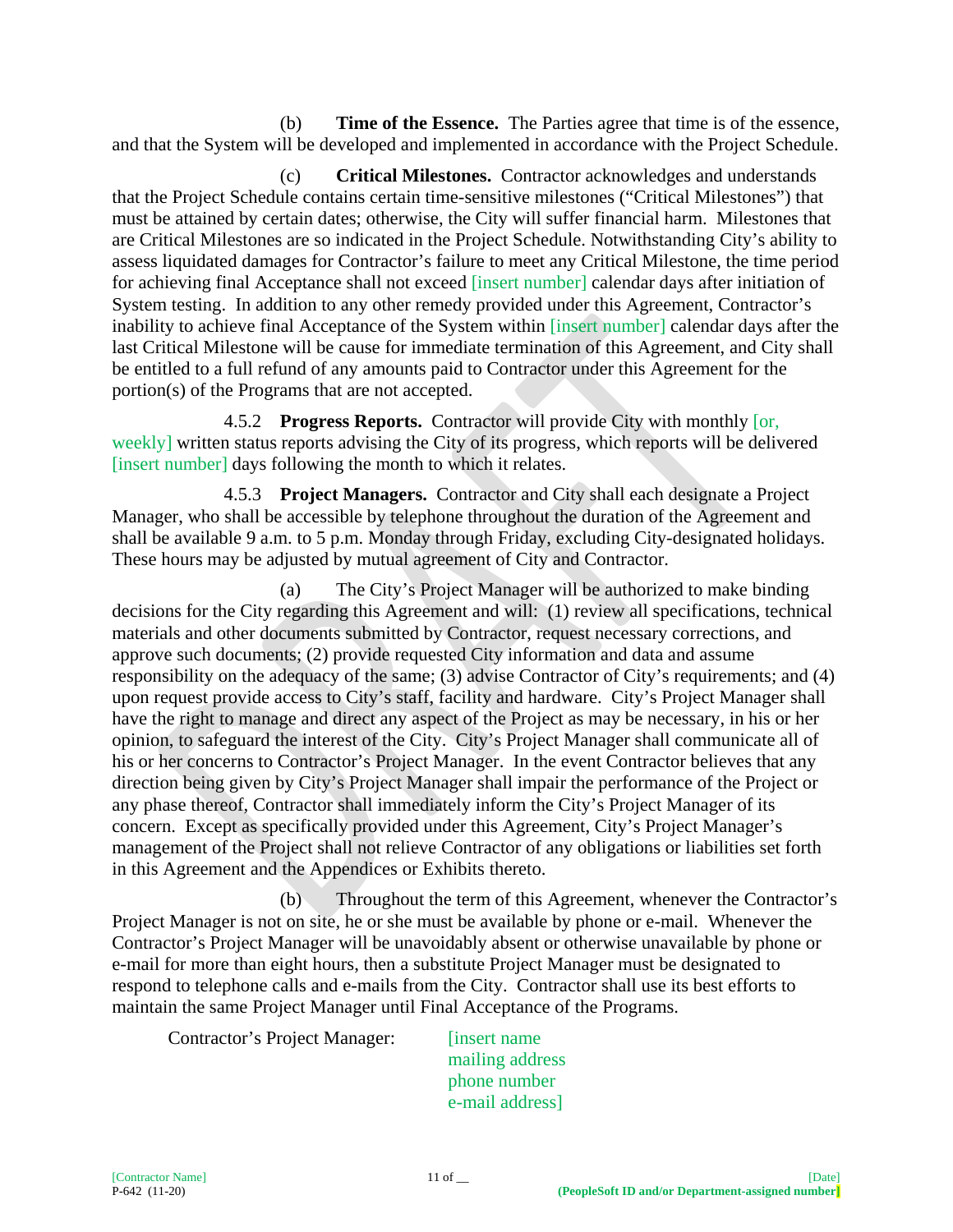(b) **Time of the Essence.** The Parties agree that time is of the essence, and that the System will be developed and implemented in accordance with the Project Schedule.

(c) **Critical Milestones.** Contractor acknowledges and understands that the Project Schedule contains certain time-sensitive milestones ("Critical Milestones") that must be attained by certain dates; otherwise, the City will suffer financial harm. Milestones that are Critical Milestones are so indicated in the Project Schedule. Notwithstanding City's ability to assess liquidated damages for Contractor's failure to meet any Critical Milestone, the time period for achieving final Acceptance shall not exceed [insert number] calendar days after initiation of System testing. In addition to any other remedy provided under this Agreement, Contractor's inability to achieve final Acceptance of the System within [insert number] calendar days after the last Critical Milestone will be cause for immediate termination of this Agreement, and City shall be entitled to a full refund of any amounts paid to Contractor under this Agreement for the portion(s) of the Programs that are not accepted.

4.5.2 **Progress Reports.** Contractor will provide City with monthly [or, weekly] written status reports advising the City of its progress, which reports will be delivered [insert number] days following the month to which it relates.

4.5.3 **Project Managers.** Contractor and City shall each designate a Project Manager, who shall be accessible by telephone throughout the duration of the Agreement and shall be available 9 a.m. to 5 p.m. Monday through Friday, excluding City-designated holidays. These hours may be adjusted by mutual agreement of City and Contractor.

(a) The City's Project Manager will be authorized to make binding decisions for the City regarding this Agreement and will: (1) review all specifications, technical materials and other documents submitted by Contractor, request necessary corrections, and approve such documents; (2) provide requested City information and data and assume responsibility on the adequacy of the same; (3) advise Contractor of City's requirements; and (4) upon request provide access to City's staff, facility and hardware. City's Project Manager shall have the right to manage and direct any aspect of the Project as may be necessary, in his or her opinion, to safeguard the interest of the City. City's Project Manager shall communicate all of his or her concerns to Contractor's Project Manager. In the event Contractor believes that any direction being given by City's Project Manager shall impair the performance of the Project or any phase thereof, Contractor shall immediately inform the City's Project Manager of its concern. Except as specifically provided under this Agreement, City's Project Manager's management of the Project shall not relieve Contractor of any obligations or liabilities set forth in this Agreement and the Appendices or Exhibits thereto.

(b) Throughout the term of this Agreement, whenever the Contractor's Project Manager is not on site, he or she must be available by phone or e-mail. Whenever the Contractor's Project Manager will be unavoidably absent or otherwise unavailable by phone or e-mail for more than eight hours, then a substitute Project Manager must be designated to respond to telephone calls and e-mails from the City. Contractor shall use its best efforts to maintain the same Project Manager until Final Acceptance of the Programs.

Contractor's Project Manager: [insert name
mailing address
phone number
e-mail address]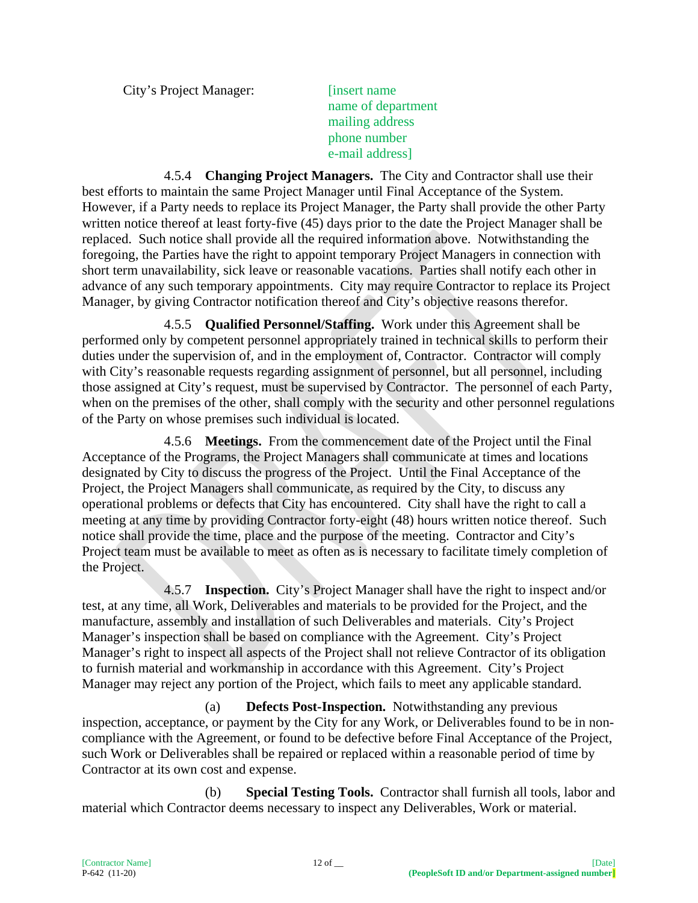City's Project Manager: [insert name
name of department
mailing address
phone number
e-mail address]

4.5.4 **Changing Project Managers.** The City and Contractor shall use their best efforts to maintain the same Project Manager until Final Acceptance of the System. However, if a Party needs to replace its Project Manager, the Party shall provide the other Party written notice thereof at least forty-five (45) days prior to the date the Project Manager shall be replaced. Such notice shall provide all the required information above. Notwithstanding the foregoing, the Parties have the right to appoint temporary Project Managers in connection with short term unavailability, sick leave or reasonable vacations. Parties shall notify each other in advance of any such temporary appointments. City may require Contractor to replace its Project Manager, by giving Contractor notification thereof and City's objective reasons therefor.

4.5.5 **Qualified Personnel/Staffing.** Work under this Agreement shall be performed only by competent personnel appropriately trained in technical skills to perform their duties under the supervision of, and in the employment of, Contractor. Contractor will comply with City's reasonable requests regarding assignment of personnel, but all personnel, including those assigned at City's request, must be supervised by Contractor. The personnel of each Party, when on the premises of the other, shall comply with the security and other personnel regulations of the Party on whose premises such individual is located.

4.5.6 **Meetings.** From the commencement date of the Project until the Final Acceptance of the Programs, the Project Managers shall communicate at times and locations designated by City to discuss the progress of the Project. Until the Final Acceptance of the Project, the Project Managers shall communicate, as required by the City, to discuss any operational problems or defects that City has encountered. City shall have the right to call a meeting at any time by providing Contractor forty-eight (48) hours written notice thereof. Such notice shall provide the time, place and the purpose of the meeting. Contractor and City's Project team must be available to meet as often as is necessary to facilitate timely completion of the Project.

4.5.7 **Inspection.** City's Project Manager shall have the right to inspect and/or test, at any time, all Work, Deliverables and materials to be provided for the Project, and the manufacture, assembly and installation of such Deliverables and materials. City's Project Manager's inspection shall be based on compliance with the Agreement. City's Project Manager's right to inspect all aspects of the Project shall not relieve Contractor of its obligation to furnish material and workmanship in accordance with this Agreement. City's Project Manager may reject any portion of the Project, which fails to meet any applicable standard.

(a) **Defects Post-Inspection.** Notwithstanding any previous inspection, acceptance, or payment by the City for any Work, or Deliverables found to be in non-compliance with the Agreement, or found to be defective before Final Acceptance of the Project, such Work or Deliverables shall be repaired or replaced within a reasonable period of time by Contractor at its own cost and expense.

(b) **Special Testing Tools.** Contractor shall furnish all tools, labor and material which Contractor deems necessary to inspect any Deliverables, Work or material.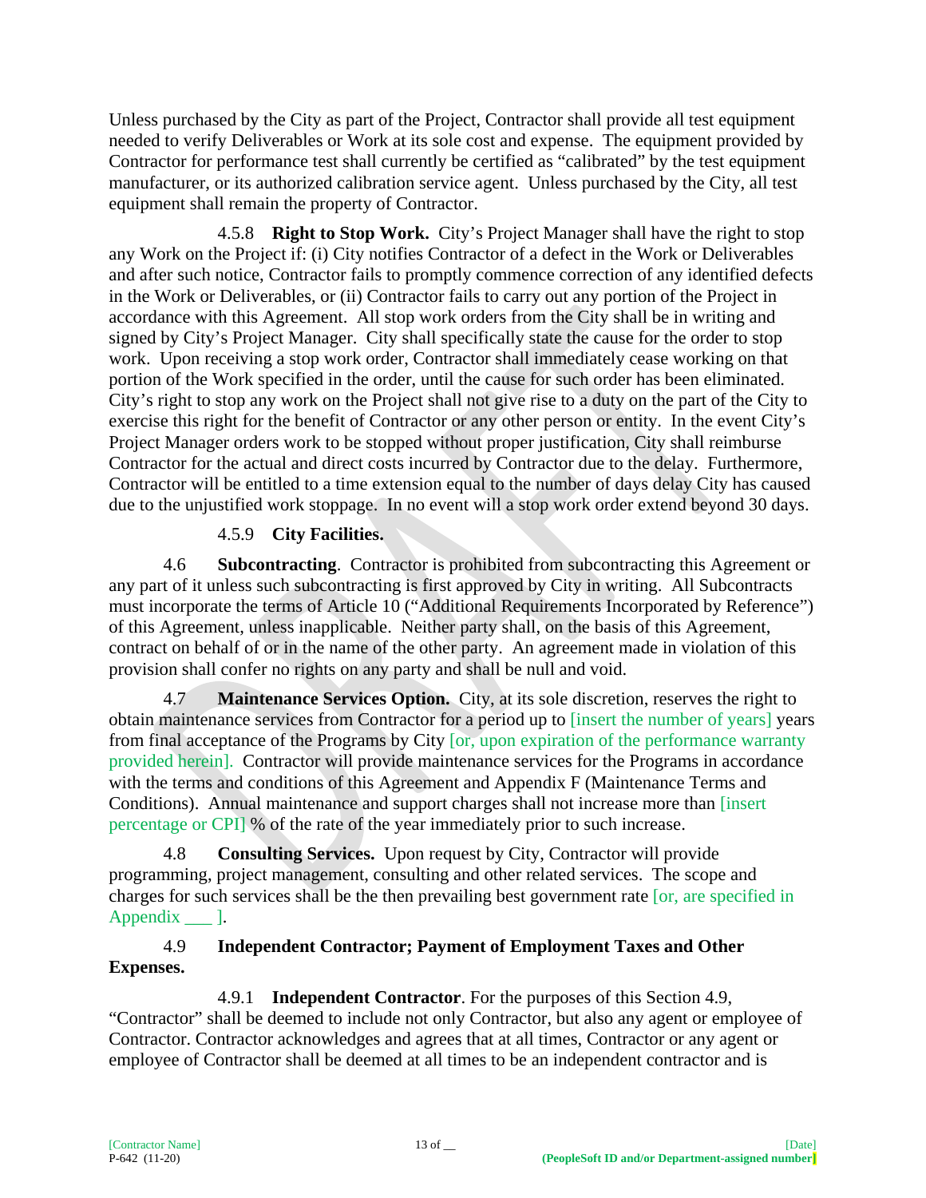Unless purchased by the City as part of the Project, Contractor shall provide all test equipment needed to verify Deliverables or Work at its sole cost and expense. The equipment provided by Contractor for performance test shall currently be certified as "calibrated" by the test equipment manufacturer, or its authorized calibration service agent. Unless purchased by the City, all test equipment shall remain the property of Contractor.

4.5.8 **Right to Stop Work.** City's Project Manager shall have the right to stop any Work on the Project if: (i) City notifies Contractor of a defect in the Work or Deliverables and after such notice, Contractor fails to promptly commence correction of any identified defects in the Work or Deliverables, or (ii) Contractor fails to carry out any portion of the Project in accordance with this Agreement. All stop work orders from the City shall be in writing and signed by City's Project Manager. City shall specifically state the cause for the order to stop work. Upon receiving a stop work order, Contractor shall immediately cease working on that portion of the Work specified in the order, until the cause for such order has been eliminated. City's right to stop any work on the Project shall not give rise to a duty on the part of the City to exercise this right for the benefit of Contractor or any other person or entity. In the event City's Project Manager orders work to be stopped without proper justification, City shall reimburse Contractor for the actual and direct costs incurred by Contractor due to the delay. Furthermore, Contractor will be entitled to a time extension equal to the number of days delay City has caused due to the unjustified work stoppage. In no event will a stop work order extend beyond 30 days.

4.5.9 **City Facilities.**

4.6 **Subcontracting**. Contractor is prohibited from subcontracting this Agreement or any part of it unless such subcontracting is first approved by City in writing. All Subcontracts must incorporate the terms of Article 10 ("Additional Requirements Incorporated by Reference") of this Agreement, unless inapplicable. Neither party shall, on the basis of this Agreement, contract on behalf of or in the name of the other party. An agreement made in violation of this provision shall confer no rights on any party and shall be null and void.

4.7 **Maintenance Services Option.** City, at its sole discretion, reserves the right to obtain maintenance services from Contractor for a period up to [insert the number of years] years from final acceptance of the Programs by City [or, upon expiration of the performance warranty provided herein]. Contractor will provide maintenance services for the Programs in accordance with the terms and conditions of this Agreement and Appendix F (Maintenance Terms and Conditions). Annual maintenance and support charges shall not increase more than [insert percentage or CPI] % of the rate of the year immediately prior to such increase.

4.8 **Consulting Services.** Upon request by City, Contractor will provide programming, project management, consulting and other related services. The scope and charges for such services shall be the then prevailing best government rate [or, are specified in Appendix ___ ].

4.9 **Independent Contractor; Payment of Employment Taxes and Other Expenses.**

4.9.1 **Independent Contractor**. For the purposes of this Section 4.9, "Contractor" shall be deemed to include not only Contractor, but also any agent or employee of Contractor. Contractor acknowledges and agrees that at all times, Contractor or any agent or employee of Contractor shall be deemed at all times to be an independent contractor and is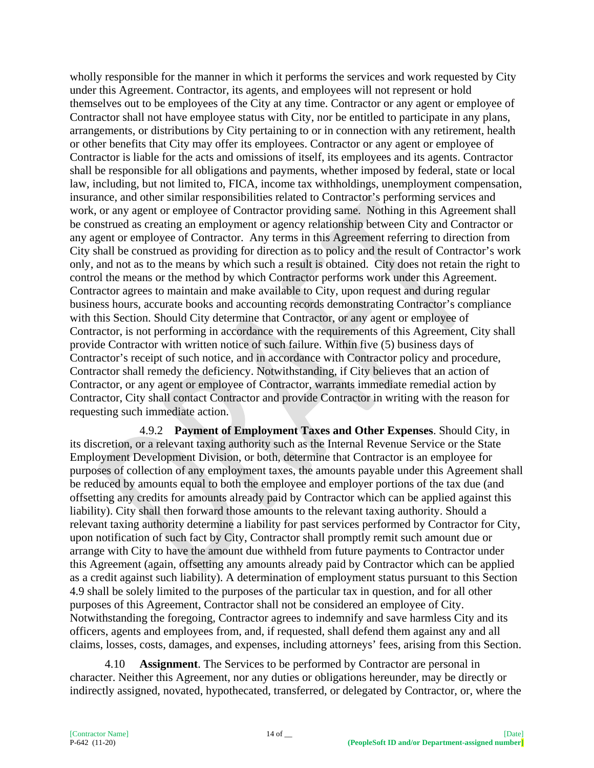wholly responsible for the manner in which it performs the services and work requested by City under this Agreement. Contractor, its agents, and employees will not represent or hold themselves out to be employees of the City at any time. Contractor or any agent or employee of Contractor shall not have employee status with City, nor be entitled to participate in any plans, arrangements, or distributions by City pertaining to or in connection with any retirement, health or other benefits that City may offer its employees. Contractor or any agent or employee of Contractor is liable for the acts and omissions of itself, its employees and its agents. Contractor shall be responsible for all obligations and payments, whether imposed by federal, state or local law, including, but not limited to, FICA, income tax withholdings, unemployment compensation, insurance, and other similar responsibilities related to Contractor's performing services and work, or any agent or employee of Contractor providing same. Nothing in this Agreement shall be construed as creating an employment or agency relationship between City and Contractor or any agent or employee of Contractor. Any terms in this Agreement referring to direction from City shall be construed as providing for direction as to policy and the result of Contractor's work only, and not as to the means by which such a result is obtained. City does not retain the right to control the means or the method by which Contractor performs work under this Agreement. Contractor agrees to maintain and make available to City, upon request and during regular business hours, accurate books and accounting records demonstrating Contractor's compliance with this Section. Should City determine that Contractor, or any agent or employee of Contractor, is not performing in accordance with the requirements of this Agreement, City shall provide Contractor with written notice of such failure. Within five (5) business days of Contractor's receipt of such notice, and in accordance with Contractor policy and procedure, Contractor shall remedy the deficiency. Notwithstanding, if City believes that an action of Contractor, or any agent or employee of Contractor, warrants immediate remedial action by Contractor, City shall contact Contractor and provide Contractor in writing with the reason for requesting such immediate action.

4.9.2 **Payment of Employment Taxes and Other Expenses**. Should City, in its discretion, or a relevant taxing authority such as the Internal Revenue Service or the State Employment Development Division, or both, determine that Contractor is an employee for purposes of collection of any employment taxes, the amounts payable under this Agreement shall be reduced by amounts equal to both the employee and employer portions of the tax due (and offsetting any credits for amounts already paid by Contractor which can be applied against this liability). City shall then forward those amounts to the relevant taxing authority. Should a relevant taxing authority determine a liability for past services performed by Contractor for City, upon notification of such fact by City, Contractor shall promptly remit such amount due or arrange with City to have the amount due withheld from future payments to Contractor under this Agreement (again, offsetting any amounts already paid by Contractor which can be applied as a credit against such liability). A determination of employment status pursuant to this Section 4.9 shall be solely limited to the purposes of the particular tax in question, and for all other purposes of this Agreement, Contractor shall not be considered an employee of City. Notwithstanding the foregoing, Contractor agrees to indemnify and save harmless City and its officers, agents and employees from, and, if requested, shall defend them against any and all claims, losses, costs, damages, and expenses, including attorneys' fees, arising from this Section.

4.10 **Assignment**. The Services to be performed by Contractor are personal in character. Neither this Agreement, nor any duties or obligations hereunder, may be directly or indirectly assigned, novated, hypothecated, transferred, or delegated by Contractor, or, where the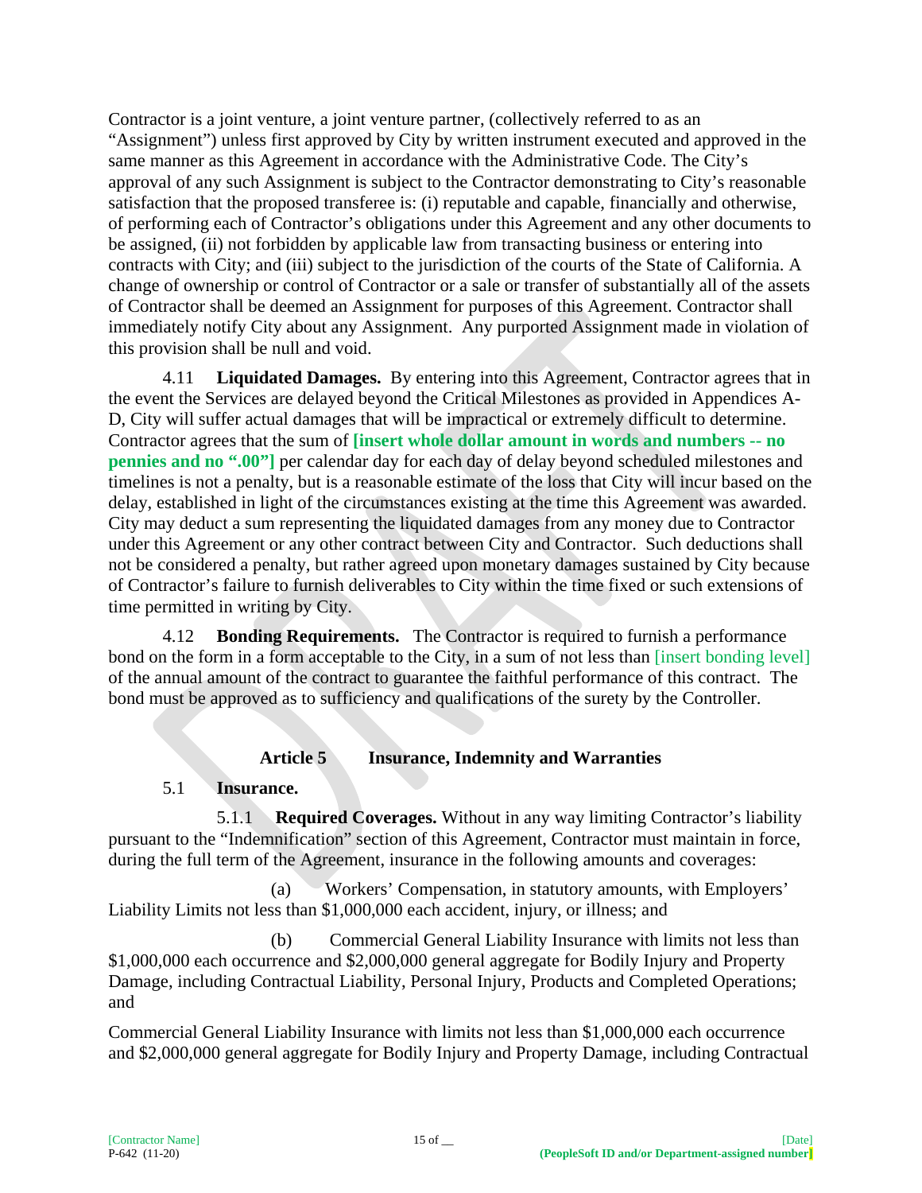Contractor is a joint venture, a joint venture partner, (collectively referred to as an "Assignment") unless first approved by City by written instrument executed and approved in the same manner as this Agreement in accordance with the Administrative Code. The City's approval of any such Assignment is subject to the Contractor demonstrating to City's reasonable satisfaction that the proposed transferee is: (i) reputable and capable, financially and otherwise, of performing each of Contractor's obligations under this Agreement and any other documents to be assigned, (ii) not forbidden by applicable law from transacting business or entering into contracts with City; and (iii) subject to the jurisdiction of the courts of the State of California. A change of ownership or control of Contractor or a sale or transfer of substantially all of the assets of Contractor shall be deemed an Assignment for purposes of this Agreement. Contractor shall immediately notify City about any Assignment. Any purported Assignment made in violation of this provision shall be null and void.

4.11 **Liquidated Damages.** By entering into this Agreement, Contractor agrees that in the event the Services are delayed beyond the Critical Milestones as provided in Appendices A-D, City will suffer actual damages that will be impractical or extremely difficult to determine. Contractor agrees that the sum of **[insert whole dollar amount in words and numbers -- no pennies and no ".00"]** per calendar day for each day of delay beyond scheduled milestones and timelines is not a penalty, but is a reasonable estimate of the loss that City will incur based on the delay, established in light of the circumstances existing at the time this Agreement was awarded. City may deduct a sum representing the liquidated damages from any money due to Contractor under this Agreement or any other contract between City and Contractor. Such deductions shall not be considered a penalty, but rather agreed upon monetary damages sustained by City because of Contractor's failure to furnish deliverables to City within the time fixed or such extensions of time permitted in writing by City.

4.12 **Bonding Requirements.** The Contractor is required to furnish a performance bond on the form in a form acceptable to the City, in a sum of not less than [insert bonding level] of the annual amount of the contract to guarantee the faithful performance of this contract. The bond must be approved as to sufficiency and qualifications of the surety by the Controller.

## Article 5 Insurance, Indemnity and Warranties

### 5.1 Insurance.

5.1.1 **Required Coverages.** Without in any way limiting Contractor's liability pursuant to the "Indemnification" section of this Agreement, Contractor must maintain in force, during the full term of the Agreement, insurance in the following amounts and coverages:

(a) Workers' Compensation, in statutory amounts, with Employers' Liability Limits not less than $1,000,000 each accident, injury, or illness; and

(b) Commercial General Liability Insurance with limits not less than $1,000,000 each occurrence and $2,000,000 general aggregate for Bodily Injury and Property Damage, including Contractual Liability, Personal Injury, Products and Completed Operations; and

Commercial General Liability Insurance with limits not less than $1,000,000 each occurrence and $2,000,000 general aggregate for Bodily Injury and Property Damage, including Contractual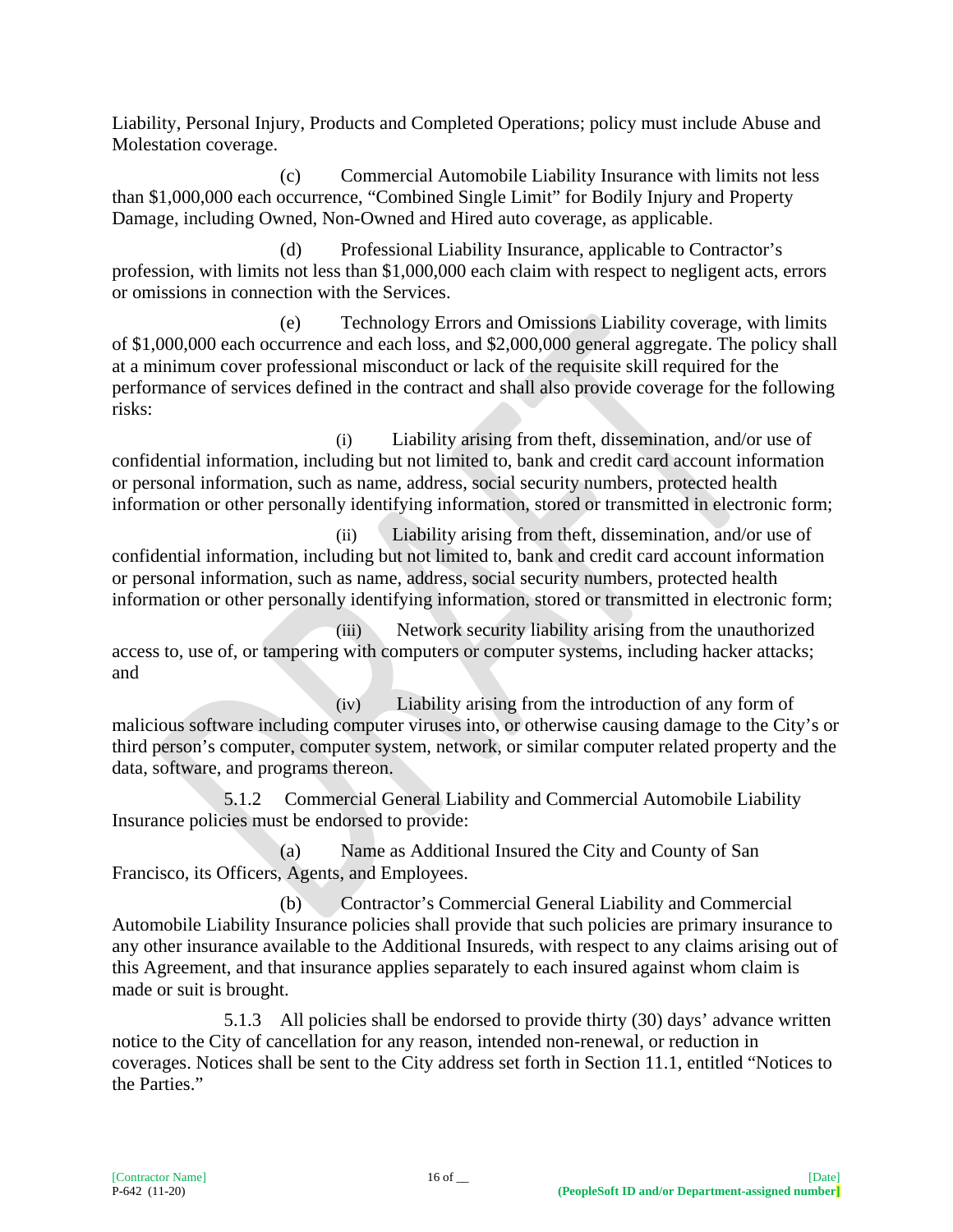Liability, Personal Injury, Products and Completed Operations; policy must include Abuse and Molestation coverage.

(c) Commercial Automobile Liability Insurance with limits not less than $1,000,000 each occurrence, "Combined Single Limit" for Bodily Injury and Property Damage, including Owned, Non-Owned and Hired auto coverage, as applicable.

(d) Professional Liability Insurance, applicable to Contractor's profession, with limits not less than $1,000,000 each claim with respect to negligent acts, errors or omissions in connection with the Services.

(e) Technology Errors and Omissions Liability coverage, with limits of $1,000,000 each occurrence and each loss, and $2,000,000 general aggregate. The policy shall at a minimum cover professional misconduct or lack of the requisite skill required for the performance of services defined in the contract and shall also provide coverage for the following risks:

(i) Liability arising from theft, dissemination, and/or use of confidential information, including but not limited to, bank and credit card account information or personal information, such as name, address, social security numbers, protected health information or other personally identifying information, stored or transmitted in electronic form;

(ii) Liability arising from theft, dissemination, and/or use of confidential information, including but not limited to, bank and credit card account information or personal information, such as name, address, social security numbers, protected health information or other personally identifying information, stored or transmitted in electronic form;

(iii) Network security liability arising from the unauthorized access to, use of, or tampering with computers or computer systems, including hacker attacks; and

(iv) Liability arising from the introduction of any form of malicious software including computer viruses into, or otherwise causing damage to the City's or third person's computer, computer system, network, or similar computer related property and the data, software, and programs thereon.

5.1.2 Commercial General Liability and Commercial Automobile Liability Insurance policies must be endorsed to provide:

(a) Name as Additional Insured the City and County of San Francisco, its Officers, Agents, and Employees.

(b) Contractor's Commercial General Liability and Commercial Automobile Liability Insurance policies shall provide that such policies are primary insurance to any other insurance available to the Additional Insureds, with respect to any claims arising out of this Agreement, and that insurance applies separately to each insured against whom claim is made or suit is brought.

5.1.3 All policies shall be endorsed to provide thirty (30) days' advance written notice to the City of cancellation for any reason, intended non-renewal, or reduction in coverages. Notices shall be sent to the City address set forth in Section 11.1, entitled "Notices to the Parties."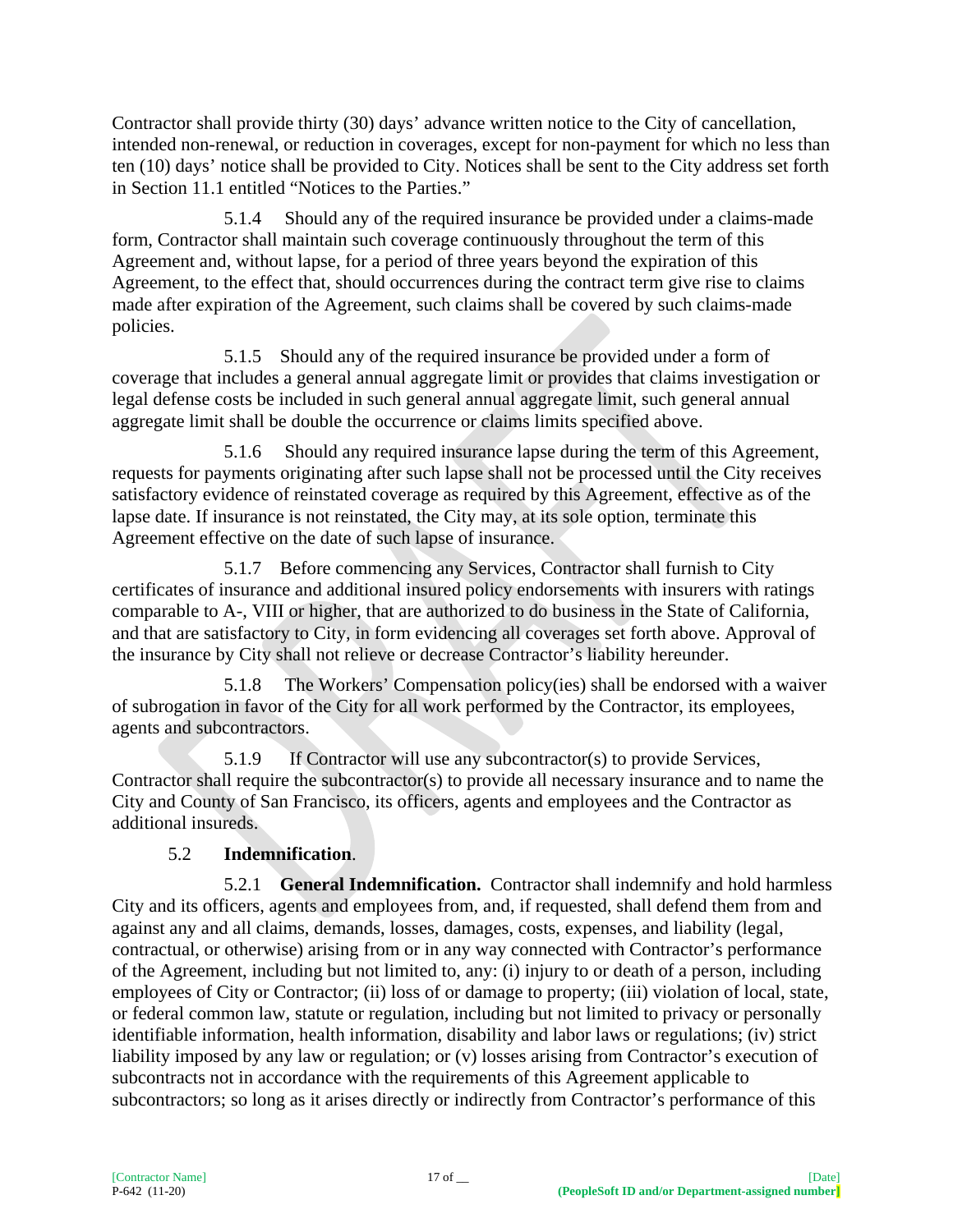Contractor shall provide thirty (30) days' advance written notice to the City of cancellation, intended non-renewal, or reduction in coverages, except for non-payment for which no less than ten (10) days' notice shall be provided to City. Notices shall be sent to the City address set forth in Section 11.1 entitled "Notices to the Parties."

5.1.4 Should any of the required insurance be provided under a claims-made form, Contractor shall maintain such coverage continuously throughout the term of this Agreement and, without lapse, for a period of three years beyond the expiration of this Agreement, to the effect that, should occurrences during the contract term give rise to claims made after expiration of the Agreement, such claims shall be covered by such claims-made policies.

5.1.5 Should any of the required insurance be provided under a form of coverage that includes a general annual aggregate limit or provides that claims investigation or legal defense costs be included in such general annual aggregate limit, such general annual aggregate limit shall be double the occurrence or claims limits specified above.

5.1.6 Should any required insurance lapse during the term of this Agreement, requests for payments originating after such lapse shall not be processed until the City receives satisfactory evidence of reinstated coverage as required by this Agreement, effective as of the lapse date. If insurance is not reinstated, the City may, at its sole option, terminate this Agreement effective on the date of such lapse of insurance.

5.1.7 Before commencing any Services, Contractor shall furnish to City certificates of insurance and additional insured policy endorsements with insurers with ratings comparable to A-, VIII or higher, that are authorized to do business in the State of California, and that are satisfactory to City, in form evidencing all coverages set forth above. Approval of the insurance by City shall not relieve or decrease Contractor's liability hereunder.

5.1.8 The Workers' Compensation policy(ies) shall be endorsed with a waiver of subrogation in favor of the City for all work performed by the Contractor, its employees, agents and subcontractors.

5.1.9 If Contractor will use any subcontractor(s) to provide Services, Contractor shall require the subcontractor(s) to provide all necessary insurance and to name the City and County of San Francisco, its officers, agents and employees and the Contractor as additional insureds.

5.2 **Indemnification**.

5.2.1 **General Indemnification.** Contractor shall indemnify and hold harmless City and its officers, agents and employees from, and, if requested, shall defend them from and against any and all claims, demands, losses, damages, costs, expenses, and liability (legal, contractual, or otherwise) arising from or in any way connected with Contractor's performance of the Agreement, including but not limited to, any: (i) injury to or death of a person, including employees of City or Contractor; (ii) loss of or damage to property; (iii) violation of local, state, or federal common law, statute or regulation, including but not limited to privacy or personally identifiable information, health information, disability and labor laws or regulations; (iv) strict liability imposed by any law or regulation; or (v) losses arising from Contractor's execution of subcontracts not in accordance with the requirements of this Agreement applicable to subcontractors; so long as it arises directly or indirectly from Contractor's performance of this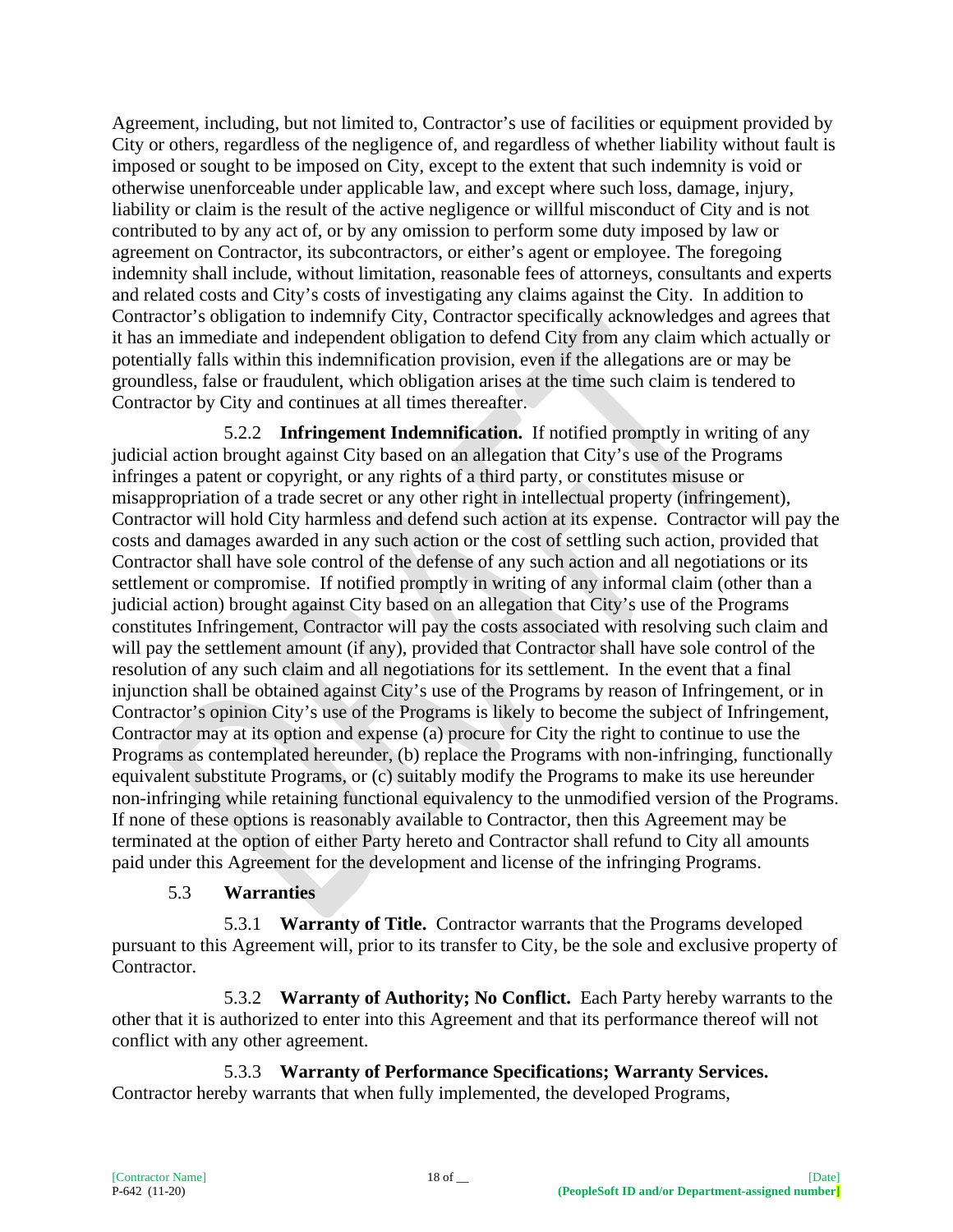Agreement, including, but not limited to, Contractor's use of facilities or equipment provided by City or others, regardless of the negligence of, and regardless of whether liability without fault is imposed or sought to be imposed on City, except to the extent that such indemnity is void or otherwise unenforceable under applicable law, and except where such loss, damage, injury, liability or claim is the result of the active negligence or willful misconduct of City and is not contributed to by any act of, or by any omission to perform some duty imposed by law or agreement on Contractor, its subcontractors, or either's agent or employee. The foregoing indemnity shall include, without limitation, reasonable fees of attorneys, consultants and experts and related costs and City's costs of investigating any claims against the City. In addition to Contractor's obligation to indemnify City, Contractor specifically acknowledges and agrees that it has an immediate and independent obligation to defend City from any claim which actually or potentially falls within this indemnification provision, even if the allegations are or may be groundless, false or fraudulent, which obligation arises at the time such claim is tendered to Contractor by City and continues at all times thereafter.

5.2.2 **Infringement Indemnification.** If notified promptly in writing of any judicial action brought against City based on an allegation that City's use of the Programs infringes a patent or copyright, or any rights of a third party, or constitutes misuse or misappropriation of a trade secret or any other right in intellectual property (infringement), Contractor will hold City harmless and defend such action at its expense. Contractor will pay the costs and damages awarded in any such action or the cost of settling such action, provided that Contractor shall have sole control of the defense of any such action and all negotiations or its settlement or compromise. If notified promptly in writing of any informal claim (other than a judicial action) brought against City based on an allegation that City's use of the Programs constitutes Infringement, Contractor will pay the costs associated with resolving such claim and will pay the settlement amount (if any), provided that Contractor shall have sole control of the resolution of any such claim and all negotiations for its settlement. In the event that a final injunction shall be obtained against City's use of the Programs by reason of Infringement, or in Contractor's opinion City's use of the Programs is likely to become the subject of Infringement, Contractor may at its option and expense (a) procure for City the right to continue to use the Programs as contemplated hereunder, (b) replace the Programs with non-infringing, functionally equivalent substitute Programs, or (c) suitably modify the Programs to make its use hereunder non-infringing while retaining functional equivalency to the unmodified version of the Programs. If none of these options is reasonably available to Contractor, then this Agreement may be terminated at the option of either Party hereto and Contractor shall refund to City all amounts paid under this Agreement for the development and license of the infringing Programs.

5.3 **Warranties**

5.3.1 **Warranty of Title.** Contractor warrants that the Programs developed pursuant to this Agreement will, prior to its transfer to City, be the sole and exclusive property of Contractor.

5.3.2 **Warranty of Authority; No Conflict.** Each Party hereby warrants to the other that it is authorized to enter into this Agreement and that its performance thereof will not conflict with any other agreement.

5.3.3 **Warranty of Performance Specifications; Warranty Services.** Contractor hereby warrants that when fully implemented, the developed Programs,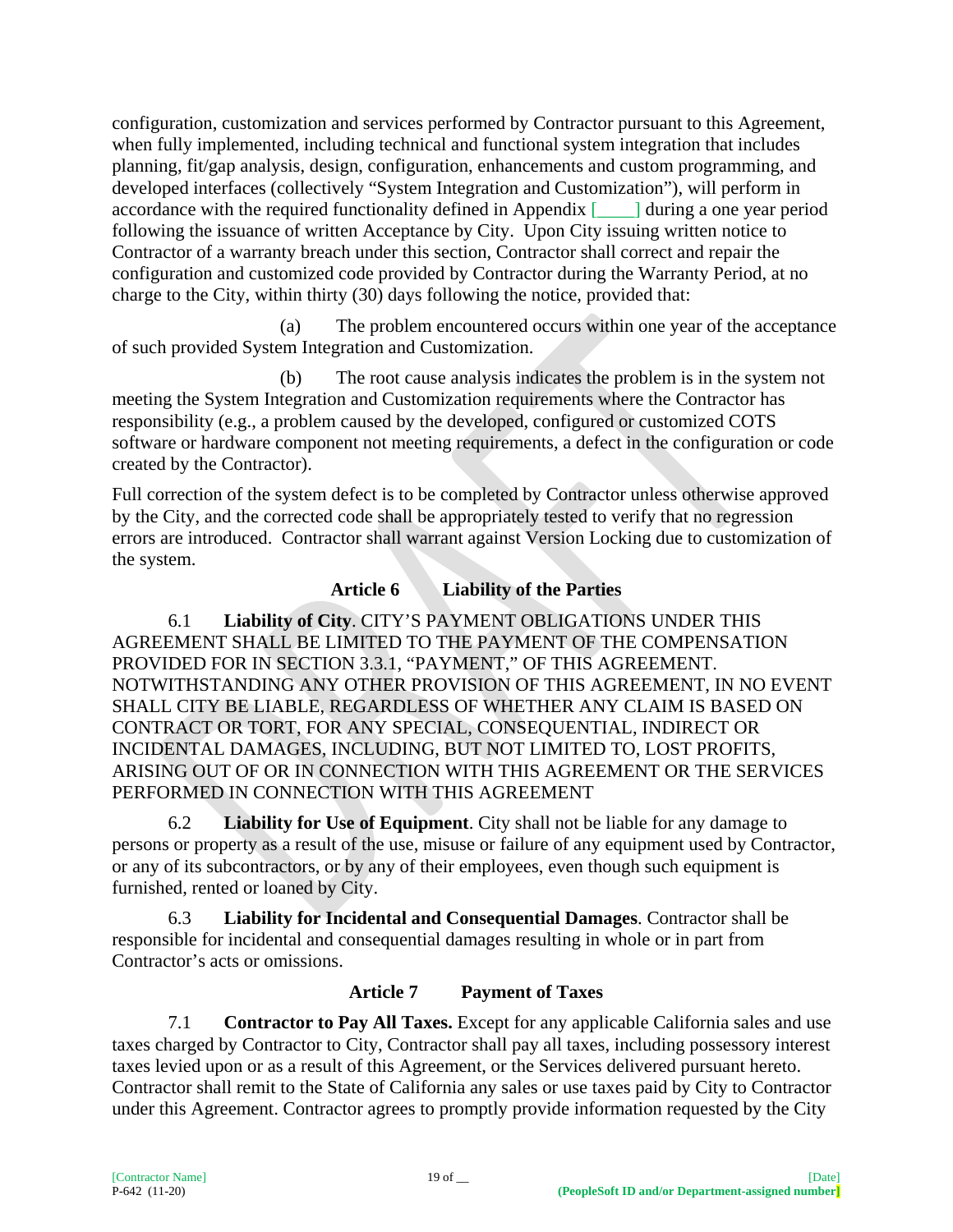configuration, customization and services performed by Contractor pursuant to this Agreement, when fully implemented, including technical and functional system integration that includes planning, fit/gap analysis, design, configuration, enhancements and custom programming, and developed interfaces (collectively "System Integration and Customization"), will perform in accordance with the required functionality defined in Appendix [____] during a one year period following the issuance of written Acceptance by City. Upon City issuing written notice to Contractor of a warranty breach under this section, Contractor shall correct and repair the configuration and customized code provided by Contractor during the Warranty Period, at no charge to the City, within thirty (30) days following the notice, provided that:

(a) The problem encountered occurs within one year of the acceptance of such provided System Integration and Customization.

(b) The root cause analysis indicates the problem is in the system not meeting the System Integration and Customization requirements where the Contractor has responsibility (e.g., a problem caused by the developed, configured or customized COTS software or hardware component not meeting requirements, a defect in the configuration or code created by the Contractor).

Full correction of the system defect is to be completed by Contractor unless otherwise approved by the City, and the corrected code shall be appropriately tested to verify that no regression errors are introduced. Contractor shall warrant against Version Locking due to customization of the system.

## Article 6 Liability of the Parties

6.1 **Liability of City**. CITY'S PAYMENT OBLIGATIONS UNDER THIS AGREEMENT SHALL BE LIMITED TO THE PAYMENT OF THE COMPENSATION PROVIDED FOR IN SECTION 3.3.1, "PAYMENT," OF THIS AGREEMENT. NOTWITHSTANDING ANY OTHER PROVISION OF THIS AGREEMENT, IN NO EVENT SHALL CITY BE LIABLE, REGARDLESS OF WHETHER ANY CLAIM IS BASED ON CONTRACT OR TORT, FOR ANY SPECIAL, CONSEQUENTIAL, INDIRECT OR INCIDENTAL DAMAGES, INCLUDING, BUT NOT LIMITED TO, LOST PROFITS, ARISING OUT OF OR IN CONNECTION WITH THIS AGREEMENT OR THE SERVICES PERFORMED IN CONNECTION WITH THIS AGREEMENT

6.2 **Liability for Use of Equipment**. City shall not be liable for any damage to persons or property as a result of the use, misuse or failure of any equipment used by Contractor, or any of its subcontractors, or by any of their employees, even though such equipment is furnished, rented or loaned by City.

6.3 **Liability for Incidental and Consequential Damages**. Contractor shall be responsible for incidental and consequential damages resulting in whole or in part from Contractor's acts or omissions.

## Article 7 Payment of Taxes

7.1 **Contractor to Pay All Taxes.** Except for any applicable California sales and use taxes charged by Contractor to City, Contractor shall pay all taxes, including possessory interest taxes levied upon or as a result of this Agreement, or the Services delivered pursuant hereto. Contractor shall remit to the State of California any sales or use taxes paid by City to Contractor under this Agreement. Contractor agrees to promptly provide information requested by the City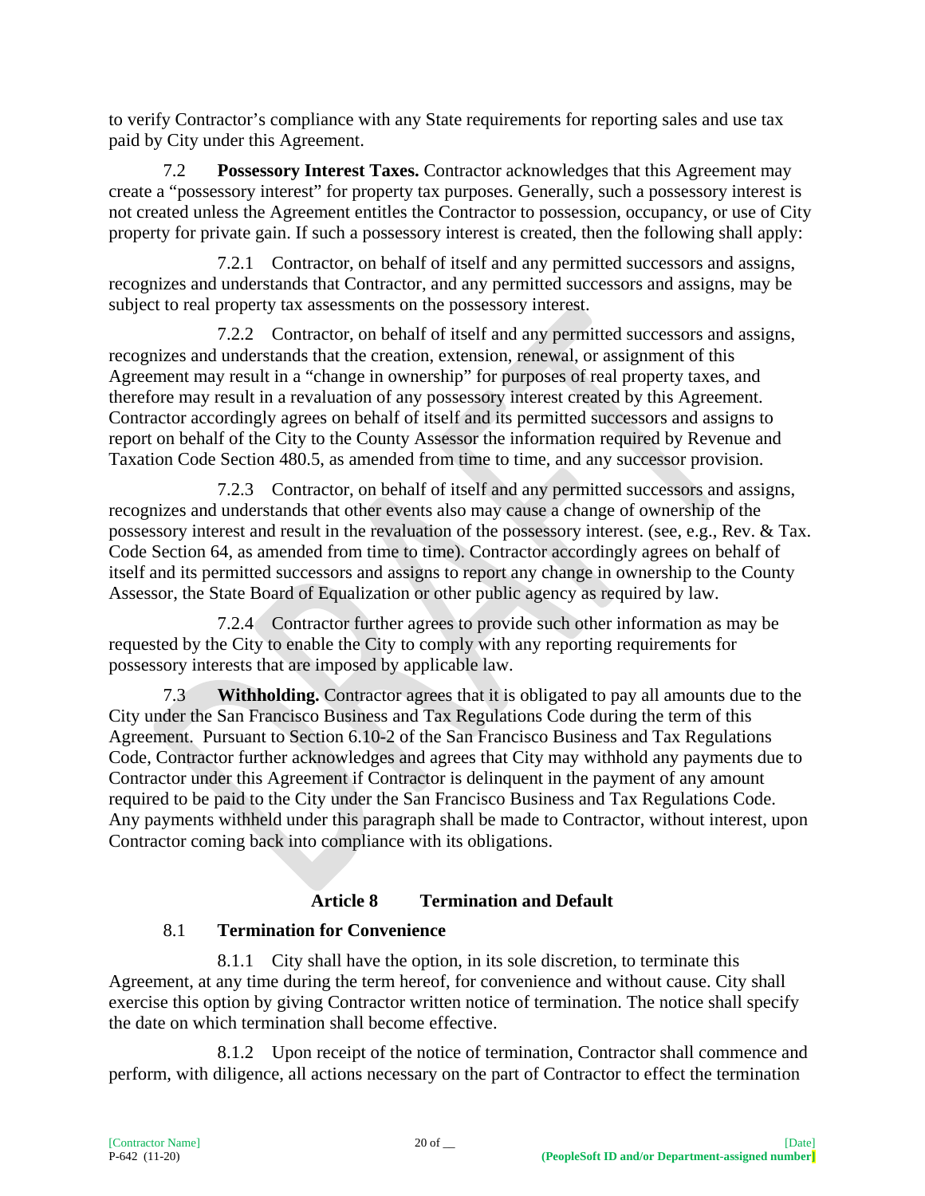to verify Contractor's compliance with any State requirements for reporting sales and use tax paid by City under this Agreement.

7.2 **Possessory Interest Taxes.** Contractor acknowledges that this Agreement may create a "possessory interest" for property tax purposes. Generally, such a possessory interest is not created unless the Agreement entitles the Contractor to possession, occupancy, or use of City property for private gain. If such a possessory interest is created, then the following shall apply:

7.2.1 Contractor, on behalf of itself and any permitted successors and assigns, recognizes and understands that Contractor, and any permitted successors and assigns, may be subject to real property tax assessments on the possessory interest.

7.2.2 Contractor, on behalf of itself and any permitted successors and assigns, recognizes and understands that the creation, extension, renewal, or assignment of this Agreement may result in a "change in ownership" for purposes of real property taxes, and therefore may result in a revaluation of any possessory interest created by this Agreement. Contractor accordingly agrees on behalf of itself and its permitted successors and assigns to report on behalf of the City to the County Assessor the information required by Revenue and Taxation Code Section 480.5, as amended from time to time, and any successor provision.

7.2.3 Contractor, on behalf of itself and any permitted successors and assigns, recognizes and understands that other events also may cause a change of ownership of the possessory interest and result in the revaluation of the possessory interest. (see, e.g., Rev. & Tax. Code Section 64, as amended from time to time). Contractor accordingly agrees on behalf of itself and its permitted successors and assigns to report any change in ownership to the County Assessor, the State Board of Equalization or other public agency as required by law.

7.2.4 Contractor further agrees to provide such other information as may be requested by the City to enable the City to comply with any reporting requirements for possessory interests that are imposed by applicable law.

7.3 **Withholding.** Contractor agrees that it is obligated to pay all amounts due to the City under the San Francisco Business and Tax Regulations Code during the term of this Agreement. Pursuant to Section 6.10-2 of the San Francisco Business and Tax Regulations Code, Contractor further acknowledges and agrees that City may withhold any payments due to Contractor under this Agreement if Contractor is delinquent in the payment of any amount required to be paid to the City under the San Francisco Business and Tax Regulations Code. Any payments withheld under this paragraph shall be made to Contractor, without interest, upon Contractor coming back into compliance with its obligations.

## Article 8 Termination and Default

### 8.1 Termination for Convenience

8.1.1 City shall have the option, in its sole discretion, to terminate this Agreement, at any time during the term hereof, for convenience and without cause. City shall exercise this option by giving Contractor written notice of termination. The notice shall specify the date on which termination shall become effective.

8.1.2 Upon receipt of the notice of termination, Contractor shall commence and perform, with diligence, all actions necessary on the part of Contractor to effect the termination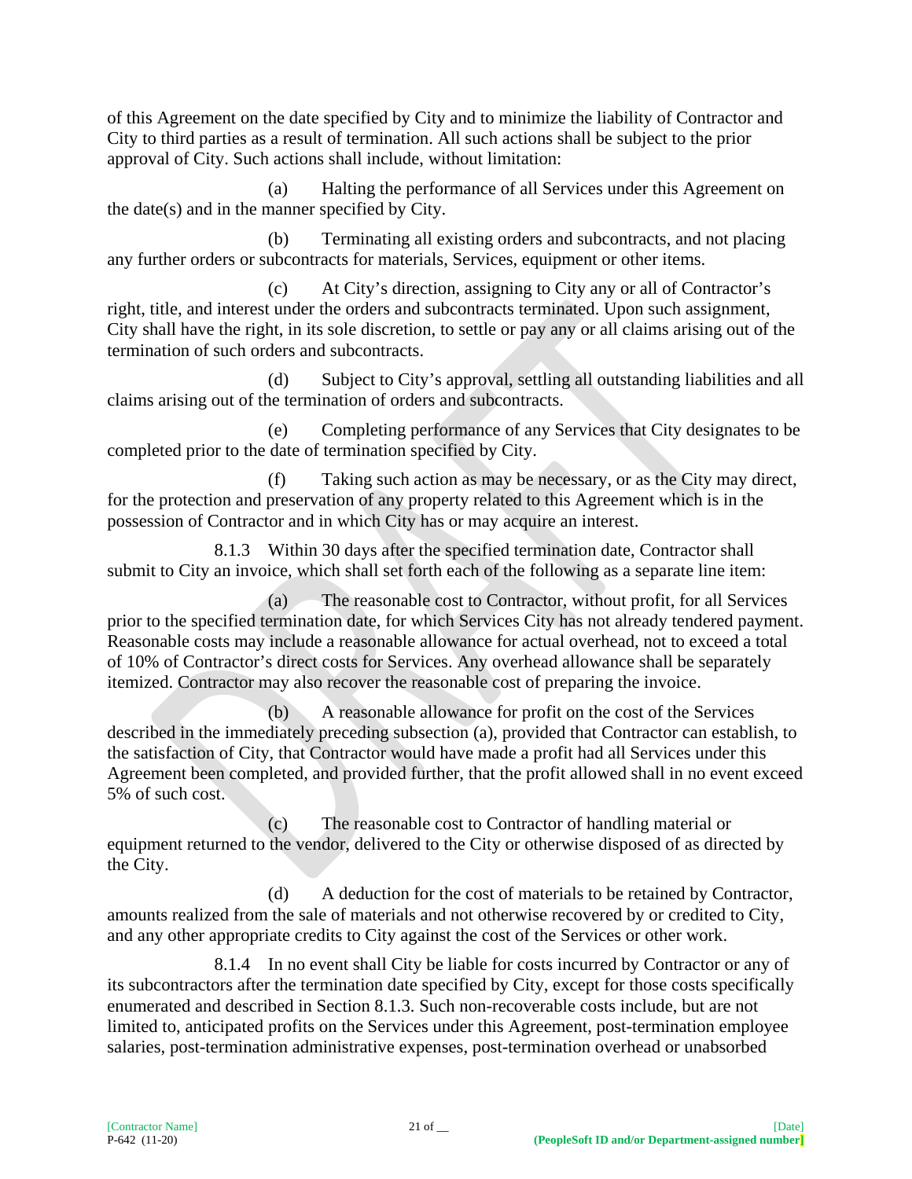of this Agreement on the date specified by City and to minimize the liability of Contractor and City to third parties as a result of termination. All such actions shall be subject to the prior approval of City. Such actions shall include, without limitation:

(a) Halting the performance of all Services under this Agreement on the date(s) and in the manner specified by City.

(b) Terminating all existing orders and subcontracts, and not placing any further orders or subcontracts for materials, Services, equipment or other items.

(c) At City's direction, assigning to City any or all of Contractor's right, title, and interest under the orders and subcontracts terminated. Upon such assignment, City shall have the right, in its sole discretion, to settle or pay any or all claims arising out of the termination of such orders and subcontracts.

(d) Subject to City's approval, settling all outstanding liabilities and all claims arising out of the termination of orders and subcontracts.

(e) Completing performance of any Services that City designates to be completed prior to the date of termination specified by City.

(f) Taking such action as may be necessary, or as the City may direct, for the protection and preservation of any property related to this Agreement which is in the possession of Contractor and in which City has or may acquire an interest.

8.1.3 Within 30 days after the specified termination date, Contractor shall submit to City an invoice, which shall set forth each of the following as a separate line item:

(a) The reasonable cost to Contractor, without profit, for all Services prior to the specified termination date, for which Services City has not already tendered payment. Reasonable costs may include a reasonable allowance for actual overhead, not to exceed a total of 10% of Contractor's direct costs for Services. Any overhead allowance shall be separately itemized. Contractor may also recover the reasonable cost of preparing the invoice.

(b) A reasonable allowance for profit on the cost of the Services described in the immediately preceding subsection (a), provided that Contractor can establish, to the satisfaction of City, that Contractor would have made a profit had all Services under this Agreement been completed, and provided further, that the profit allowed shall in no event exceed 5% of such cost.

(c) The reasonable cost to Contractor of handling material or equipment returned to the vendor, delivered to the City or otherwise disposed of as directed by the City.

(d) A deduction for the cost of materials to be retained by Contractor, amounts realized from the sale of materials and not otherwise recovered by or credited to City, and any other appropriate credits to City against the cost of the Services or other work.

8.1.4 In no event shall City be liable for costs incurred by Contractor or any of its subcontractors after the termination date specified by City, except for those costs specifically enumerated and described in Section 8.1.3. Such non-recoverable costs include, but are not limited to, anticipated profits on the Services under this Agreement, post-termination employee salaries, post-termination administrative expenses, post-termination overhead or unabsorbed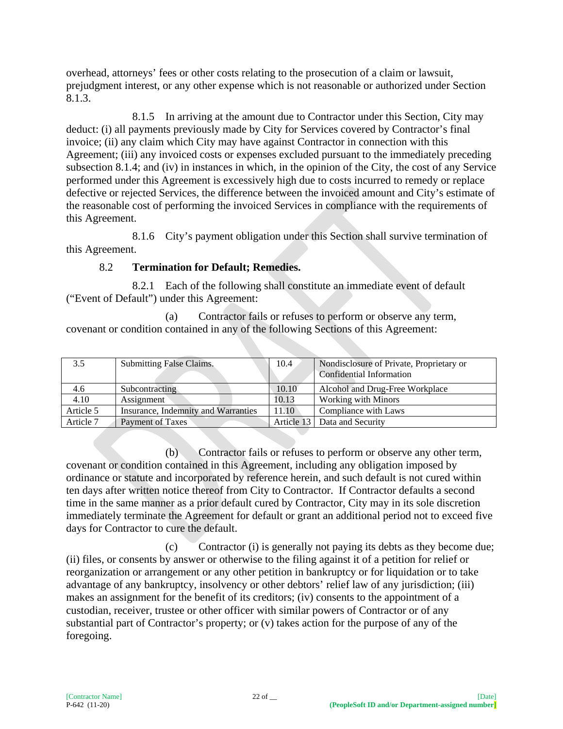overhead, attorneys' fees or other costs relating to the prosecution of a claim or lawsuit, prejudgment interest, or any other expense which is not reasonable or authorized under Section 8.1.3.

8.1.5 In arriving at the amount due to Contractor under this Section, City may deduct: (i) all payments previously made by City for Services covered by Contractor's final invoice; (ii) any claim which City may have against Contractor in connection with this Agreement; (iii) any invoiced costs or expenses excluded pursuant to the immediately preceding subsection 8.1.4; and (iv) in instances in which, in the opinion of the City, the cost of any Service performed under this Agreement is excessively high due to costs incurred to remedy or replace defective or rejected Services, the difference between the invoiced amount and City's estimate of the reasonable cost of performing the invoiced Services in compliance with the requirements of this Agreement.

8.1.6 City's payment obligation under this Section shall survive termination of this Agreement.

8.2 **Termination for Default; Remedies.**

8.2.1 Each of the following shall constitute an immediate event of default ("Event of Default") under this Agreement:

(a) Contractor fails or refuses to perform or observe any term, covenant or condition contained in any of the following Sections of this Agreement:

| 3.5 | Submitting False Claims. | 10.4 | Nondisclosure of Private, Proprietary or Confidential Information |
|---|---|---|---|
| 4.6 | Subcontracting | 10.10 | Alcohol and Drug-Free Workplace |
| 4.10 | Assignment | 10.13 | Working with Minors |
| Article 5 | Insurance, Indemnity and Warranties | 11.10 | Compliance with Laws |
| Article 7 | Payment of Taxes | Article 13 | Data and Security |

(b) Contractor fails or refuses to perform or observe any other term, covenant or condition contained in this Agreement, including any obligation imposed by ordinance or statute and incorporated by reference herein, and such default is not cured within ten days after written notice thereof from City to Contractor. If Contractor defaults a second time in the same manner as a prior default cured by Contractor, City may in its sole discretion immediately terminate the Agreement for default or grant an additional period not to exceed five days for Contractor to cure the default.

(c) Contractor (i) is generally not paying its debts as they become due; (ii) files, or consents by answer or otherwise to the filing against it of a petition for relief or reorganization or arrangement or any other petition in bankruptcy or for liquidation or to take advantage of any bankruptcy, insolvency or other debtors' relief law of any jurisdiction; (iii) makes an assignment for the benefit of its creditors; (iv) consents to the appointment of a custodian, receiver, trustee or other officer with similar powers of Contractor or of any substantial part of Contractor's property; or (v) takes action for the purpose of any of the foregoing.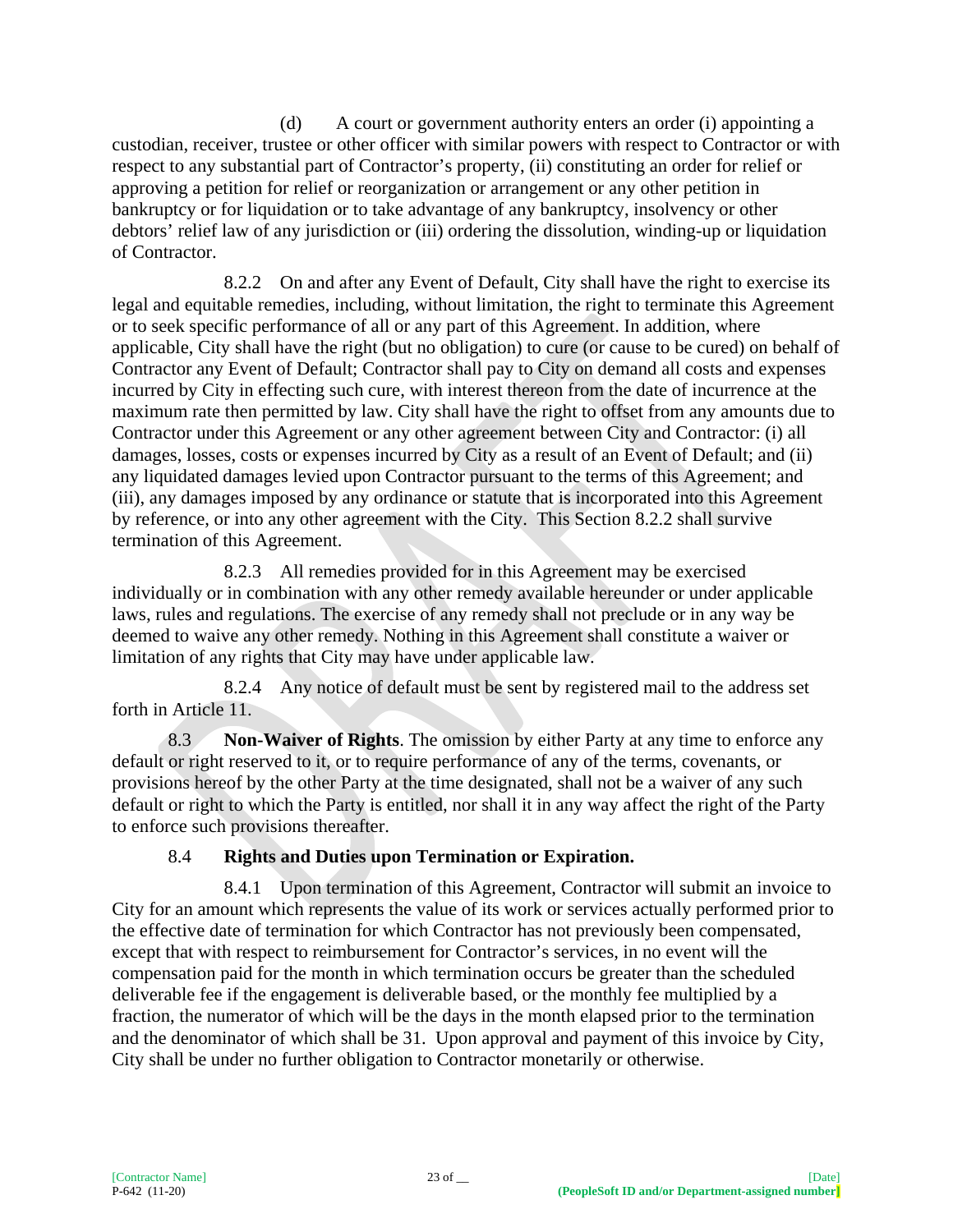(d) A court or government authority enters an order (i) appointing a custodian, receiver, trustee or other officer with similar powers with respect to Contractor or with respect to any substantial part of Contractor's property, (ii) constituting an order for relief or approving a petition for relief or reorganization or arrangement or any other petition in bankruptcy or for liquidation or to take advantage of any bankruptcy, insolvency or other debtors' relief law of any jurisdiction or (iii) ordering the dissolution, winding-up or liquidation of Contractor.

8.2.2 On and after any Event of Default, City shall have the right to exercise its legal and equitable remedies, including, without limitation, the right to terminate this Agreement or to seek specific performance of all or any part of this Agreement. In addition, where applicable, City shall have the right (but no obligation) to cure (or cause to be cured) on behalf of Contractor any Event of Default; Contractor shall pay to City on demand all costs and expenses incurred by City in effecting such cure, with interest thereon from the date of incurrence at the maximum rate then permitted by law. City shall have the right to offset from any amounts due to Contractor under this Agreement or any other agreement between City and Contractor: (i) all damages, losses, costs or expenses incurred by City as a result of an Event of Default; and (ii) any liquidated damages levied upon Contractor pursuant to the terms of this Agreement; and (iii), any damages imposed by any ordinance or statute that is incorporated into this Agreement by reference, or into any other agreement with the City. This Section 8.2.2 shall survive termination of this Agreement.

8.2.3 All remedies provided for in this Agreement may be exercised individually or in combination with any other remedy available hereunder or under applicable laws, rules and regulations. The exercise of any remedy shall not preclude or in any way be deemed to waive any other remedy. Nothing in this Agreement shall constitute a waiver or limitation of any rights that City may have under applicable law.

8.2.4 Any notice of default must be sent by registered mail to the address set forth in Article 11.

8.3 **Non-Waiver of Rights**. The omission by either Party at any time to enforce any default or right reserved to it, or to require performance of any of the terms, covenants, or provisions hereof by the other Party at the time designated, shall not be a waiver of any such default or right to which the Party is entitled, nor shall it in any way affect the right of the Party to enforce such provisions thereafter.

8.4 **Rights and Duties upon Termination or Expiration.**

8.4.1 Upon termination of this Agreement, Contractor will submit an invoice to City for an amount which represents the value of its work or services actually performed prior to the effective date of termination for which Contractor has not previously been compensated, except that with respect to reimbursement for Contractor's services, in no event will the compensation paid for the month in which termination occurs be greater than the scheduled deliverable fee if the engagement is deliverable based, or the monthly fee multiplied by a fraction, the numerator of which will be the days in the month elapsed prior to the termination and the denominator of which shall be 31. Upon approval and payment of this invoice by City, City shall be under no further obligation to Contractor monetarily or otherwise.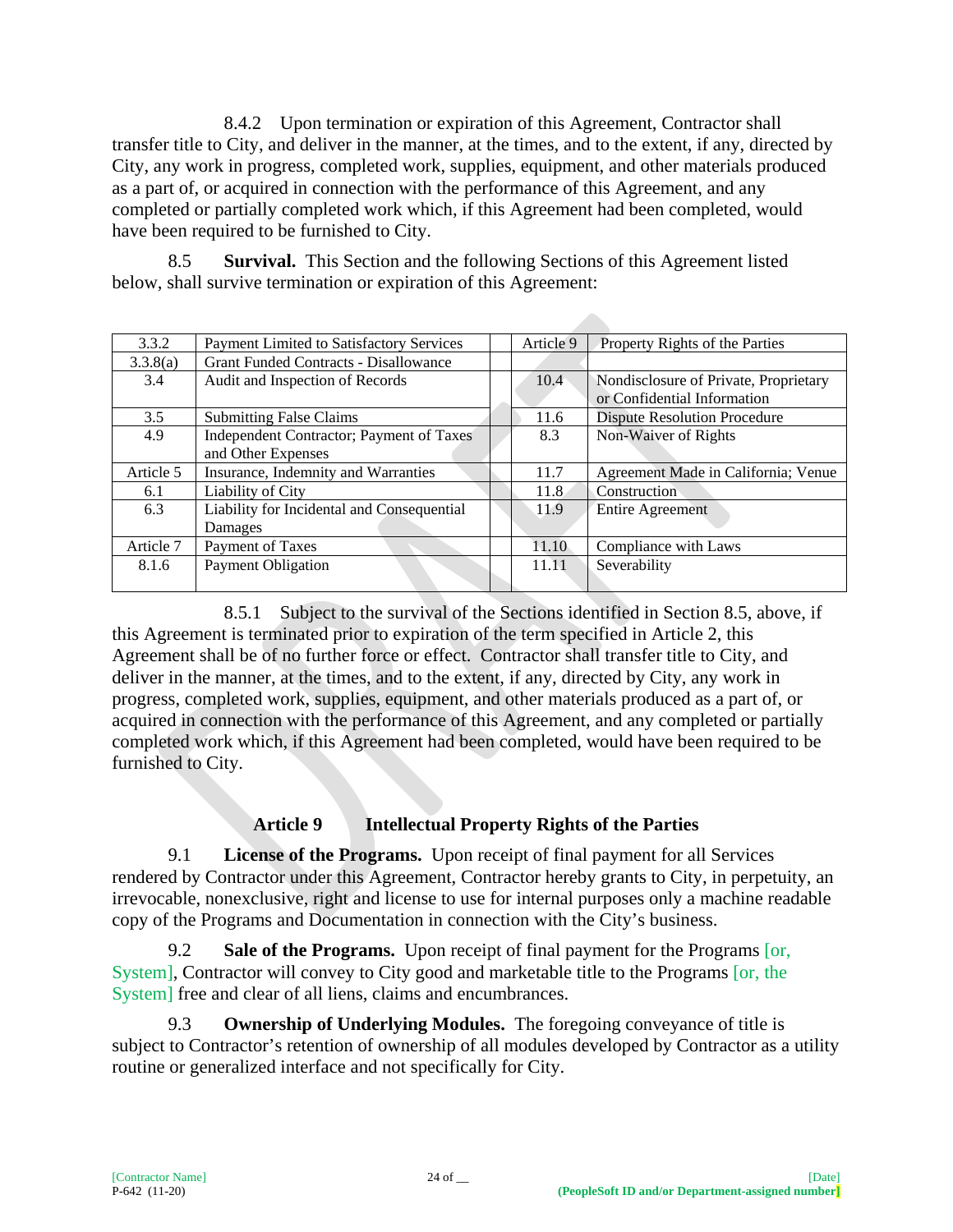8.4.2 Upon termination or expiration of this Agreement, Contractor shall transfer title to City, and deliver in the manner, at the times, and to the extent, if any, directed by City, any work in progress, completed work, supplies, equipment, and other materials produced as a part of, or acquired in connection with the performance of this Agreement, and any completed or partially completed work which, if this Agreement had been completed, would have been required to be furnished to City.

8.5 **Survival.** This Section and the following Sections of this Agreement listed below, shall survive termination or expiration of this Agreement:

| | | | | |
|---|---|---|---|---|
| 3.3.2 | Payment Limited to Satisfactory Services | | Article 9 | Property Rights of the Parties |
| 3.3.8(a) | Grant Funded Contracts - Disallowance | | | |
| 3.4 | Audit and Inspection of Records | | 10.4 | Nondisclosure of Private, Proprietary or Confidential Information |
| 3.5 | Submitting False Claims | | 11.6 | Dispute Resolution Procedure |
| 4.9 | Independent Contractor; Payment of Taxes and Other Expenses | | 8.3 | Non-Waiver of Rights |
| Article 5 | Insurance, Indemnity and Warranties | | 11.7 | Agreement Made in California; Venue |
| 6.1 | Liability of City | | 11.8 | Construction |
| 6.3 | Liability for Incidental and Consequential Damages | | 11.9 | Entire Agreement |
| Article 7 | Payment of Taxes | | 11.10 | Compliance with Laws |
| 8.1.6 | Payment Obligation | | 11.11 | Severability |

8.5.1 Subject to the survival of the Sections identified in Section 8.5, above, if this Agreement is terminated prior to expiration of the term specified in Article 2, this Agreement shall be of no further force or effect. Contractor shall transfer title to City, and deliver in the manner, at the times, and to the extent, if any, directed by City, any work in progress, completed work, supplies, equipment, and other materials produced as a part of, or acquired in connection with the performance of this Agreement, and any completed or partially completed work which, if this Agreement had been completed, would have been required to be furnished to City.

## Article 9 Intellectual Property Rights of the Parties

9.1 **License of the Programs.** Upon receipt of final payment for all Services rendered by Contractor under this Agreement, Contractor hereby grants to City, in perpetuity, an irrevocable, nonexclusive, right and license to use for internal purposes only a machine readable copy of the Programs and Documentation in connection with the City's business.

9.2 **Sale of the Programs.** Upon receipt of final payment for the Programs [or, System], Contractor will convey to City good and marketable title to the Programs [or, the System] free and clear of all liens, claims and encumbrances.

9.3 **Ownership of Underlying Modules.** The foregoing conveyance of title is subject to Contractor's retention of ownership of all modules developed by Contractor as a utility routine or generalized interface and not specifically for City.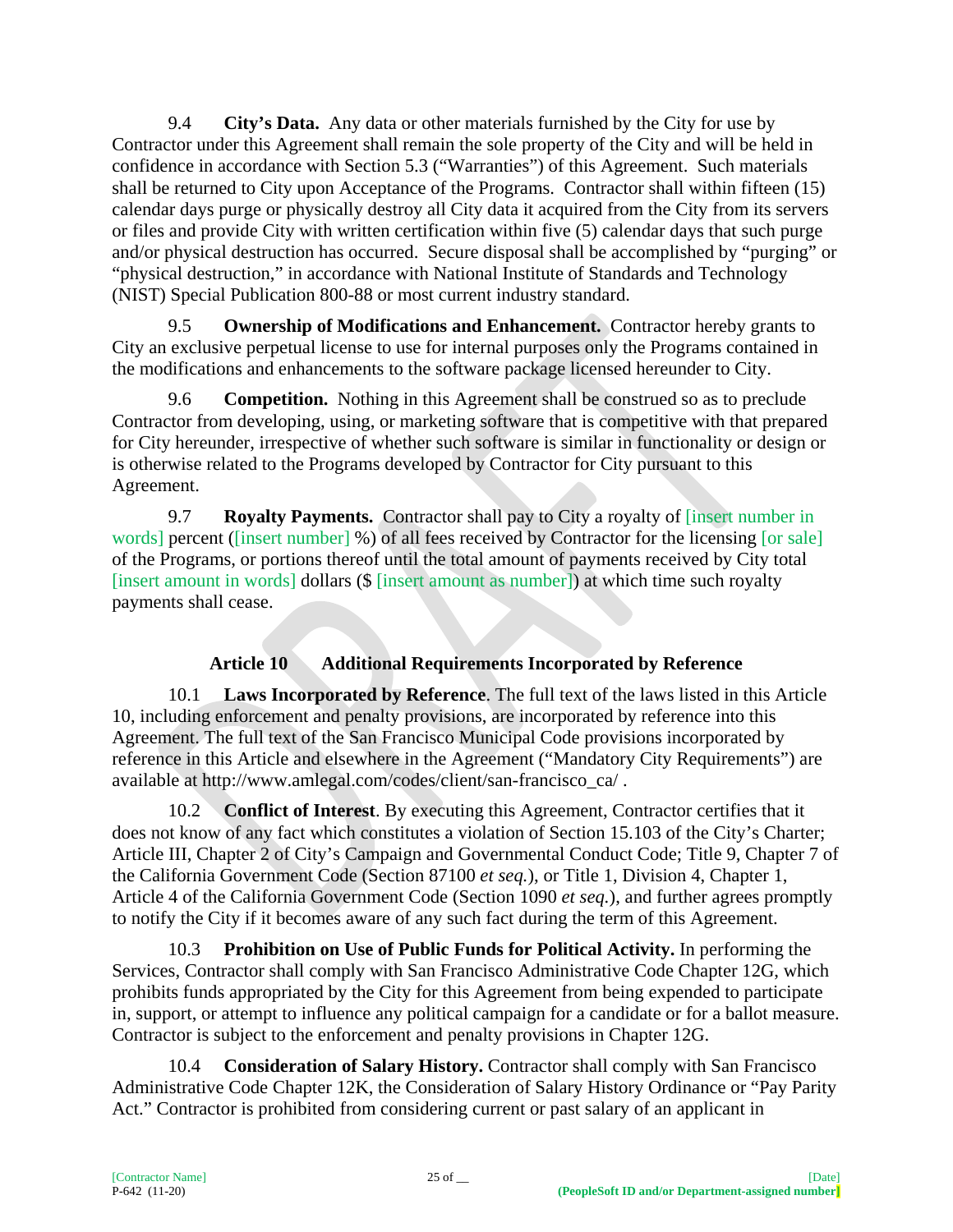9.4 **City's Data.** Any data or other materials furnished by the City for use by Contractor under this Agreement shall remain the sole property of the City and will be held in confidence in accordance with Section 5.3 ("Warranties") of this Agreement. Such materials shall be returned to City upon Acceptance of the Programs. Contractor shall within fifteen (15) calendar days purge or physically destroy all City data it acquired from the City from its servers or files and provide City with written certification within five (5) calendar days that such purge and/or physical destruction has occurred. Secure disposal shall be accomplished by "purging" or "physical destruction," in accordance with National Institute of Standards and Technology (NIST) Special Publication 800-88 or most current industry standard.

9.5 **Ownership of Modifications and Enhancement.** Contractor hereby grants to City an exclusive perpetual license to use for internal purposes only the Programs contained in the modifications and enhancements to the software package licensed hereunder to City.

9.6 **Competition.** Nothing in this Agreement shall be construed so as to preclude Contractor from developing, using, or marketing software that is competitive with that prepared for City hereunder, irrespective of whether such software is similar in functionality or design or is otherwise related to the Programs developed by Contractor for City pursuant to this Agreement.

9.7 **Royalty Payments.** Contractor shall pay to City a royalty of [insert number in words] percent ([insert number] %) of all fees received by Contractor for the licensing [or sale] of the Programs, or portions thereof until the total amount of payments received by City total [insert amount in words] dollars ($ [insert amount as number]) at which time such royalty payments shall cease.

## Article 10 Additional Requirements Incorporated by Reference

10.1 **Laws Incorporated by Reference**. The full text of the laws listed in this Article 10, including enforcement and penalty provisions, are incorporated by reference into this Agreement. The full text of the San Francisco Municipal Code provisions incorporated by reference in this Article and elsewhere in the Agreement ("Mandatory City Requirements") are available at http://www.amlegal.com/codes/client/san-francisco_ca/ .

10.2 **Conflict of Interest**. By executing this Agreement, Contractor certifies that it does not know of any fact which constitutes a violation of Section 15.103 of the City's Charter; Article III, Chapter 2 of City's Campaign and Governmental Conduct Code; Title 9, Chapter 7 of the California Government Code (Section 87100 *et seq.*), or Title 1, Division 4, Chapter 1, Article 4 of the California Government Code (Section 1090 *et seq.*), and further agrees promptly to notify the City if it becomes aware of any such fact during the term of this Agreement.

10.3 **Prohibition on Use of Public Funds for Political Activity.** In performing the Services, Contractor shall comply with San Francisco Administrative Code Chapter 12G, which prohibits funds appropriated by the City for this Agreement from being expended to participate in, support, or attempt to influence any political campaign for a candidate or for a ballot measure. Contractor is subject to the enforcement and penalty provisions in Chapter 12G.

10.4 **Consideration of Salary History.** Contractor shall comply with San Francisco Administrative Code Chapter 12K, the Consideration of Salary History Ordinance or "Pay Parity Act." Contractor is prohibited from considering current or past salary of an applicant in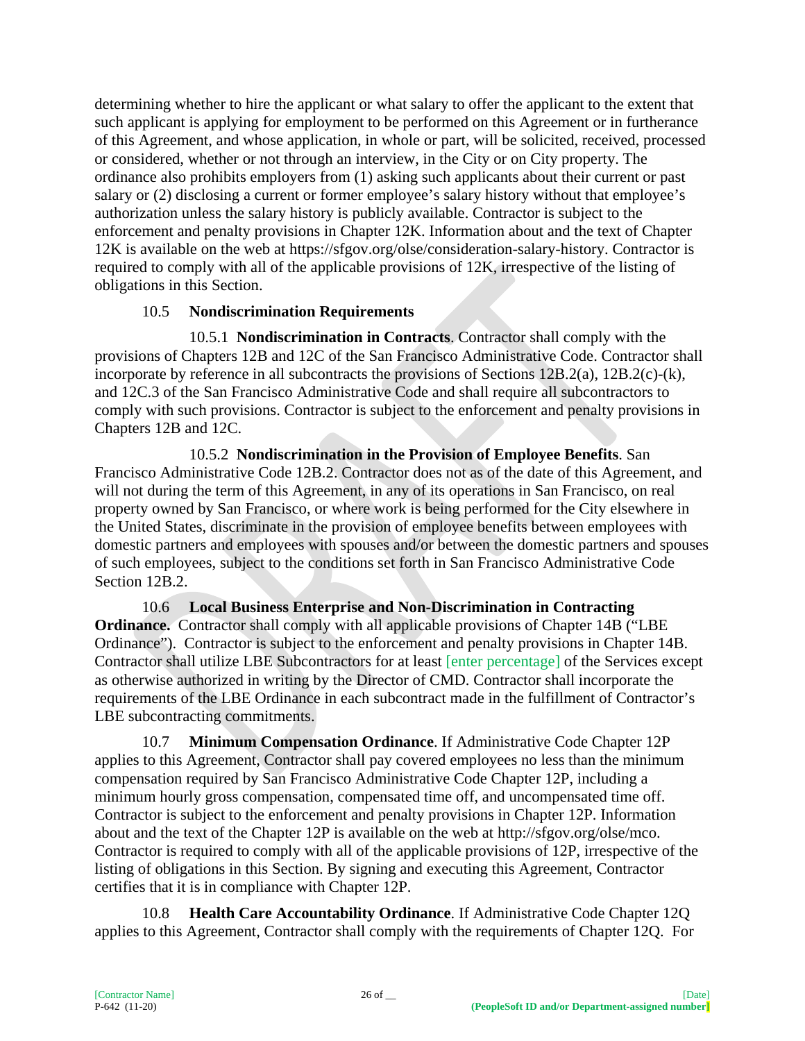determining whether to hire the applicant or what salary to offer the applicant to the extent that such applicant is applying for employment to be performed on this Agreement or in furtherance of this Agreement, and whose application, in whole or part, will be solicited, received, processed or considered, whether or not through an interview, in the City or on City property. The ordinance also prohibits employers from (1) asking such applicants about their current or past salary or (2) disclosing a current or former employee's salary history without that employee's authorization unless the salary history is publicly available. Contractor is subject to the enforcement and penalty provisions in Chapter 12K. Information about and the text of Chapter 12K is available on the web at https://sfgov.org/olse/consideration-salary-history. Contractor is required to comply with all of the applicable provisions of 12K, irrespective of the listing of obligations in this Section.

10.5 **Nondiscrimination Requirements**

10.5.1 **Nondiscrimination in Contracts**. Contractor shall comply with the provisions of Chapters 12B and 12C of the San Francisco Administrative Code. Contractor shall incorporate by reference in all subcontracts the provisions of Sections 12B.2(a), 12B.2(c)-(k), and 12C.3 of the San Francisco Administrative Code and shall require all subcontractors to comply with such provisions. Contractor is subject to the enforcement and penalty provisions in Chapters 12B and 12C.

10.5.2 **Nondiscrimination in the Provision of Employee Benefits**. San Francisco Administrative Code 12B.2. Contractor does not as of the date of this Agreement, and will not during the term of this Agreement, in any of its operations in San Francisco, on real property owned by San Francisco, or where work is being performed for the City elsewhere in the United States, discriminate in the provision of employee benefits between employees with domestic partners and employees with spouses and/or between the domestic partners and spouses of such employees, subject to the conditions set forth in San Francisco Administrative Code Section 12B.2.

10.6 **Local Business Enterprise and Non-Discrimination in Contracting Ordinance.** Contractor shall comply with all applicable provisions of Chapter 14B ("LBE Ordinance"). Contractor is subject to the enforcement and penalty provisions in Chapter 14B. Contractor shall utilize LBE Subcontractors for at least [enter percentage] of the Services except as otherwise authorized in writing by the Director of CMD. Contractor shall incorporate the requirements of the LBE Ordinance in each subcontract made in the fulfillment of Contractor's LBE subcontracting commitments.

10.7 **Minimum Compensation Ordinance**. If Administrative Code Chapter 12P applies to this Agreement, Contractor shall pay covered employees no less than the minimum compensation required by San Francisco Administrative Code Chapter 12P, including a minimum hourly gross compensation, compensated time off, and uncompensated time off. Contractor is subject to the enforcement and penalty provisions in Chapter 12P. Information about and the text of the Chapter 12P is available on the web at http://sfgov.org/olse/mco. Contractor is required to comply with all of the applicable provisions of 12P, irrespective of the listing of obligations in this Section. By signing and executing this Agreement, Contractor certifies that it is in compliance with Chapter 12P.

10.8 **Health Care Accountability Ordinance**. If Administrative Code Chapter 12Q applies to this Agreement, Contractor shall comply with the requirements of Chapter 12Q. For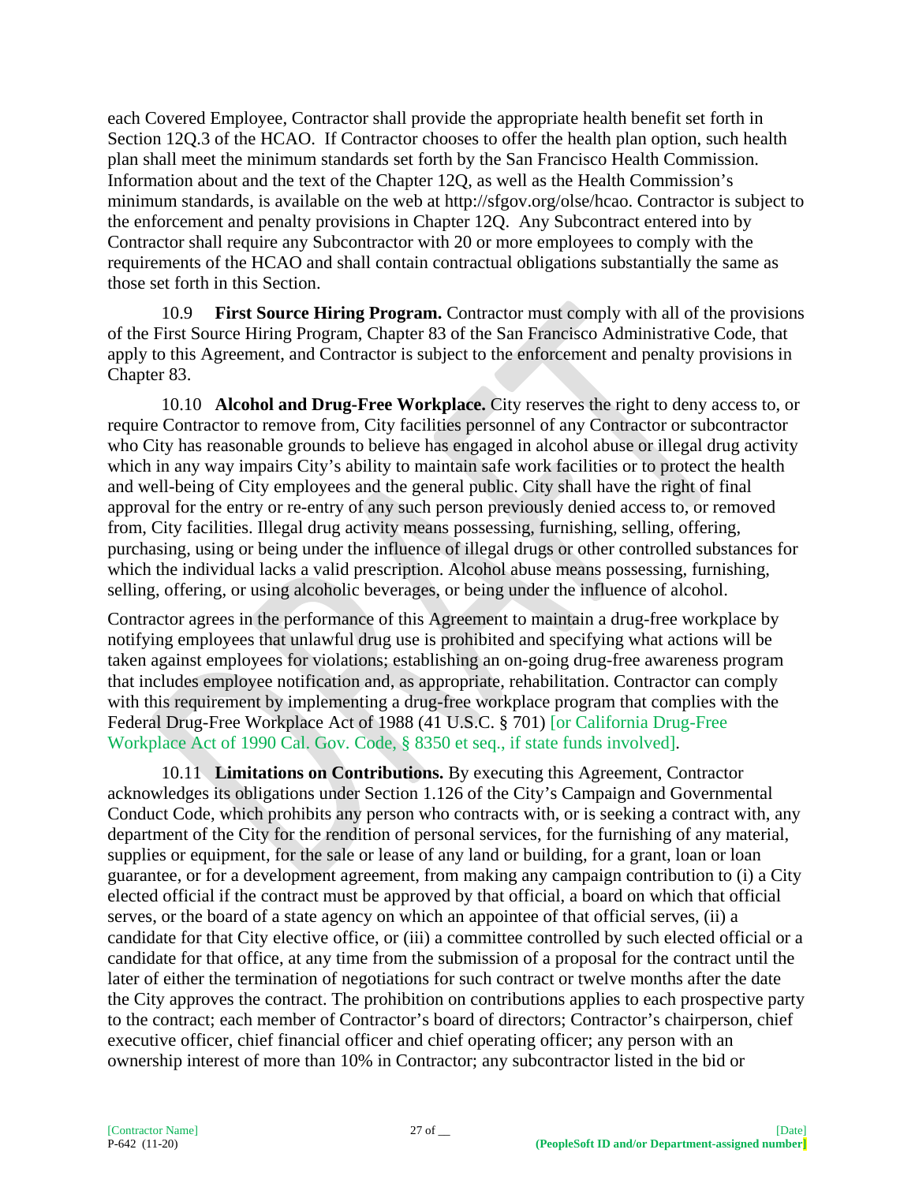each Covered Employee, Contractor shall provide the appropriate health benefit set forth in Section 12Q.3 of the HCAO. If Contractor chooses to offer the health plan option, such health plan shall meet the minimum standards set forth by the San Francisco Health Commission. Information about and the text of the Chapter 12Q, as well as the Health Commission's minimum standards, is available on the web at http://sfgov.org/olse/hcao. Contractor is subject to the enforcement and penalty provisions in Chapter 12Q. Any Subcontract entered into by Contractor shall require any Subcontractor with 20 or more employees to comply with the requirements of the HCAO and shall contain contractual obligations substantially the same as those set forth in this Section.

10.9 **First Source Hiring Program.** Contractor must comply with all of the provisions of the First Source Hiring Program, Chapter 83 of the San Francisco Administrative Code, that apply to this Agreement, and Contractor is subject to the enforcement and penalty provisions in Chapter 83.

10.10 **Alcohol and Drug-Free Workplace.** City reserves the right to deny access to, or require Contractor to remove from, City facilities personnel of any Contractor or subcontractor who City has reasonable grounds to believe has engaged in alcohol abuse or illegal drug activity which in any way impairs City's ability to maintain safe work facilities or to protect the health and well-being of City employees and the general public. City shall have the right of final approval for the entry or re-entry of any such person previously denied access to, or removed from, City facilities. Illegal drug activity means possessing, furnishing, selling, offering, purchasing, using or being under the influence of illegal drugs or other controlled substances for which the individual lacks a valid prescription. Alcohol abuse means possessing, furnishing, selling, offering, or using alcoholic beverages, or being under the influence of alcohol.

Contractor agrees in the performance of this Agreement to maintain a drug-free workplace by notifying employees that unlawful drug use is prohibited and specifying what actions will be taken against employees for violations; establishing an on-going drug-free awareness program that includes employee notification and, as appropriate, rehabilitation. Contractor can comply with this requirement by implementing a drug-free workplace program that complies with the Federal Drug-Free Workplace Act of 1988 (41 U.S.C. § 701) [or California Drug-Free Workplace Act of 1990 Cal. Gov. Code, § 8350 et seq., if state funds involved].

10.11 **Limitations on Contributions.** By executing this Agreement, Contractor acknowledges its obligations under Section 1.126 of the City's Campaign and Governmental Conduct Code, which prohibits any person who contracts with, or is seeking a contract with, any department of the City for the rendition of personal services, for the furnishing of any material, supplies or equipment, for the sale or lease of any land or building, for a grant, loan or loan guarantee, or for a development agreement, from making any campaign contribution to (i) a City elected official if the contract must be approved by that official, a board on which that official serves, or the board of a state agency on which an appointee of that official serves, (ii) a candidate for that City elective office, or (iii) a committee controlled by such elected official or a candidate for that office, at any time from the submission of a proposal for the contract until the later of either the termination of negotiations for such contract or twelve months after the date the City approves the contract. The prohibition on contributions applies to each prospective party to the contract; each member of Contractor's board of directors; Contractor's chairperson, chief executive officer, chief financial officer and chief operating officer; any person with an ownership interest of more than 10% in Contractor; any subcontractor listed in the bid or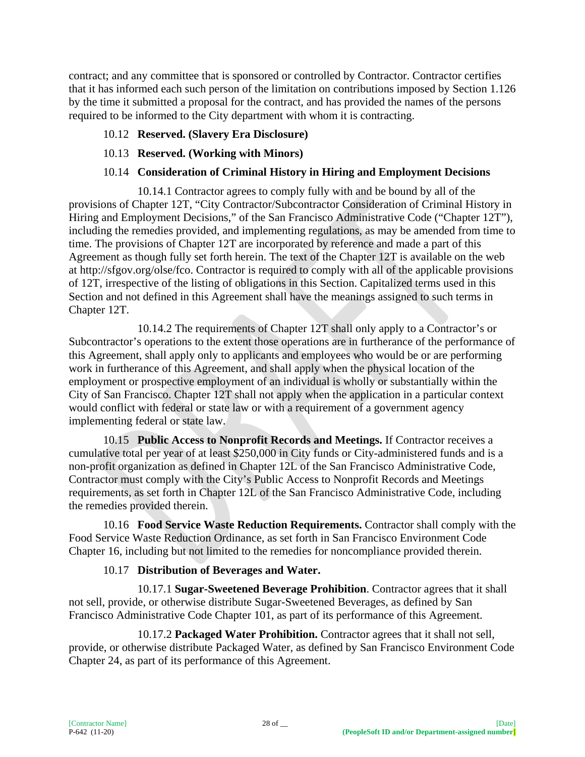contract; and any committee that is sponsored or controlled by Contractor. Contractor certifies that it has informed each such person of the limitation on contributions imposed by Section 1.126 by the time it submitted a proposal for the contract, and has provided the names of the persons required to be informed to the City department with whom it is contracting.

10.12 **Reserved. (Slavery Era Disclosure)**

10.13 **Reserved. (Working with Minors)**

10.14 **Consideration of Criminal History in Hiring and Employment Decisions**

10.14.1 Contractor agrees to comply fully with and be bound by all of the provisions of Chapter 12T, "City Contractor/Subcontractor Consideration of Criminal History in Hiring and Employment Decisions," of the San Francisco Administrative Code ("Chapter 12T"), including the remedies provided, and implementing regulations, as may be amended from time to time. The provisions of Chapter 12T are incorporated by reference and made a part of this Agreement as though fully set forth herein. The text of the Chapter 12T is available on the web at http://sfgov.org/olse/fco. Contractor is required to comply with all of the applicable provisions of 12T, irrespective of the listing of obligations in this Section. Capitalized terms used in this Section and not defined in this Agreement shall have the meanings assigned to such terms in Chapter 12T.

10.14.2 The requirements of Chapter 12T shall only apply to a Contractor's or Subcontractor's operations to the extent those operations are in furtherance of the performance of this Agreement, shall apply only to applicants and employees who would be or are performing work in furtherance of this Agreement, and shall apply when the physical location of the employment or prospective employment of an individual is wholly or substantially within the City of San Francisco. Chapter 12T shall not apply when the application in a particular context would conflict with federal or state law or with a requirement of a government agency implementing federal or state law.

10.15 **Public Access to Nonprofit Records and Meetings.** If Contractor receives a cumulative total per year of at least $250,000 in City funds or City-administered funds and is a non-profit organization as defined in Chapter 12L of the San Francisco Administrative Code, Contractor must comply with the City's Public Access to Nonprofit Records and Meetings requirements, as set forth in Chapter 12L of the San Francisco Administrative Code, including the remedies provided therein.

10.16 **Food Service Waste Reduction Requirements.** Contractor shall comply with the Food Service Waste Reduction Ordinance, as set forth in San Francisco Environment Code Chapter 16, including but not limited to the remedies for noncompliance provided therein.

10.17 **Distribution of Beverages and Water.**

10.17.1 **Sugar-Sweetened Beverage Prohibition**. Contractor agrees that it shall not sell, provide, or otherwise distribute Sugar-Sweetened Beverages, as defined by San Francisco Administrative Code Chapter 101, as part of its performance of this Agreement.

10.17.2 **Packaged Water Prohibition.** Contractor agrees that it shall not sell, provide, or otherwise distribute Packaged Water, as defined by San Francisco Environment Code Chapter 24, as part of its performance of this Agreement.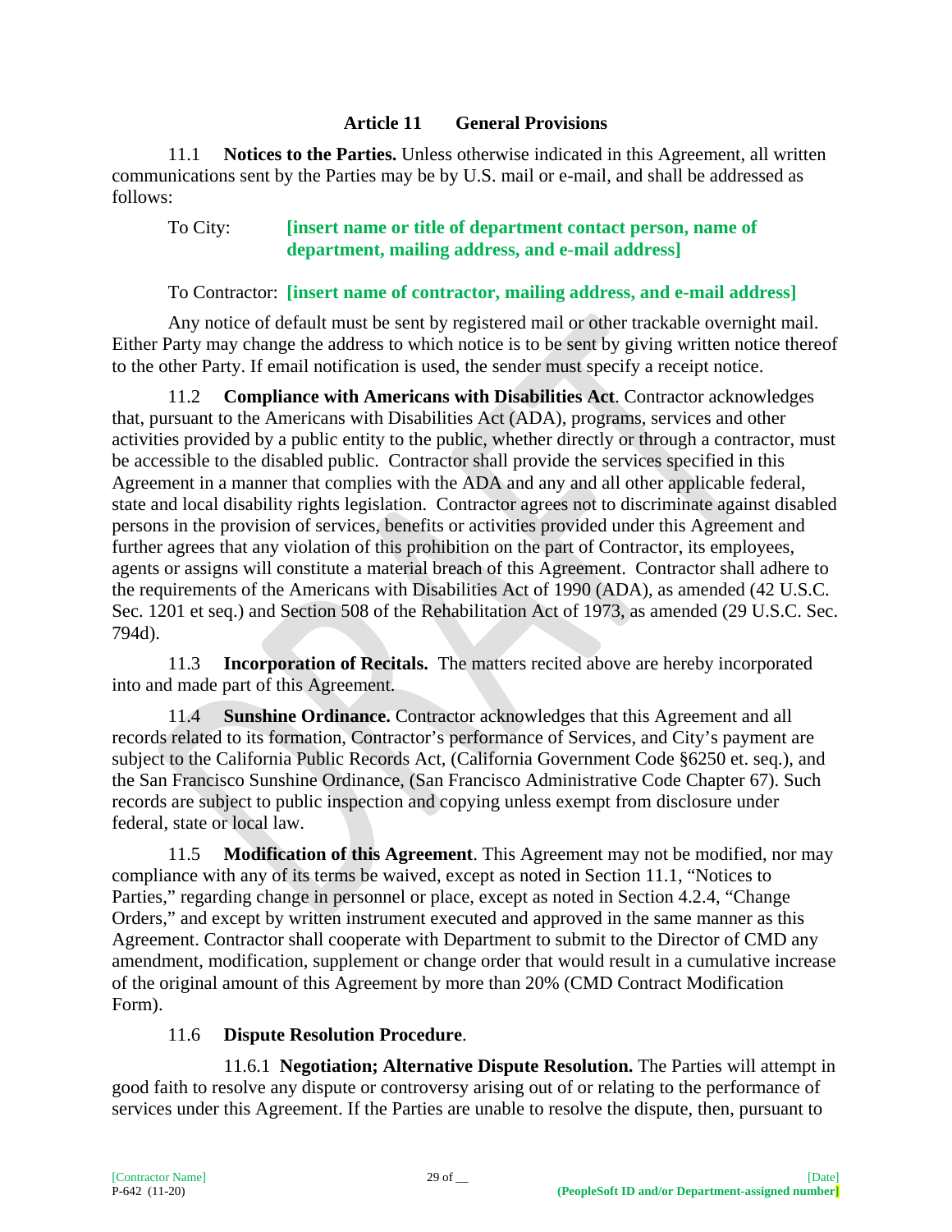### Article 11 General Provisions

11.1 **Notices to the Parties.** Unless otherwise indicated in this Agreement, all written communications sent by the Parties may be by U.S. mail or e-mail, and shall be addressed as follows:

To City: **[insert name or title of department contact person, name of department, mailing address, and e-mail address]**

To Contractor: **[insert name of contractor, mailing address, and e-mail address]**

Any notice of default must be sent by registered mail or other trackable overnight mail. Either Party may change the address to which notice is to be sent by giving written notice thereof to the other Party. If email notification is used, the sender must specify a receipt notice.

11.2 **Compliance with Americans with Disabilities Act**. Contractor acknowledges that, pursuant to the Americans with Disabilities Act (ADA), programs, services and other activities provided by a public entity to the public, whether directly or through a contractor, must be accessible to the disabled public. Contractor shall provide the services specified in this Agreement in a manner that complies with the ADA and any and all other applicable federal, state and local disability rights legislation. Contractor agrees not to discriminate against disabled persons in the provision of services, benefits or activities provided under this Agreement and further agrees that any violation of this prohibition on the part of Contractor, its employees, agents or assigns will constitute a material breach of this Agreement. Contractor shall adhere to the requirements of the Americans with Disabilities Act of 1990 (ADA), as amended (42 U.S.C. Sec. 1201 et seq.) and Section 508 of the Rehabilitation Act of 1973, as amended (29 U.S.C. Sec. 794d).

11.3 **Incorporation of Recitals.** The matters recited above are hereby incorporated into and made part of this Agreement.

11.4 **Sunshine Ordinance.** Contractor acknowledges that this Agreement and all records related to its formation, Contractor's performance of Services, and City's payment are subject to the California Public Records Act, (California Government Code §6250 et. seq.), and the San Francisco Sunshine Ordinance, (San Francisco Administrative Code Chapter 67). Such records are subject to public inspection and copying unless exempt from disclosure under federal, state or local law.

11.5 **Modification of this Agreement**. This Agreement may not be modified, nor may compliance with any of its terms be waived, except as noted in Section 11.1, "Notices to Parties," regarding change in personnel or place, except as noted in Section 4.2.4, "Change Orders," and except by written instrument executed and approved in the same manner as this Agreement. Contractor shall cooperate with Department to submit to the Director of CMD any amendment, modification, supplement or change order that would result in a cumulative increase of the original amount of this Agreement by more than 20% (CMD Contract Modification Form).

11.6 **Dispute Resolution Procedure**.

11.6.1 **Negotiation; Alternative Dispute Resolution.** The Parties will attempt in good faith to resolve any dispute or controversy arising out of or relating to the performance of services under this Agreement. If the Parties are unable to resolve the dispute, then, pursuant to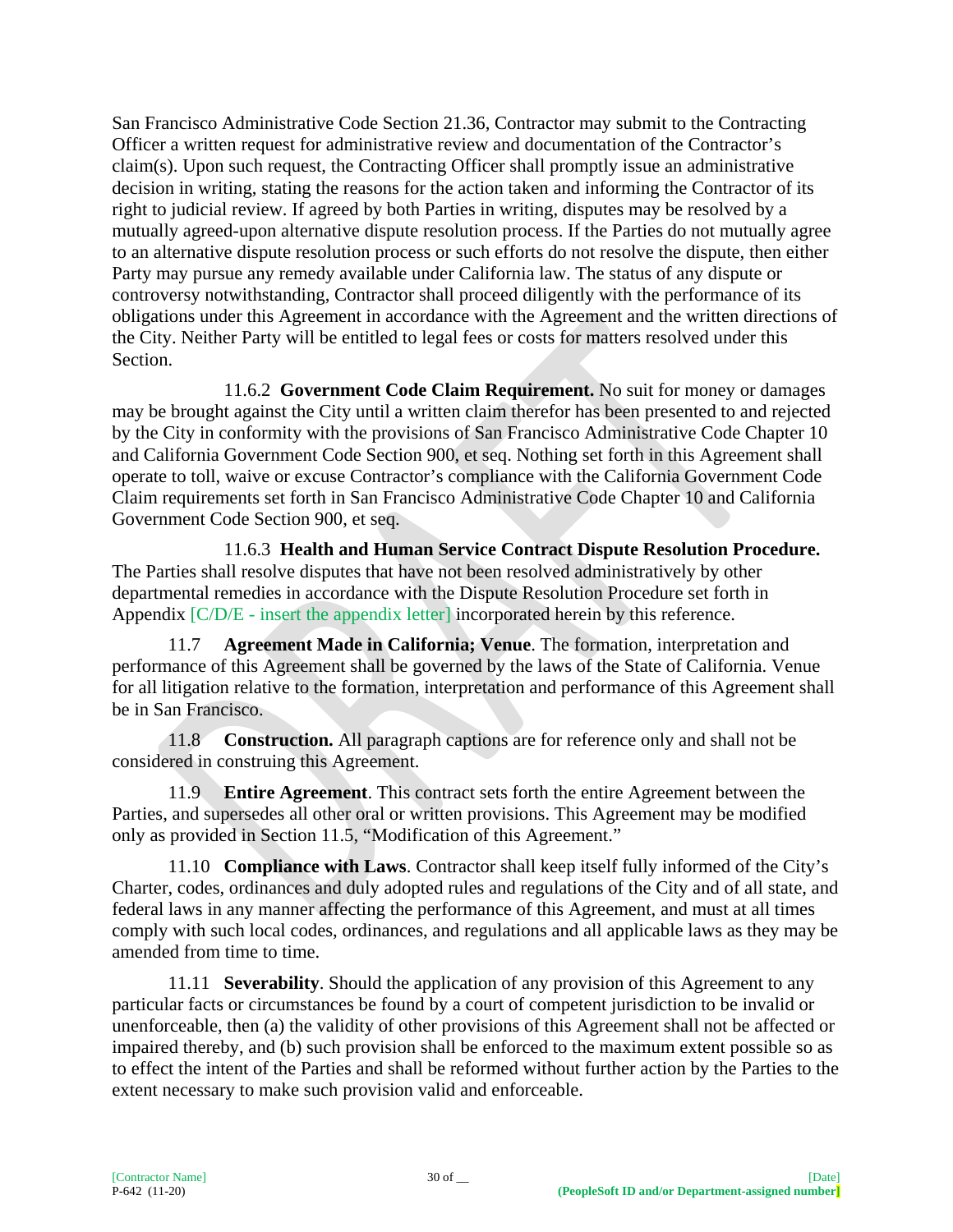San Francisco Administrative Code Section 21.36, Contractor may submit to the Contracting Officer a written request for administrative review and documentation of the Contractor's claim(s). Upon such request, the Contracting Officer shall promptly issue an administrative decision in writing, stating the reasons for the action taken and informing the Contractor of its right to judicial review. If agreed by both Parties in writing, disputes may be resolved by a mutually agreed-upon alternative dispute resolution process. If the Parties do not mutually agree to an alternative dispute resolution process or such efforts do not resolve the dispute, then either Party may pursue any remedy available under California law. The status of any dispute or controversy notwithstanding, Contractor shall proceed diligently with the performance of its obligations under this Agreement in accordance with the Agreement and the written directions of the City. Neither Party will be entitled to legal fees or costs for matters resolved under this Section.

11.6.2 **Government Code Claim Requirement.** No suit for money or damages may be brought against the City until a written claim therefor has been presented to and rejected by the City in conformity with the provisions of San Francisco Administrative Code Chapter 10 and California Government Code Section 900, et seq. Nothing set forth in this Agreement shall operate to toll, waive or excuse Contractor's compliance with the California Government Code Claim requirements set forth in San Francisco Administrative Code Chapter 10 and California Government Code Section 900, et seq.

11.6.3 **Health and Human Service Contract Dispute Resolution Procedure.** The Parties shall resolve disputes that have not been resolved administratively by other departmental remedies in accordance with the Dispute Resolution Procedure set forth in Appendix [C/D/E - insert the appendix letter] incorporated herein by this reference.

11.7 **Agreement Made in California; Venue**. The formation, interpretation and performance of this Agreement shall be governed by the laws of the State of California. Venue for all litigation relative to the formation, interpretation and performance of this Agreement shall be in San Francisco.

11.8 **Construction.** All paragraph captions are for reference only and shall not be considered in construing this Agreement.

11.9 **Entire Agreement**. This contract sets forth the entire Agreement between the Parties, and supersedes all other oral or written provisions. This Agreement may be modified only as provided in Section 11.5, "Modification of this Agreement."

11.10 **Compliance with Laws**. Contractor shall keep itself fully informed of the City's Charter, codes, ordinances and duly adopted rules and regulations of the City and of all state, and federal laws in any manner affecting the performance of this Agreement, and must at all times comply with such local codes, ordinances, and regulations and all applicable laws as they may be amended from time to time.

11.11 **Severability**. Should the application of any provision of this Agreement to any particular facts or circumstances be found by a court of competent jurisdiction to be invalid or unenforceable, then (a) the validity of other provisions of this Agreement shall not be affected or impaired thereby, and (b) such provision shall be enforced to the maximum extent possible so as to effect the intent of the Parties and shall be reformed without further action by the Parties to the extent necessary to make such provision valid and enforceable.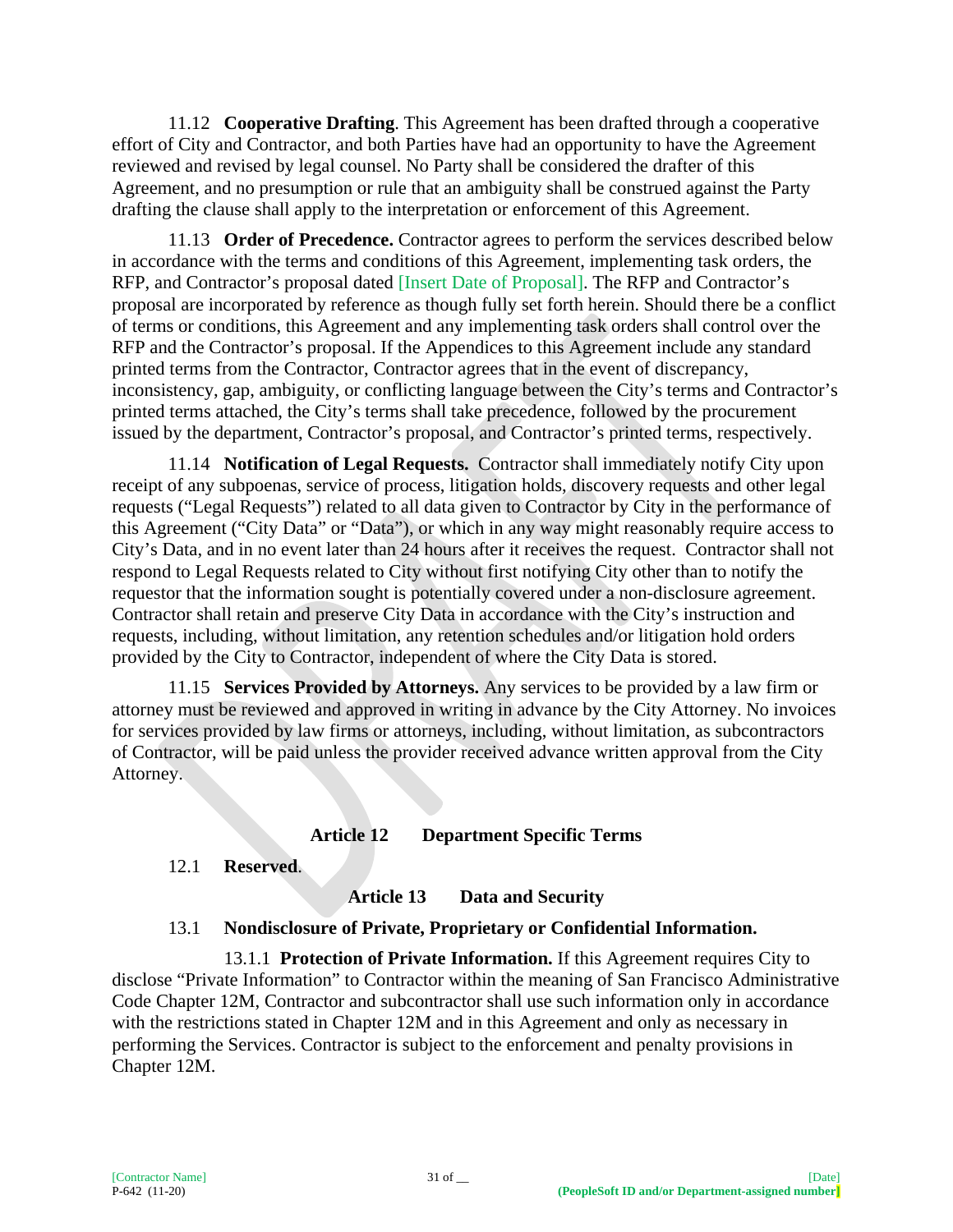11.12 **Cooperative Drafting**. This Agreement has been drafted through a cooperative effort of City and Contractor, and both Parties have had an opportunity to have the Agreement reviewed and revised by legal counsel. No Party shall be considered the drafter of this Agreement, and no presumption or rule that an ambiguity shall be construed against the Party drafting the clause shall apply to the interpretation or enforcement of this Agreement.

11.13 **Order of Precedence.** Contractor agrees to perform the services described below in accordance with the terms and conditions of this Agreement, implementing task orders, the RFP, and Contractor's proposal dated [Insert Date of Proposal]. The RFP and Contractor's proposal are incorporated by reference as though fully set forth herein. Should there be a conflict of terms or conditions, this Agreement and any implementing task orders shall control over the RFP and the Contractor's proposal. If the Appendices to this Agreement include any standard printed terms from the Contractor, Contractor agrees that in the event of discrepancy, inconsistency, gap, ambiguity, or conflicting language between the City's terms and Contractor's printed terms attached, the City's terms shall take precedence, followed by the procurement issued by the department, Contractor's proposal, and Contractor's printed terms, respectively.

11.14 **Notification of Legal Requests.** Contractor shall immediately notify City upon receipt of any subpoenas, service of process, litigation holds, discovery requests and other legal requests ("Legal Requests") related to all data given to Contractor by City in the performance of this Agreement ("City Data" or "Data"), or which in any way might reasonably require access to City's Data, and in no event later than 24 hours after it receives the request. Contractor shall not respond to Legal Requests related to City without first notifying City other than to notify the requestor that the information sought is potentially covered under a non-disclosure agreement. Contractor shall retain and preserve City Data in accordance with the City's instruction and requests, including, without limitation, any retention schedules and/or litigation hold orders provided by the City to Contractor, independent of where the City Data is stored.

11.15 **Services Provided by Attorneys.** Any services to be provided by a law firm or attorney must be reviewed and approved in writing in advance by the City Attorney. No invoices for services provided by law firms or attorneys, including, without limitation, as subcontractors of Contractor, will be paid unless the provider received advance written approval from the City Attorney.

## Article 12 Department Specific Terms

12.1 **Reserved**.

## Article 13 Data and Security

### 13.1 Nondisclosure of Private, Proprietary or Confidential Information.

13.1.1 **Protection of Private Information.** If this Agreement requires City to disclose "Private Information" to Contractor within the meaning of San Francisco Administrative Code Chapter 12M, Contractor and subcontractor shall use such information only in accordance with the restrictions stated in Chapter 12M and in this Agreement and only as necessary in performing the Services. Contractor is subject to the enforcement and penalty provisions in Chapter 12M.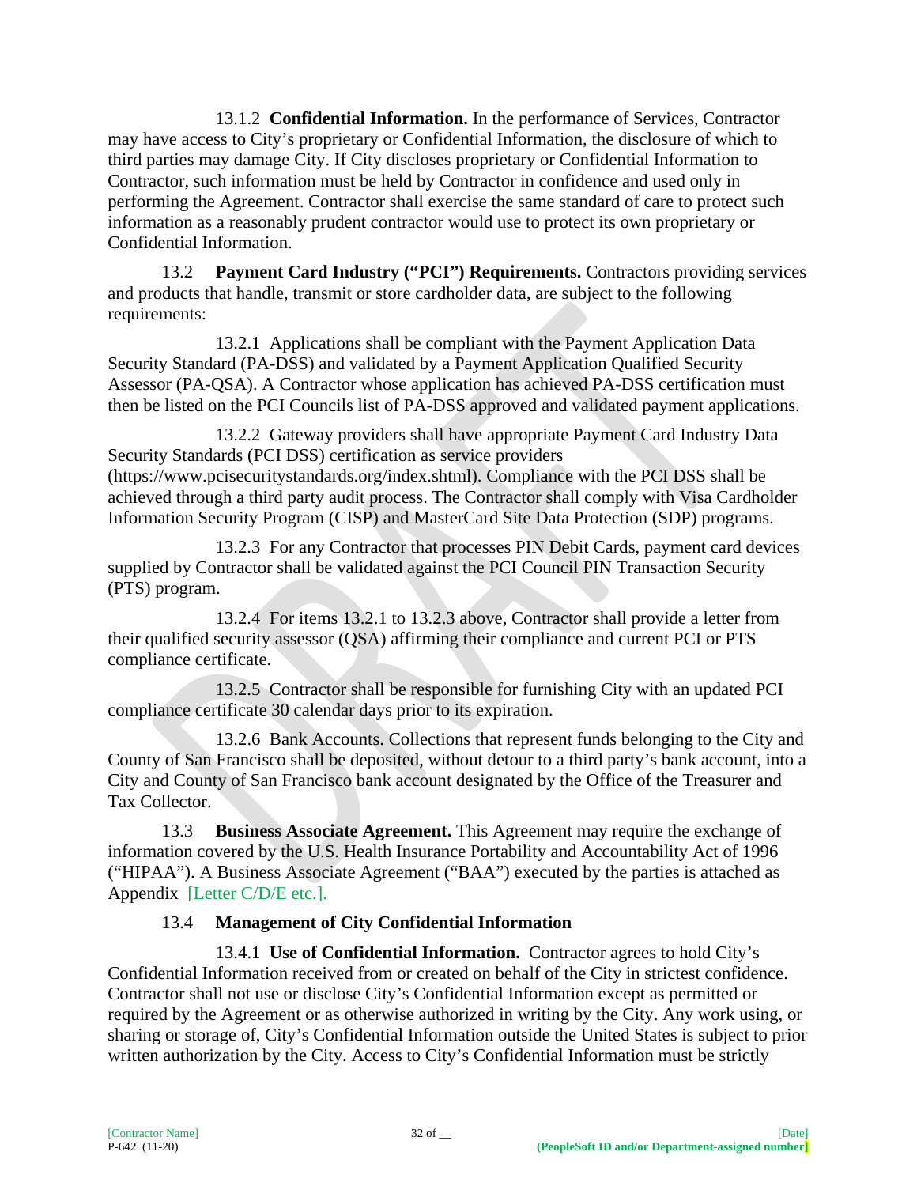13.1.2 **Confidential Information.** In the performance of Services, Contractor may have access to City's proprietary or Confidential Information, the disclosure of which to third parties may damage City. If City discloses proprietary or Confidential Information to Contractor, such information must be held by Contractor in confidence and used only in performing the Agreement. Contractor shall exercise the same standard of care to protect such information as a reasonably prudent contractor would use to protect its own proprietary or Confidential Information.

13.2 **Payment Card Industry ("PCI") Requirements.** Contractors providing services and products that handle, transmit or store cardholder data, are subject to the following requirements:

13.2.1 Applications shall be compliant with the Payment Application Data Security Standard (PA-DSS) and validated by a Payment Application Qualified Security Assessor (PA-QSA). A Contractor whose application has achieved PA-DSS certification must then be listed on the PCI Councils list of PA-DSS approved and validated payment applications.

13.2.2 Gateway providers shall have appropriate Payment Card Industry Data Security Standards (PCI DSS) certification as service providers (https://www.pcisecuritystandards.org/index.shtml). Compliance with the PCI DSS shall be achieved through a third party audit process. The Contractor shall comply with Visa Cardholder Information Security Program (CISP) and MasterCard Site Data Protection (SDP) programs.

13.2.3 For any Contractor that processes PIN Debit Cards, payment card devices supplied by Contractor shall be validated against the PCI Council PIN Transaction Security (PTS) program.

13.2.4 For items 13.2.1 to 13.2.3 above, Contractor shall provide a letter from their qualified security assessor (QSA) affirming their compliance and current PCI or PTS compliance certificate.

13.2.5 Contractor shall be responsible for furnishing City with an updated PCI compliance certificate 30 calendar days prior to its expiration.

13.2.6 Bank Accounts. Collections that represent funds belonging to the City and County of San Francisco shall be deposited, without detour to a third party's bank account, into a City and County of San Francisco bank account designated by the Office of the Treasurer and Tax Collector.

13.3 **Business Associate Agreement.** This Agreement may require the exchange of information covered by the U.S. Health Insurance Portability and Accountability Act of 1996 ("HIPAA"). A Business Associate Agreement ("BAA") executed by the parties is attached as Appendix [Letter C/D/E etc.].

13.4 **Management of City Confidential Information**

13.4.1 **Use of Confidential Information.** Contractor agrees to hold City's Confidential Information received from or created on behalf of the City in strictest confidence. Contractor shall not use or disclose City's Confidential Information except as permitted or required by the Agreement or as otherwise authorized in writing by the City. Any work using, or sharing or storage of, City's Confidential Information outside the United States is subject to prior written authorization by the City. Access to City's Confidential Information must be strictly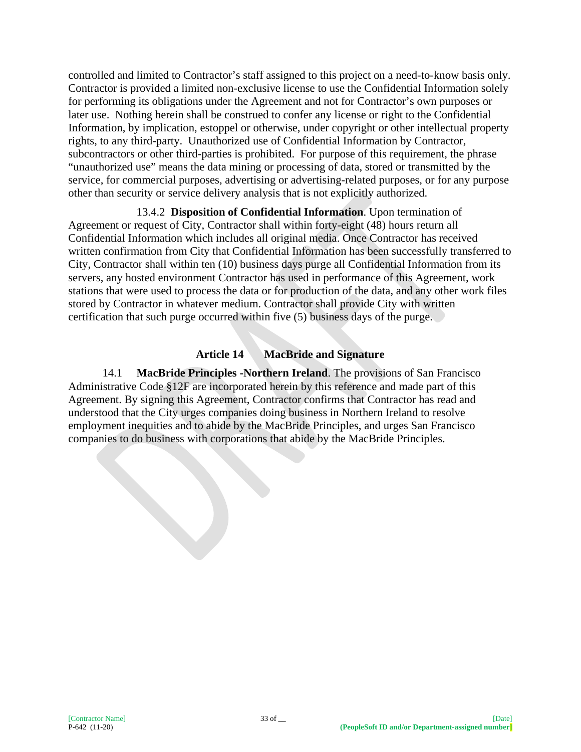controlled and limited to Contractor's staff assigned to this project on a need-to-know basis only. Contractor is provided a limited non-exclusive license to use the Confidential Information solely for performing its obligations under the Agreement and not for Contractor's own purposes or later use. Nothing herein shall be construed to confer any license or right to the Confidential Information, by implication, estoppel or otherwise, under copyright or other intellectual property rights, to any third-party. Unauthorized use of Confidential Information by Contractor, subcontractors or other third-parties is prohibited. For purpose of this requirement, the phrase "unauthorized use" means the data mining or processing of data, stored or transmitted by the service, for commercial purposes, advertising or advertising-related purposes, or for any purpose other than security or service delivery analysis that is not explicitly authorized.

13.4.2 **Disposition of Confidential Information**. Upon termination of Agreement or request of City, Contractor shall within forty-eight (48) hours return all Confidential Information which includes all original media. Once Contractor has received written confirmation from City that Confidential Information has been successfully transferred to City, Contractor shall within ten (10) business days purge all Confidential Information from its servers, any hosted environment Contractor has used in performance of this Agreement, work stations that were used to process the data or for production of the data, and any other work files stored by Contractor in whatever medium. Contractor shall provide City with written certification that such purge occurred within five (5) business days of the purge.

## Article 14 MacBride and Signature

14.1 **MacBride Principles -Northern Ireland**. The provisions of San Francisco Administrative Code §12F are incorporated herein by this reference and made part of this Agreement. By signing this Agreement, Contractor confirms that Contractor has read and understood that the City urges companies doing business in Northern Ireland to resolve employment inequities and to abide by the MacBride Principles, and urges San Francisco companies to do business with corporations that abide by the MacBride Principles.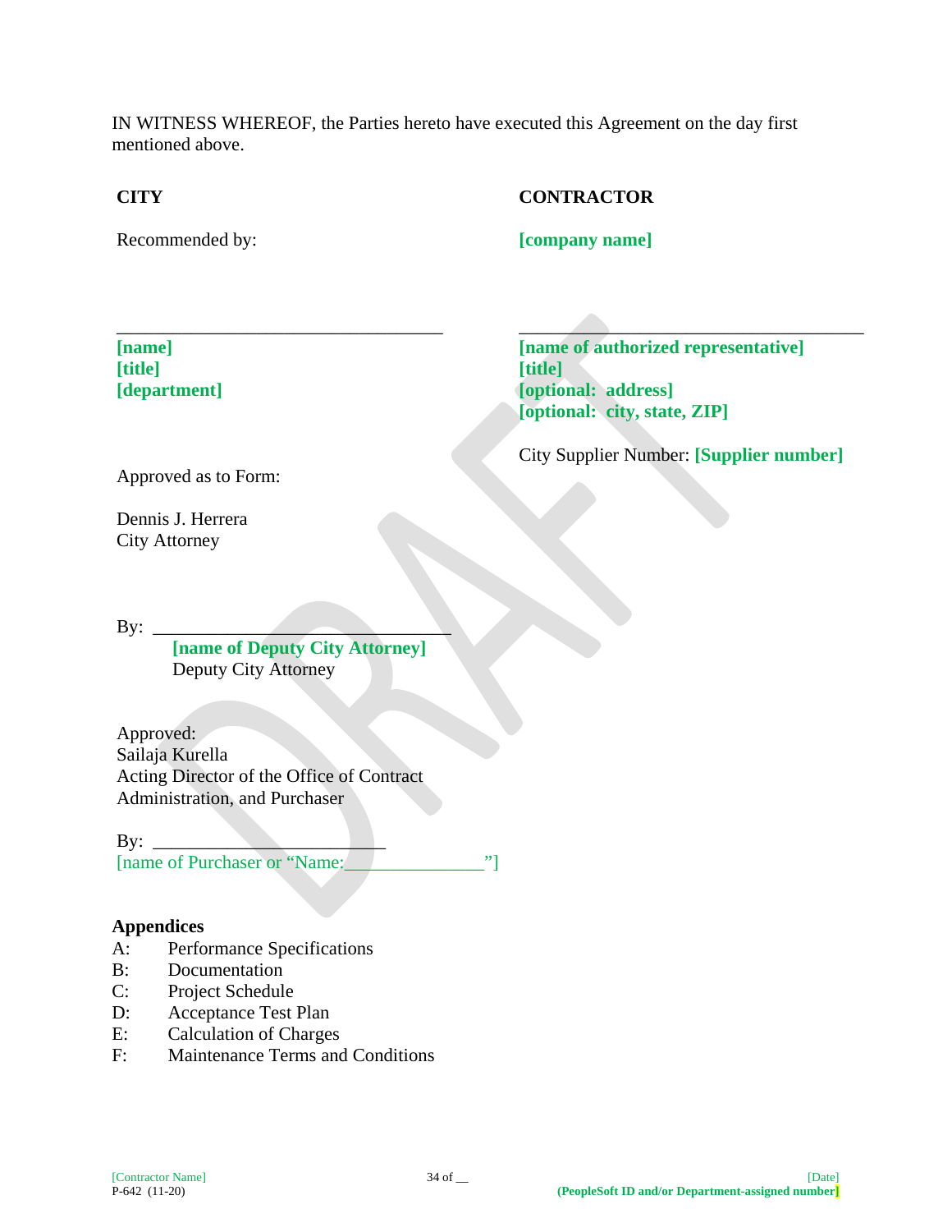IN WITNESS WHEREOF, the Parties hereto have executed this Agreement on the day first mentioned above.

**CITY**

Recommended by:

___________________________________

**[name]**
**[title]**
**[department]**

Approved as to Form:

Dennis J. Herrera
City Attorney

By: ________________________________

**[name of Deputy City Attorney]**
Deputy City Attorney

Approved:
Sailaja Kurella
Acting Director of the Office of Contract Administration, and Purchaser

By: ________________________
[name of Purchaser or "Name:_______________"]

**CONTRACTOR**

**[company name]**

_____________________________________

**[name of authorized representative]**
**[title]**
**[optional: address]**
**[optional: city, state, ZIP]**

City Supplier Number: **[Supplier number]**

**Appendices**

A: Performance Specifications
B: Documentation
C: Project Schedule
D: Acceptance Test Plan
E: Calculation of Charges
F: Maintenance Terms and Conditions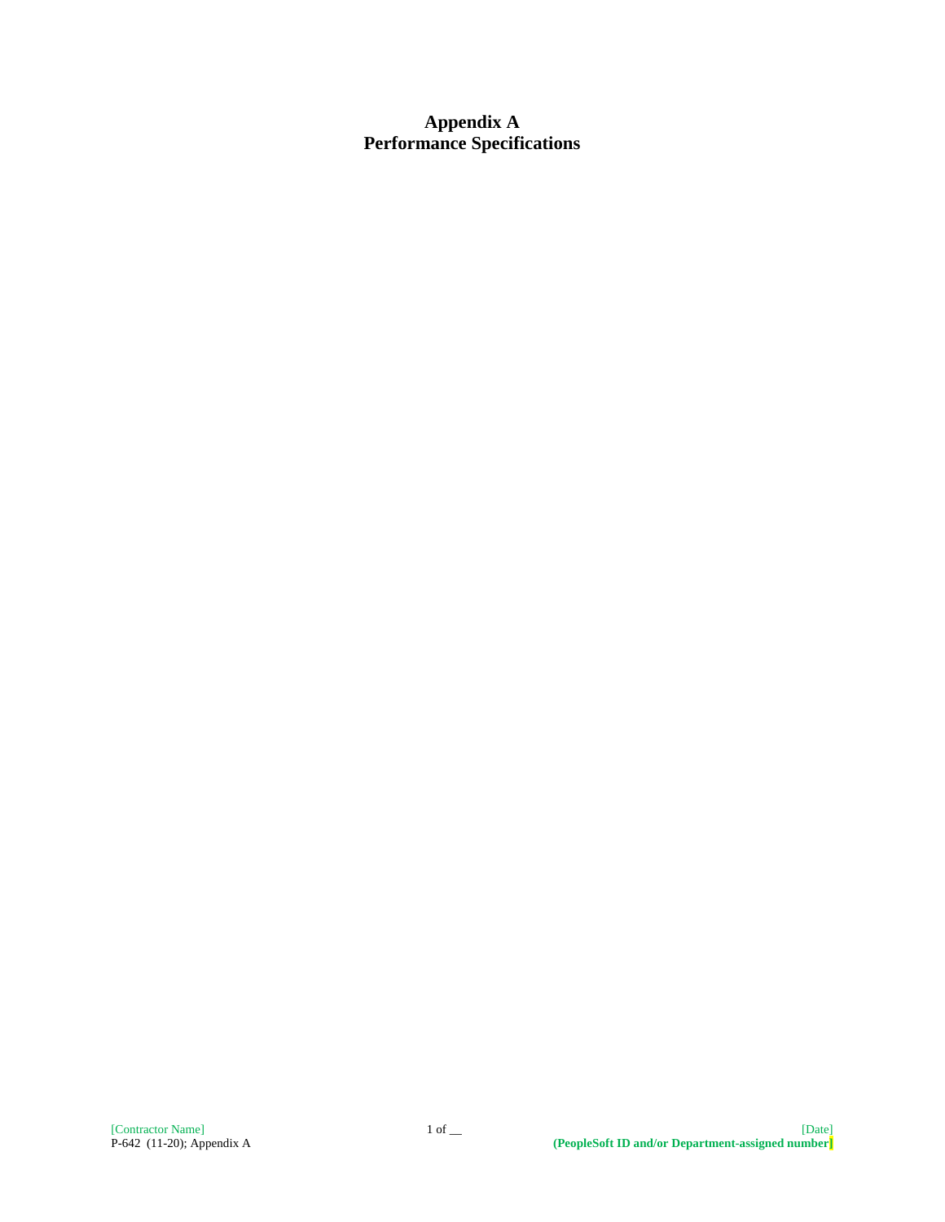# Appendix A
# Performance Specifications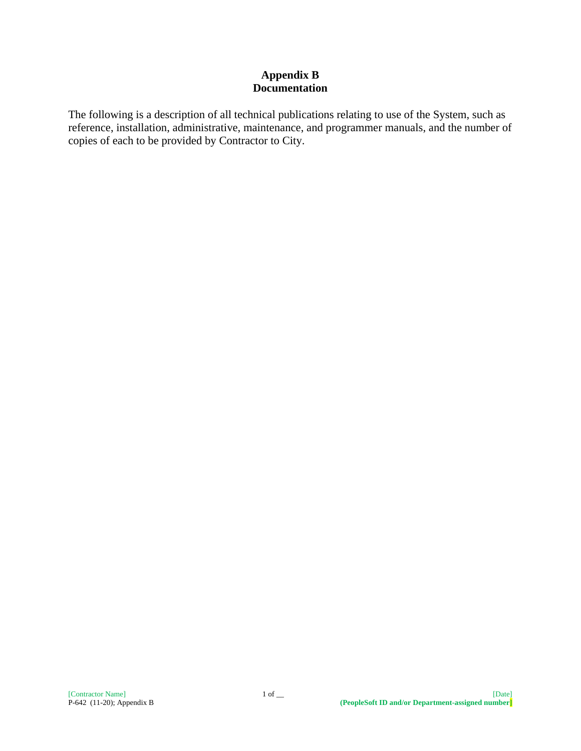# Appendix B
# Documentation

The following is a description of all technical publications relating to use of the System, such as reference, installation, administrative, maintenance, and programmer manuals, and the number of copies of each to be provided by Contractor to City.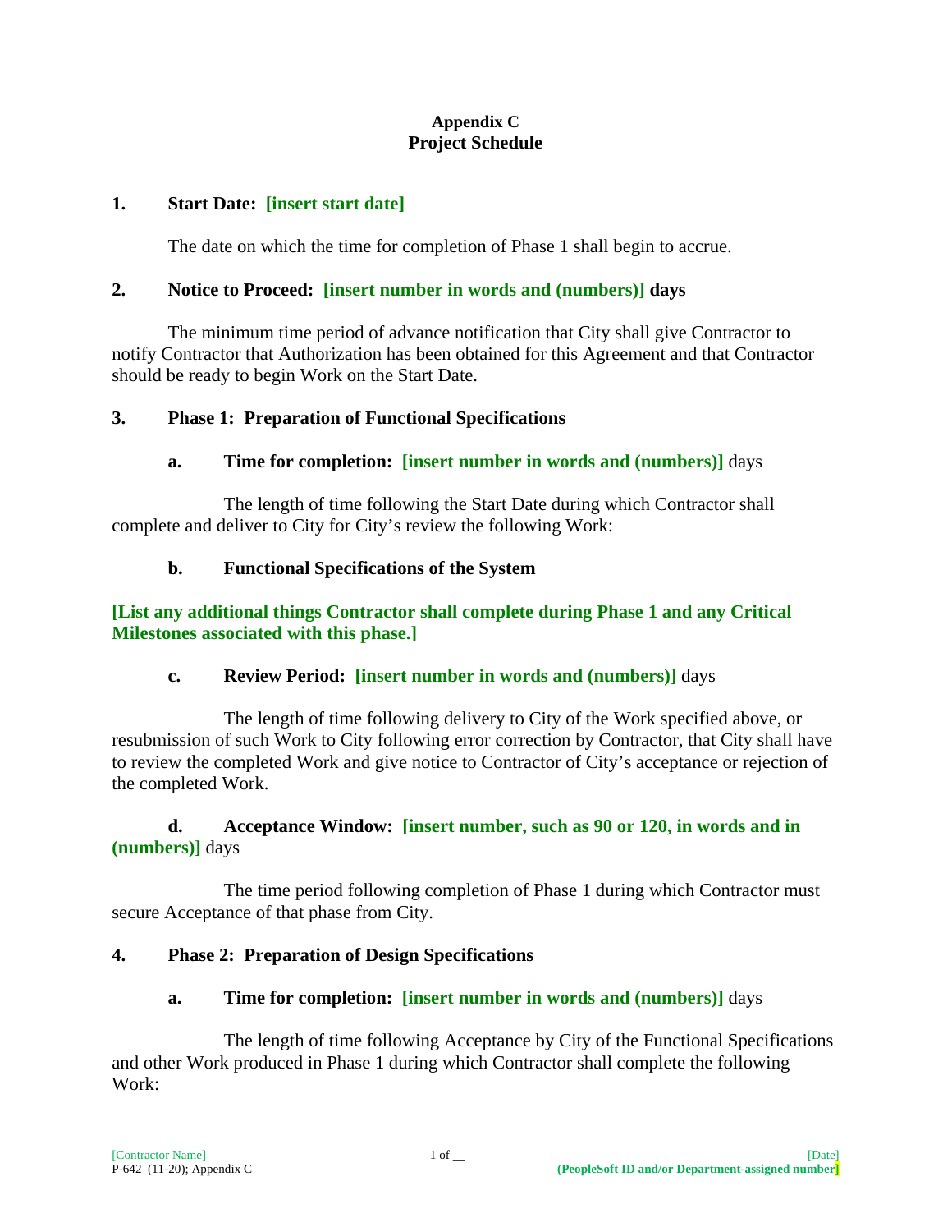**Appendix C**
**Project Schedule**

**1. Start Date: [insert start date]**

The date on which the time for completion of Phase 1 shall begin to accrue.

**2. Notice to Proceed: [insert number in words and (numbers)] days**

The minimum time period of advance notification that City shall give Contractor to notify Contractor that Authorization has been obtained for this Agreement and that Contractor should be ready to begin Work on the Start Date.

**3. Phase 1: Preparation of Functional Specifications**

**a. Time for completion: [insert number in words and (numbers)]** days

The length of time following the Start Date during which Contractor shall complete and deliver to City for City's review the following Work:

**b. Functional Specifications of the System**

**[List any additional things Contractor shall complete during Phase 1 and any Critical Milestones associated with this phase.]**

**c. Review Period: [insert number in words and (numbers)]** days

The length of time following delivery to City of the Work specified above, or resubmission of such Work to City following error correction by Contractor, that City shall have to review the completed Work and give notice to Contractor of City's acceptance or rejection of the completed Work.

**d. Acceptance Window: [insert number, such as 90 or 120, in words and in (numbers)]** days

The time period following completion of Phase 1 during which Contractor must secure Acceptance of that phase from City.

**4. Phase 2: Preparation of Design Specifications**

**a. Time for completion: [insert number in words and (numbers)]** days

The length of time following Acceptance by City of the Functional Specifications and other Work produced in Phase 1 during which Contractor shall complete the following Work: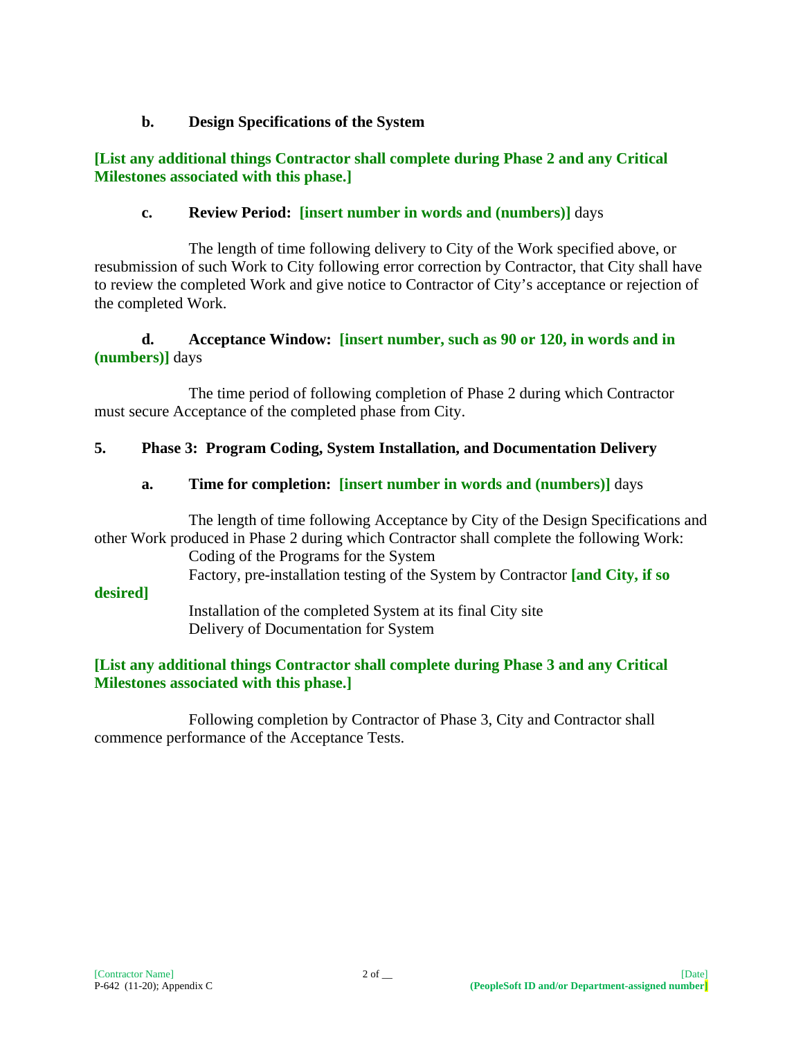**b. Design Specifications of the System**

**[List any additional things Contractor shall complete during Phase 2 and any Critical Milestones associated with this phase.]**

**c. Review Period: [insert number in words and (numbers)]** days

The length of time following delivery to City of the Work specified above, or resubmission of such Work to City following error correction by Contractor, that City shall have to review the completed Work and give notice to Contractor of City's acceptance or rejection of the completed Work.

**d. Acceptance Window: [insert number, such as 90 or 120, in words and in (numbers)]** days

The time period of following completion of Phase 2 during which Contractor must secure Acceptance of the completed phase from City.

**5. Phase 3: Program Coding, System Installation, and Documentation Delivery**

**a. Time for completion: [insert number in words and (numbers)]** days

The length of time following Acceptance by City of the Design Specifications and other Work produced in Phase 2 during which Contractor shall complete the following Work:

Coding of the Programs for the System

Factory, pre-installation testing of the System by Contractor **[and City, if so desired]**

Installation of the completed System at its final City site

Delivery of Documentation for System

**[List any additional things Contractor shall complete during Phase 3 and any Critical Milestones associated with this phase.]**

Following completion by Contractor of Phase 3, City and Contractor shall commence performance of the Acceptance Tests.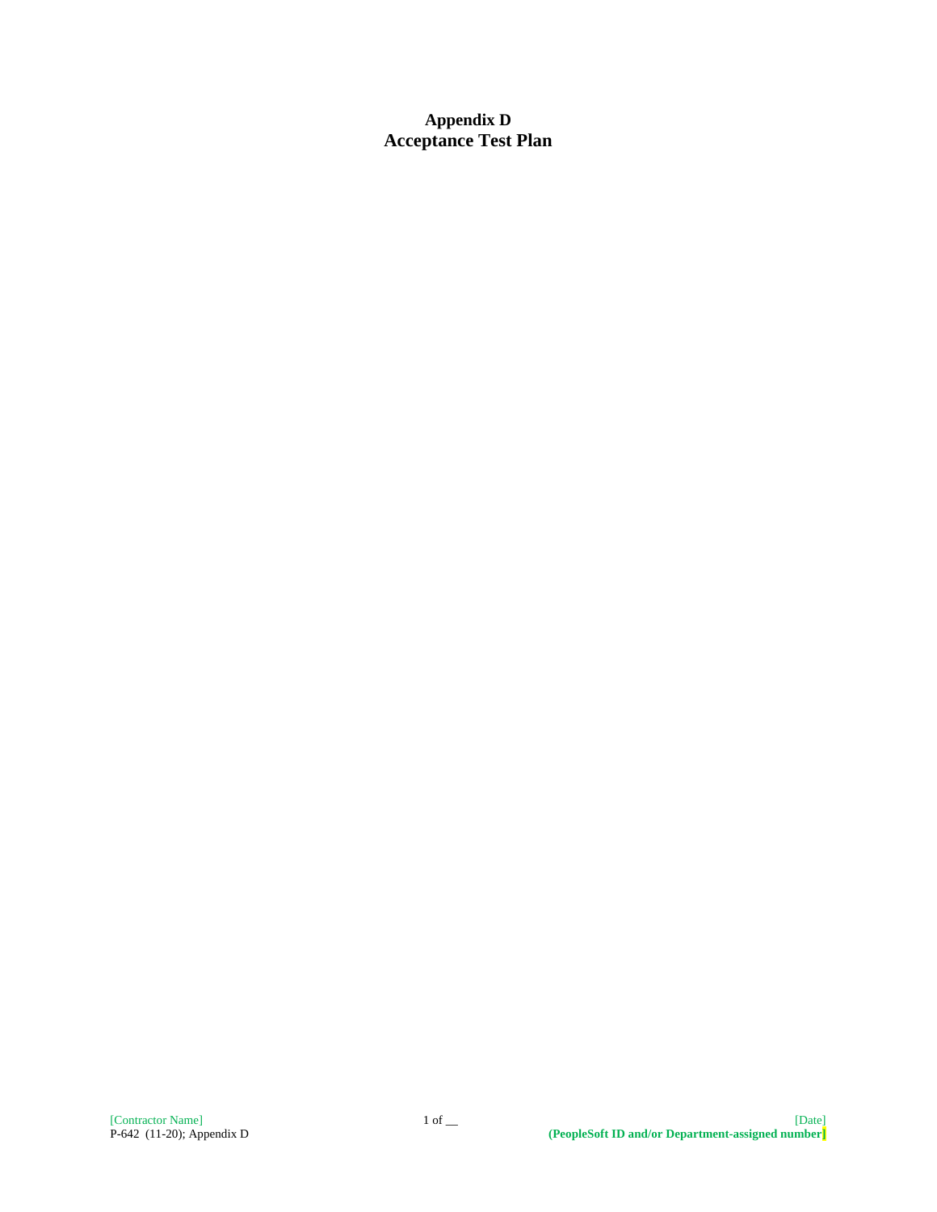# Appendix D
# Acceptance Test Plan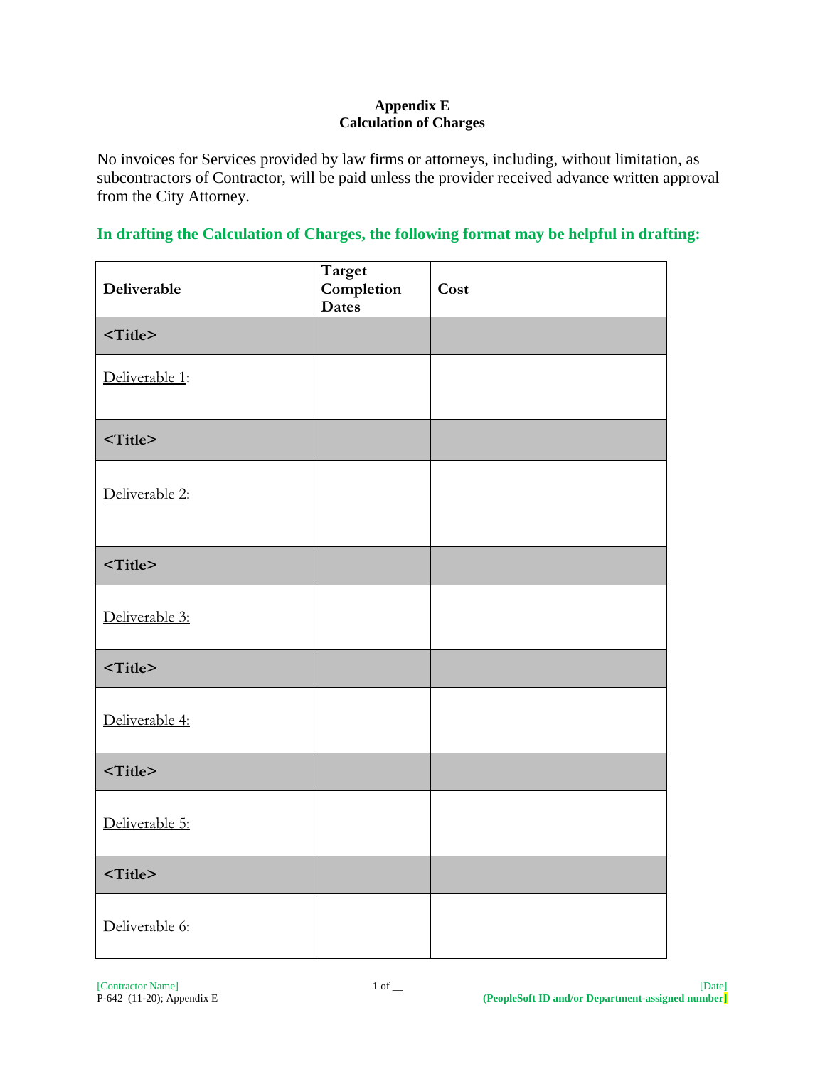# Appendix E
## Calculation of Charges

No invoices for Services provided by law firms or attorneys, including, without limitation, as subcontractors of Contractor, will be paid unless the provider received advance written approval from the City Attorney.

**In drafting the Calculation of Charges, the following format may be helpful in drafting:**

| Deliverable | Target Completion Dates | Cost |
|---|---|---|
| **<Title>** | | |
| Deliverable 1: | | |
| **<Title>** | | |
| Deliverable 2: | | |
| **<Title>** | | |
| Deliverable 3: | | |
| **<Title>** | | |
| Deliverable 4: | | |
| **<Title>** | | |
| Deliverable 5: | | |
| **<Title>** | | |
| Deliverable 6: | | |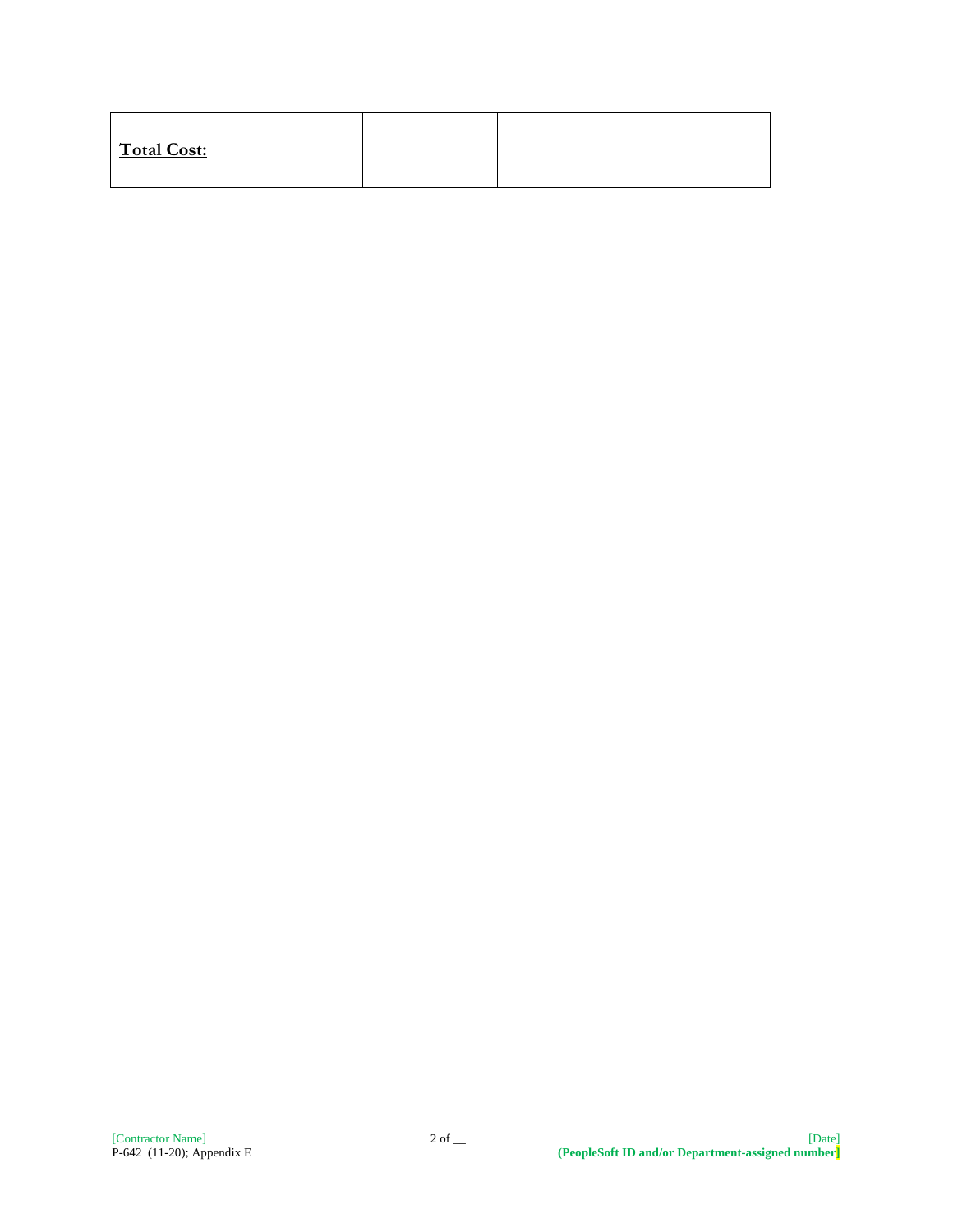| **Total Cost:** | | |
|---|---|---|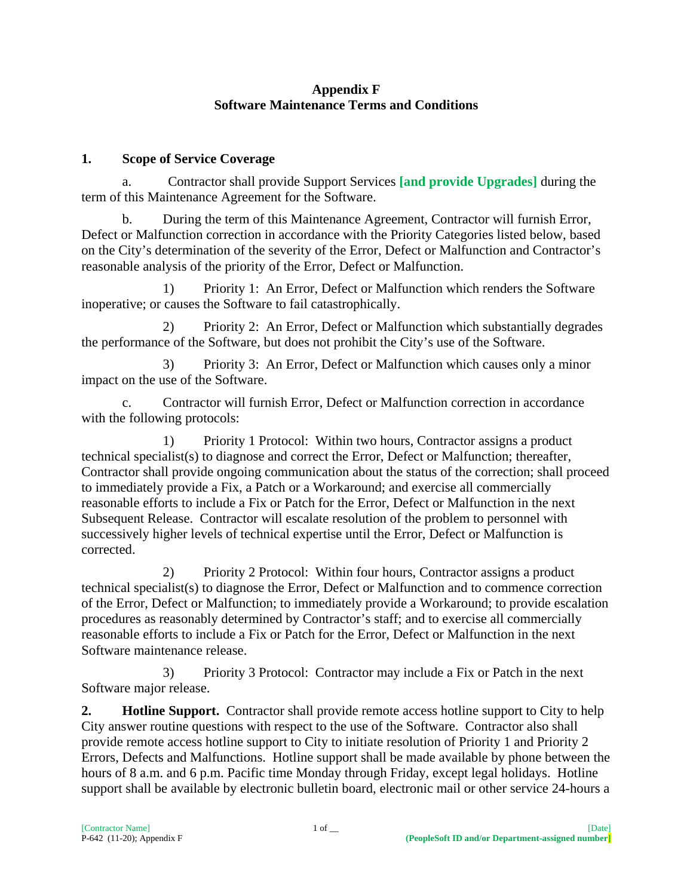**Appendix F**
**Software Maintenance Terms and Conditions**

## 1. Scope of Service Coverage

a. Contractor shall provide Support Services **[and provide Upgrades]** during the term of this Maintenance Agreement for the Software.

b. During the term of this Maintenance Agreement, Contractor will furnish Error, Defect or Malfunction correction in accordance with the Priority Categories listed below, based on the City's determination of the severity of the Error, Defect or Malfunction and Contractor's reasonable analysis of the priority of the Error, Defect or Malfunction.

1) Priority 1: An Error, Defect or Malfunction which renders the Software inoperative; or causes the Software to fail catastrophically.

2) Priority 2: An Error, Defect or Malfunction which substantially degrades the performance of the Software, but does not prohibit the City's use of the Software.

3) Priority 3: An Error, Defect or Malfunction which causes only a minor impact on the use of the Software.

c. Contractor will furnish Error, Defect or Malfunction correction in accordance with the following protocols:

1) Priority 1 Protocol: Within two hours, Contractor assigns a product technical specialist(s) to diagnose and correct the Error, Defect or Malfunction; thereafter, Contractor shall provide ongoing communication about the status of the correction; shall proceed to immediately provide a Fix, a Patch or a Workaround; and exercise all commercially reasonable efforts to include a Fix or Patch for the Error, Defect or Malfunction in the next Subsequent Release. Contractor will escalate resolution of the problem to personnel with successively higher levels of technical expertise until the Error, Defect or Malfunction is corrected.

2) Priority 2 Protocol: Within four hours, Contractor assigns a product technical specialist(s) to diagnose the Error, Defect or Malfunction and to commence correction of the Error, Defect or Malfunction; to immediately provide a Workaround; to provide escalation procedures as reasonably determined by Contractor's staff; and to exercise all commercially reasonable efforts to include a Fix or Patch for the Error, Defect or Malfunction in the next Software maintenance release.

3) Priority 3 Protocol: Contractor may include a Fix or Patch in the next Software major release.

**2. Hotline Support.** Contractor shall provide remote access hotline support to City to help City answer routine questions with respect to the use of the Software. Contractor also shall provide remote access hotline support to City to initiate resolution of Priority 1 and Priority 2 Errors, Defects and Malfunctions. Hotline support shall be made available by phone between the hours of 8 a.m. and 6 p.m. Pacific time Monday through Friday, except legal holidays. Hotline support shall be available by electronic bulletin board, electronic mail or other service 24-hours a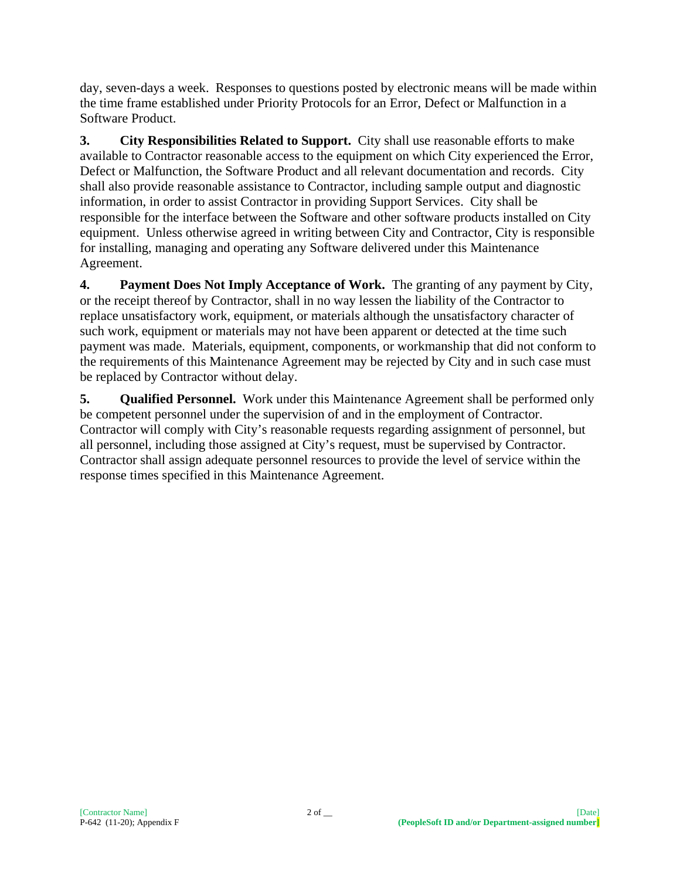day, seven-days a week. Responses to questions posted by electronic means will be made within the time frame established under Priority Protocols for an Error, Defect or Malfunction in a Software Product.

**3. City Responsibilities Related to Support.** City shall use reasonable efforts to make available to Contractor reasonable access to the equipment on which City experienced the Error, Defect or Malfunction, the Software Product and all relevant documentation and records. City shall also provide reasonable assistance to Contractor, including sample output and diagnostic information, in order to assist Contractor in providing Support Services. City shall be responsible for the interface between the Software and other software products installed on City equipment. Unless otherwise agreed in writing between City and Contractor, City is responsible for installing, managing and operating any Software delivered under this Maintenance Agreement.

**4. Payment Does Not Imply Acceptance of Work.** The granting of any payment by City, or the receipt thereof by Contractor, shall in no way lessen the liability of the Contractor to replace unsatisfactory work, equipment, or materials although the unsatisfactory character of such work, equipment or materials may not have been apparent or detected at the time such payment was made. Materials, equipment, components, or workmanship that did not conform to the requirements of this Maintenance Agreement may be rejected by City and in such case must be replaced by Contractor without delay.

**5. Qualified Personnel.** Work under this Maintenance Agreement shall be performed only be competent personnel under the supervision of and in the employment of Contractor. Contractor will comply with City's reasonable requests regarding assignment of personnel, but all personnel, including those assigned at City's request, must be supervised by Contractor. Contractor shall assign adequate personnel resources to provide the level of service within the response times specified in this Maintenance Agreement.